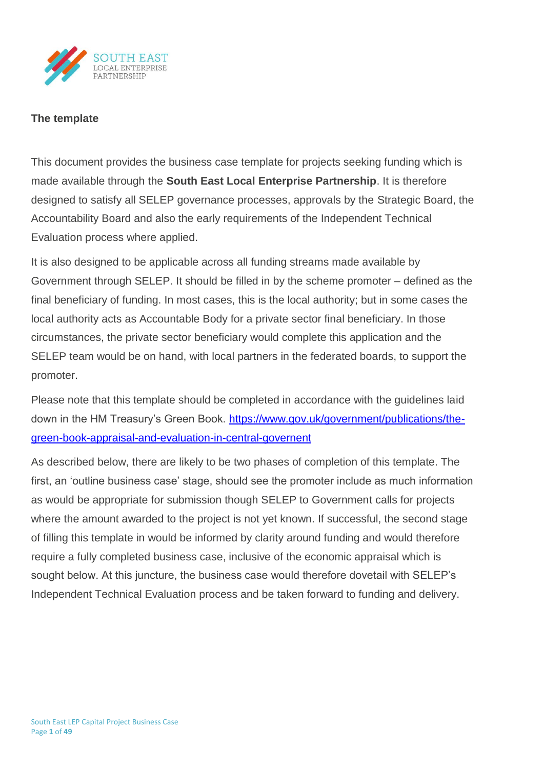SOUTH EAST LOCAL ENTERPRISE PARTNERSHIP

## The template

This document provides the business case template for projects seeking funding which is made available through the **South East Local Enterprise Partnership**. It is therefore designed to satisfy all SELEP governance processes, approvals by the Strategic Board, the Accountability Board and also the early requirements of the Independent Technical Evaluation process where applied.

It is also designed to be applicable across all funding streams made available by Government through SELEP. It should be filled in by the scheme promoter – defined as the final beneficiary of funding. In most cases, this is the local authority; but in some cases the local authority acts as Accountable Body for a private sector final beneficiary. In those circumstances, the private sector beneficiary would complete this application and the SELEP team would be on hand, with local partners in the federated boards, to support the promoter.

Please note that this template should be completed in accordance with the guidelines laid down in the HM Treasury's Green Book. [https://www.gov.uk/government/publications/the-green-book-appraisal-and-evaluation-in-central-governent](https://www.gov.uk/government/publications/the-green-book-appraisal-and-evaluation-in-central-governent)

As described below, there are likely to be two phases of completion of this template. The first, an 'outline business case' stage, should see the promoter include as much information as would be appropriate for submission though SELEP to Government calls for projects where the amount awarded to the project is not yet known. If successful, the second stage of filling this template in would be informed by clarity around funding and would therefore require a fully completed business case, inclusive of the economic appraisal which is sought below. At this juncture, the business case would therefore dovetail with SELEP's Independent Technical Evaluation process and be taken forward to funding and delivery.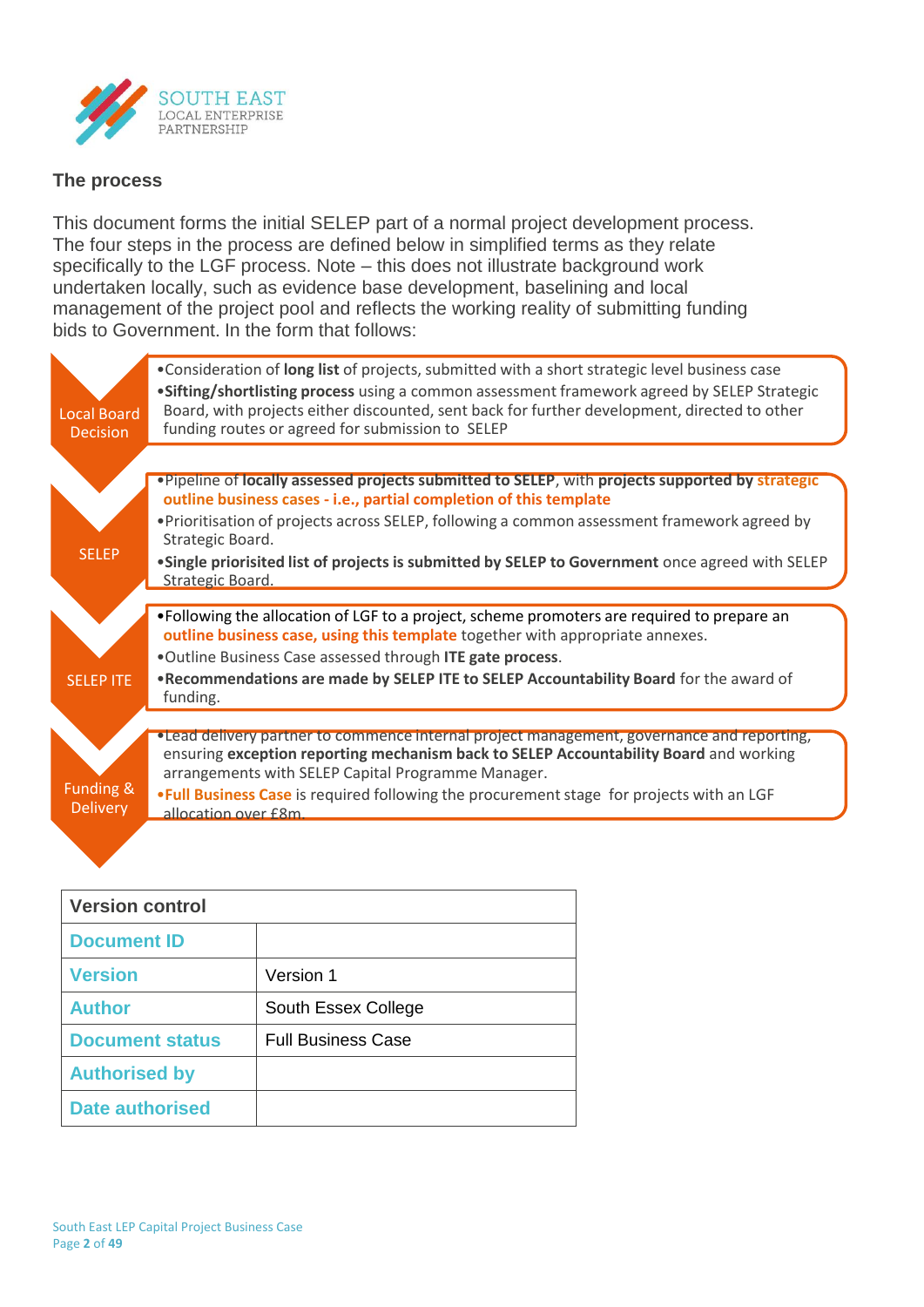## The process

This document forms the initial SELEP part of a normal project development process. The four steps in the process are defined below in simplified terms as they relate specifically to the LGF process. Note – this does not illustrate background work undertaken locally, such as evidence base development, baselining and local management of the project pool and reflects the working reality of submitting funding bids to Government. In the form that follows:

**Local Board Decision**

- Consideration of **long list** of projects, submitted with a short strategic level business case
- **Sifting/shortlisting process** using a common assessment framework agreed by SELEP Strategic Board, with projects either discounted, sent back for further development, directed to other funding routes or agreed for submission to SELEP

**SELEP**

- Pipeline of **locally assessed projects submitted to SELEP**, with **projects supported by strategic outline business cases - i.e., partial completion of this template**
- Prioritisation of projects across SELEP, following a common assessment framework agreed by Strategic Board.
- **Single priorisited list of projects is submitted by SELEP to Government** once agreed with SELEP Strategic Board.

**SELEP ITE**

- Following the allocation of LGF to a project, scheme promoters are required to prepare an **outline business case, using this template** together with appropriate annexes.
- Outline Business Case assessed through **ITE gate process**.
- **Recommendations are made by SELEP ITE to SELEP Accountability Board** for the award of funding.

**Funding & Delivery**

- Lead delivery partner to commence internal project management, governance and reporting, ensuring **exception reporting mechanism back to SELEP Accountability Board** and working arrangements with SELEP Capital Programme Manager.
- **Full Business Case** is required following the procurement stage for projects with an LGF allocation over £8m.

| Version control | |
|---|---|
| **Document ID** | |
| **Version** | Version 1 |
| **Author** | South Essex College |
| **Document status** | Full Business Case |
| **Authorised by** | |
| **Date authorised** | |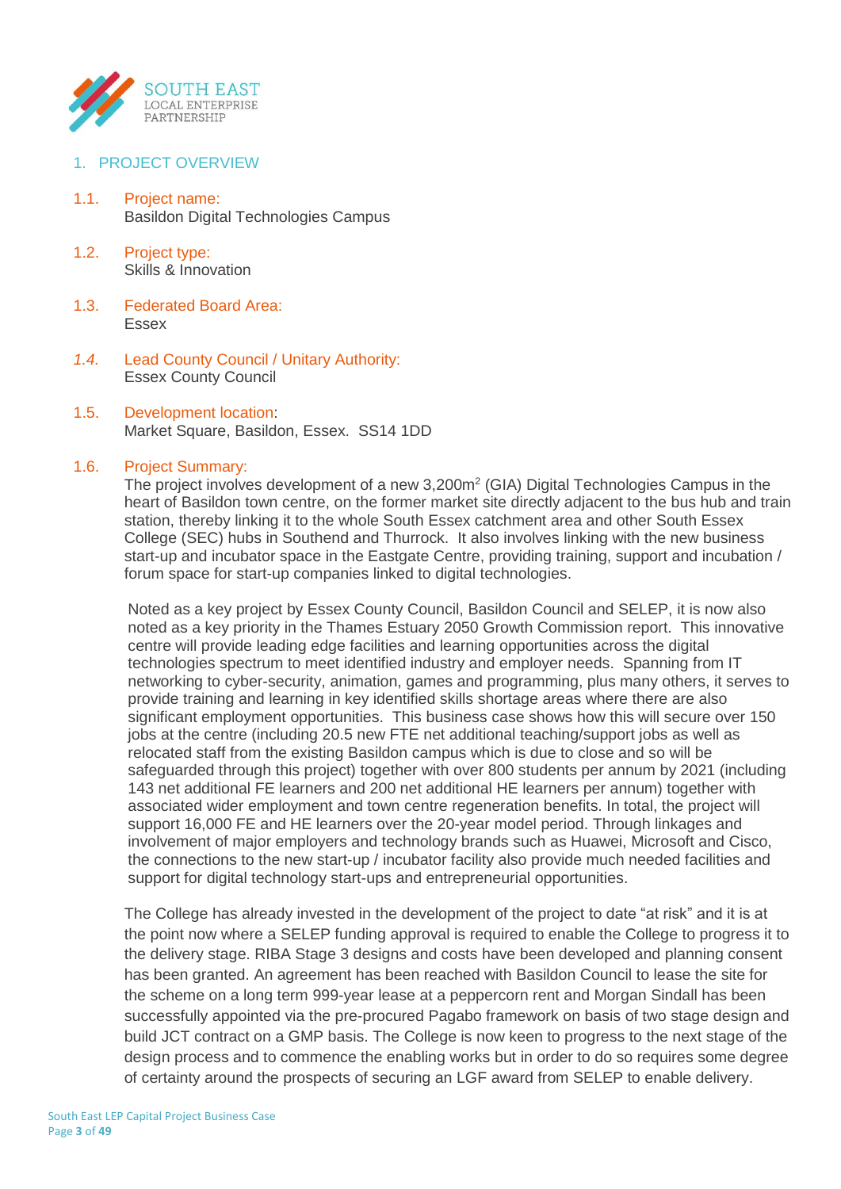## 1. PROJECT OVERVIEW

**1.1. Project name:**
Basildon Digital Technologies Campus

**1.2. Project type:**
Skills & Innovation

**1.3. Federated Board Area:**
Essex

***1.4.* Lead County Council / Unitary Authority:**
Essex County Council

**1.5. Development location:**
Market Square, Basildon, Essex. SS14 1DD

**1.6. Project Summary:**
The project involves development of a new 3,200m$^2$ (GIA) Digital Technologies Campus in the heart of Basildon town centre, on the former market site directly adjacent to the bus hub and train station, thereby linking it to the whole South Essex catchment area and other South Essex College (SEC) hubs in Southend and Thurrock. It also involves linking with the new business start-up and incubator space in the Eastgate Centre, providing training, support and incubation / forum space for start-up companies linked to digital technologies.

Noted as a key project by Essex County Council, Basildon Council and SELEP, it is now also noted as a key priority in the Thames Estuary 2050 Growth Commission report. This innovative centre will provide leading edge facilities and learning opportunities across the digital technologies spectrum to meet identified industry and employer needs. Spanning from IT networking to cyber-security, animation, games and programming, plus many others, it serves to provide training and learning in key identified skills shortage areas where there are also significant employment opportunities. This business case shows how this will secure over 150 jobs at the centre (including 20.5 new FTE net additional teaching/support jobs as well as relocated staff from the existing Basildon campus which is due to close and so will be safeguarded through this project) together with over 800 students per annum by 2021 (including 143 net additional FE learners and 200 net additional HE learners per annum) together with associated wider employment and town centre regeneration benefits. In total, the project will support 16,000 FE and HE learners over the 20-year model period. Through linkages and involvement of major employers and technology brands such as Huawei, Microsoft and Cisco, the connections to the new start-up / incubator facility also provide much needed facilities and support for digital technology start-ups and entrepreneurial opportunities.

The College has already invested in the development of the project to date "at risk" and it is at the point now where a SELEP funding approval is required to enable the College to progress it to the delivery stage. RIBA Stage 3 designs and costs have been developed and planning consent has been granted. An agreement has been reached with Basildon Council to lease the site for the scheme on a long term 999-year lease at a peppercorn rent and Morgan Sindall has been successfully appointed via the pre-procured Pagabo framework on basis of two stage design and build JCT contract on a GMP basis. The College is now keen to progress to the next stage of the design process and to commence the enabling works but in order to do so requires some degree of certainty around the prospects of securing an LGF award from SELEP to enable delivery.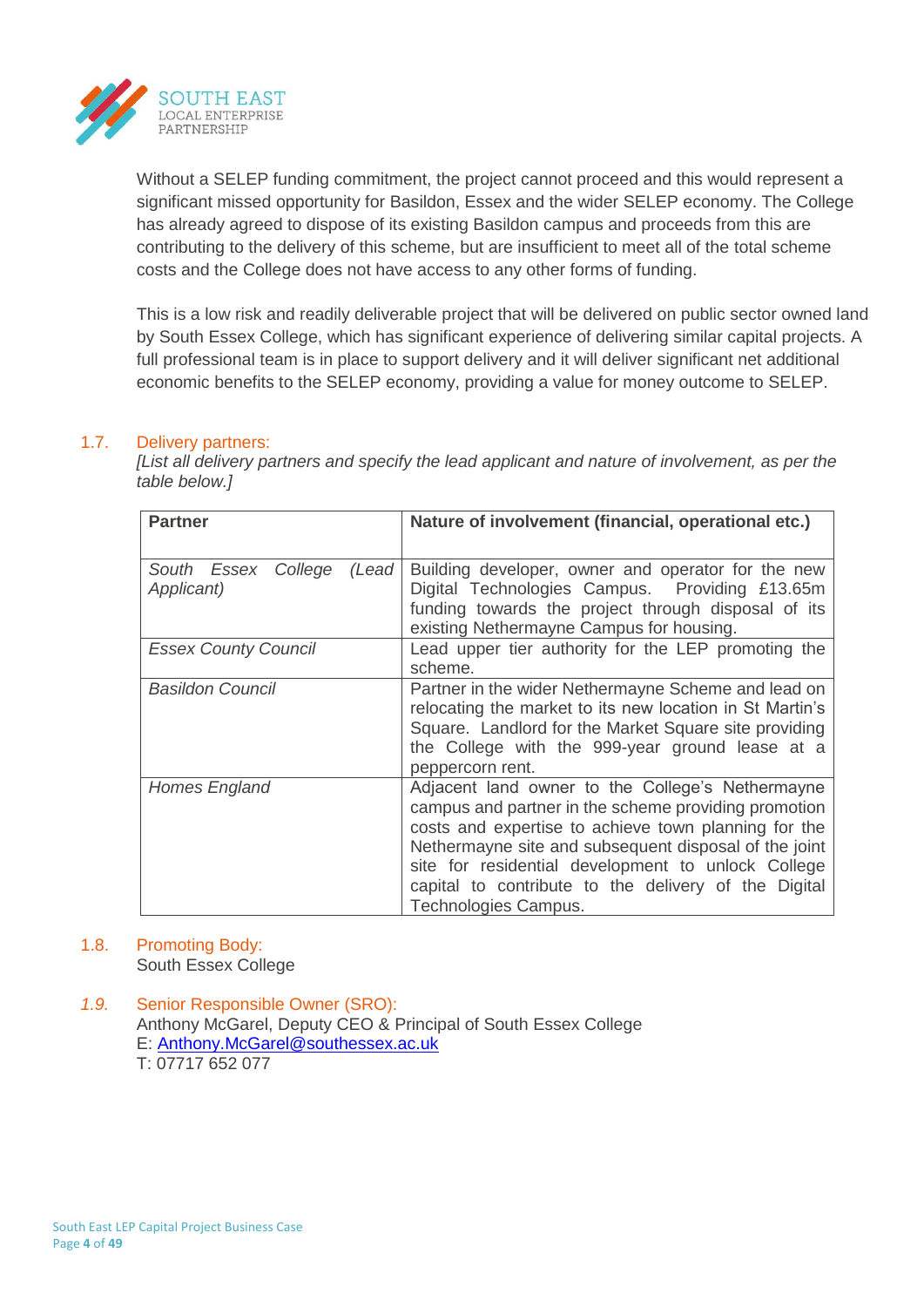Without a SELEP funding commitment, the project cannot proceed and this would represent a significant missed opportunity for Basildon, Essex and the wider SELEP economy. The College has already agreed to dispose of its existing Basildon campus and proceeds from this are contributing to the delivery of this scheme, but are insufficient to meet all of the total scheme costs and the College does not have access to any other forms of funding.

This is a low risk and readily deliverable project that will be delivered on public sector owned land by South Essex College, which has significant experience of delivering similar capital projects. A full professional team is in place to support delivery and it will deliver significant net additional economic benefits to the SELEP economy, providing a value for money outcome to SELEP.

## 1.7. Delivery partners:

*[List all delivery partners and specify the lead applicant and nature of involvement, as per the table below.]*

| Partner | Nature of involvement (financial, operational etc.) |
|---|---|
| *South Essex College (Lead Applicant)* | Building developer, owner and operator for the new Digital Technologies Campus. Providing £13.65m funding towards the project through disposal of its existing Nethermayne Campus for housing. |
| *Essex County Council* | Lead upper tier authority for the LEP promoting the scheme. |
| *Basildon Council* | Partner in the wider Nethermayne Scheme and lead on relocating the market to its new location in St Martin's Square. Landlord for the Market Square site providing the College with the 999-year ground lease at a peppercorn rent. |
| *Homes England* | Adjacent land owner to the College's Nethermayne campus and partner in the scheme providing promotion costs and expertise to achieve town planning for the Nethermayne site and subsequent disposal of the joint site for residential development to unlock College capital to contribute to the delivery of the Digital Technologies Campus. |

## 1.8. Promoting Body:

South Essex College

## *1.9.* Senior Responsible Owner (SRO):

Anthony McGarel, Deputy CEO & Principal of South Essex College
E: Anthony.McGarel@southessex.ac.uk
T: 07717 652 077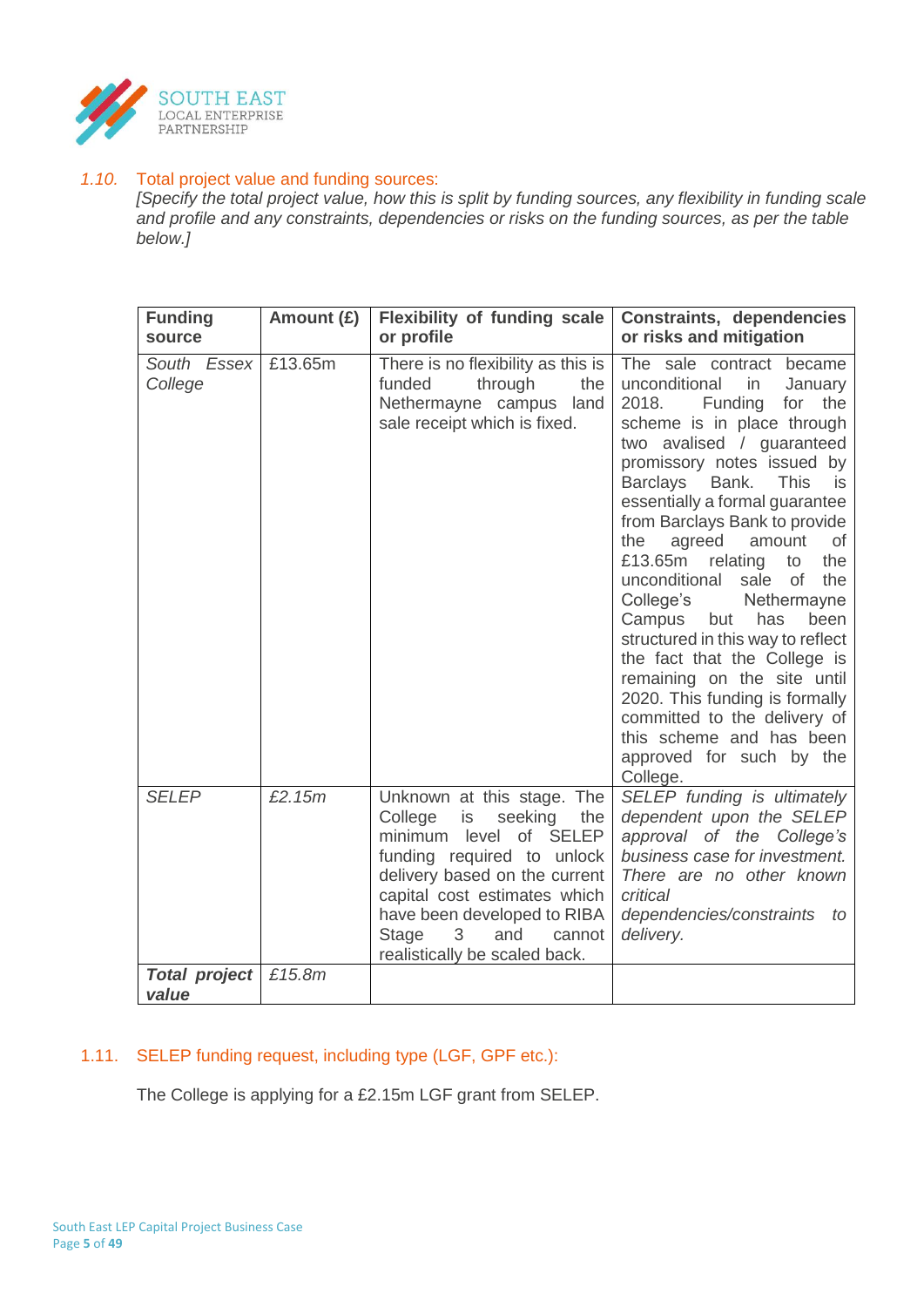### *1.10.* Total project value and funding sources:

*[Specify the total project value, how this is split by funding sources, any flexibility in funding scale and profile and any constraints, dependencies or risks on the funding sources, as per the table below.]*

| **Funding source** | **Amount (£)** | **Flexibility of funding scale or profile** | **Constraints, dependencies or risks and mitigation** |
|---|---|---|---|
| *South Essex College* | £13.65m | There is no flexibility as this is funded through the Nethermayne campus land sale receipt which is fixed. | The sale contract became unconditional in January 2018. Funding for the scheme is in place through two avalised / guaranteed promissory notes issued by Barclays Bank. This is essentially a formal guarantee from Barclays Bank to provide the agreed amount of £13.65m relating to the unconditional sale of the College's Nethermayne Campus but has been structured in this way to reflect the fact that the College is remaining on the site until 2020. This funding is formally committed to the delivery of this scheme and has been approved for such by the College. |
| *SELEP* | *£2.15m* | Unknown at this stage. The College is seeking the minimum level of SELEP funding required to unlock delivery based on the current capital cost estimates which have been developed to RIBA Stage 3 and cannot realistically be scaled back. | *SELEP funding is ultimately dependent upon the SELEP approval of the College's business case for investment. There are no other known critical dependencies/constraints to delivery.* |
| ***Total project value*** | *£15.8m* | | |

### 1.11. SELEP funding request, including type (LGF, GPF etc.):

The College is applying for a £2.15m LGF grant from SELEP.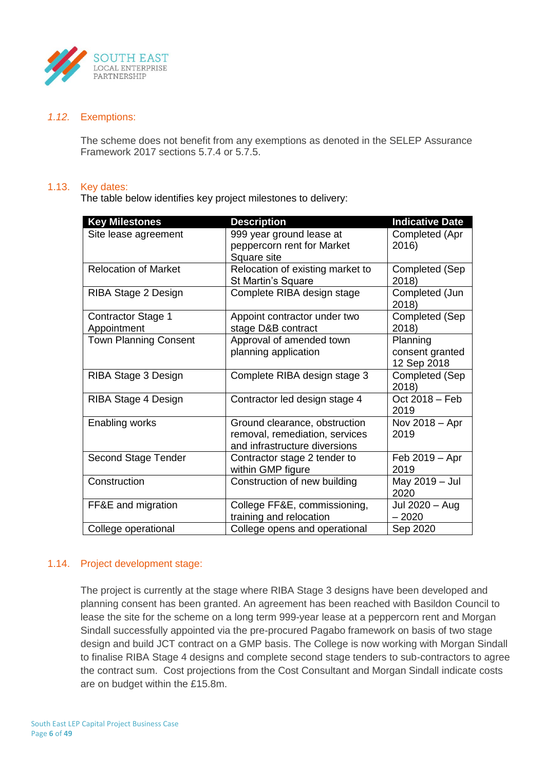### 1.12. Exemptions:

The scheme does not benefit from any exemptions as denoted in the SELEP Assurance Framework 2017 sections 5.7.4 or 5.7.5.

### 1.13. Key dates:

The table below identifies key project milestones to delivery:

| Key Milestones | Description | Indicative Date |
|---|---|---|
| Site lease agreement | 999 year ground lease at peppercorn rent for Market Square site | Completed (Apr 2016) |
| Relocation of Market | Relocation of existing market to St Martin's Square | Completed (Sep 2018) |
| RIBA Stage 2 Design | Complete RIBA design stage | Completed (Jun 2018) |
| Contractor Stage 1 Appointment | Appoint contractor under two stage D&B contract | Completed (Sep 2018) |
| Town Planning Consent | Approval of amended town planning application | Planning consent granted 12 Sep 2018 |
| RIBA Stage 3 Design | Complete RIBA design stage 3 | Completed (Sep 2018) |
| RIBA Stage 4 Design | Contractor led design stage 4 | Oct 2018 – Feb 2019 |
| Enabling works | Ground clearance, obstruction removal, remediation, services and infrastructure diversions | Nov 2018 – Apr 2019 |
| Second Stage Tender | Contractor stage 2 tender to within GMP figure | Feb 2019 – Apr 2019 |
| Construction | Construction of new building | May 2019 – Jul 2020 |
| FF&E and migration | College FF&E, commissioning, training and relocation | Jul 2020 – Aug – 2020 |
| College operational | College opens and operational | Sep 2020 |

### 1.14. Project development stage:

The project is currently at the stage where RIBA Stage 3 designs have been developed and planning consent has been granted. An agreement has been reached with Basildon Council to lease the site for the scheme on a long term 999-year lease at a peppercorn rent and Morgan Sindall successfully appointed via the pre-procured Pagabo framework on basis of two stage design and build JCT contract on a GMP basis. The College is now working with Morgan Sindall to finalise RIBA Stage 4 designs and complete second stage tenders to sub-contractors to agree the contract sum. Cost projections from the Cost Consultant and Morgan Sindall indicate costs are on budget within the £15.8m.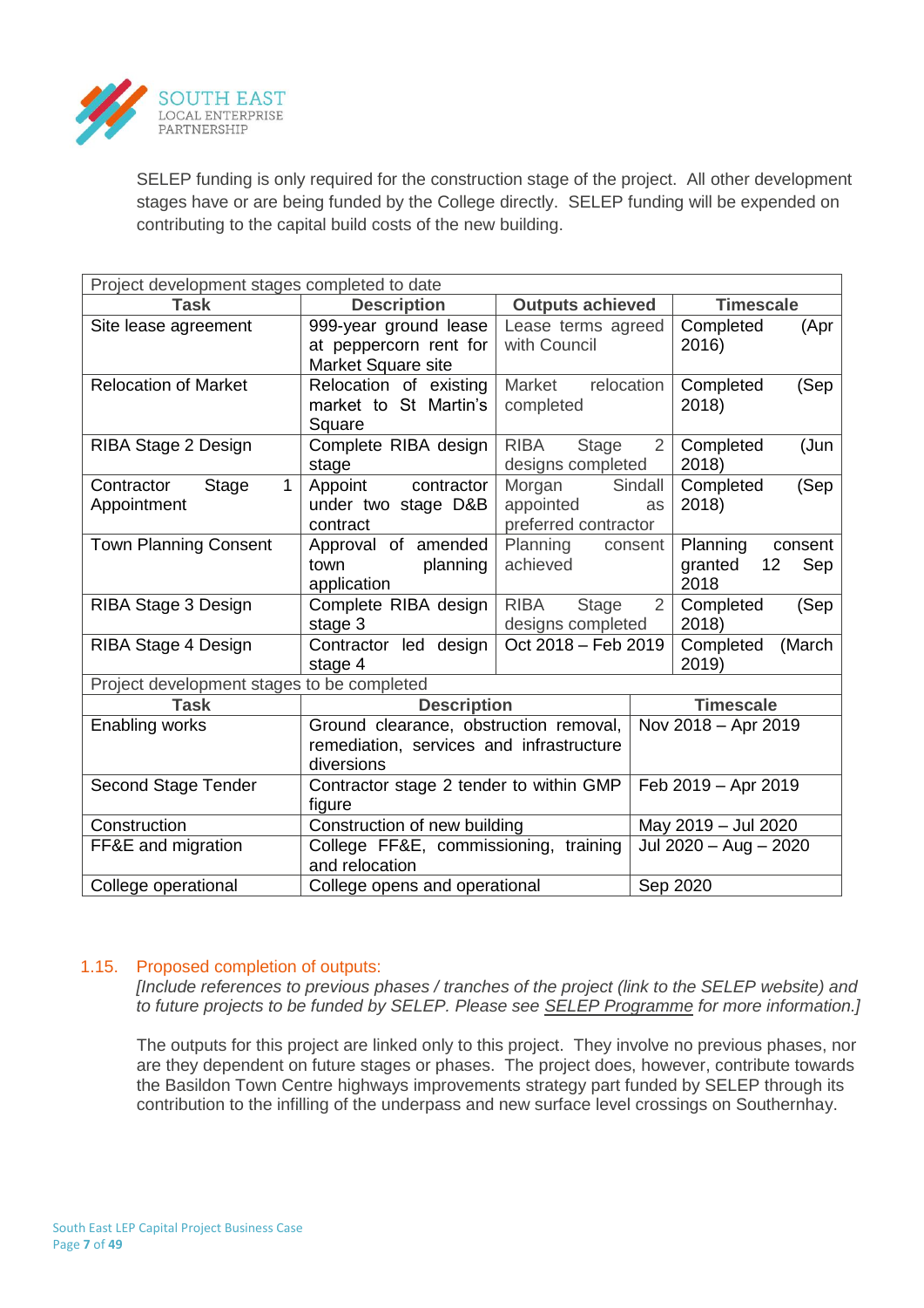SELEP funding is only required for the construction stage of the project. All other development stages have or are being funded by the College directly. SELEP funding will be expended on contributing to the capital build costs of the new building.

| Project development stages completed to date | | | |
|---|---|---|---|
| **Task** | **Description** | **Outputs achieved** | **Timescale** |
| Site lease agreement | 999-year ground lease at peppercorn rent for Market Square site | Lease terms agreed with Council | Completed (Apr 2016) |
| Relocation of Market | Relocation of existing market to St Martin's Square | Market relocation completed | Completed (Sep 2018) |
| RIBA Stage 2 Design | Complete RIBA design stage | RIBA Stage 2 designs completed | Completed (Jun 2018) |
| Contractor Stage 1 Appointment | Appoint contractor under two stage D&B contract | Morgan Sindall appointed as preferred contractor | Completed (Sep 2018) |
| Town Planning Consent | Approval of amended town planning application | Planning consent achieved | Planning consent granted 12 Sep 2018 |
| RIBA Stage 3 Design | Complete RIBA design stage 3 | RIBA Stage 2 designs completed | Completed (Sep 2018) |
| RIBA Stage 4 Design | Contractor led design stage 4 | Oct 2018 – Feb 2019 | Completed (March 2019) |

| Project development stages to be completed | | |
|---|---|---|
| **Task** | **Description** | **Timescale** |
| Enabling works | Ground clearance, obstruction removal, remediation, services and infrastructure diversions | Nov 2018 – Apr 2019 |
| Second Stage Tender | Contractor stage 2 tender to within GMP figure | Feb 2019 – Apr 2019 |
| Construction | Construction of new building | May 2019 – Jul 2020 |
| FF&E and migration | College FF&E, commissioning, training and relocation | Jul 2020 – Aug – 2020 |
| College operational | College opens and operational | Sep 2020 |

### 1.15. Proposed completion of outputs:

*[Include references to previous phases / tranches of the project (link to the SELEP website) and to future projects to be funded by SELEP. Please see SELEP Programme for more information.]*

The outputs for this project are linked only to this project. They involve no previous phases, nor are they dependent on future stages or phases. The project does, however, contribute towards the Basildon Town Centre highways improvements strategy part funded by SELEP through its contribution to the infilling of the underpass and new surface level crossings on Southernhay.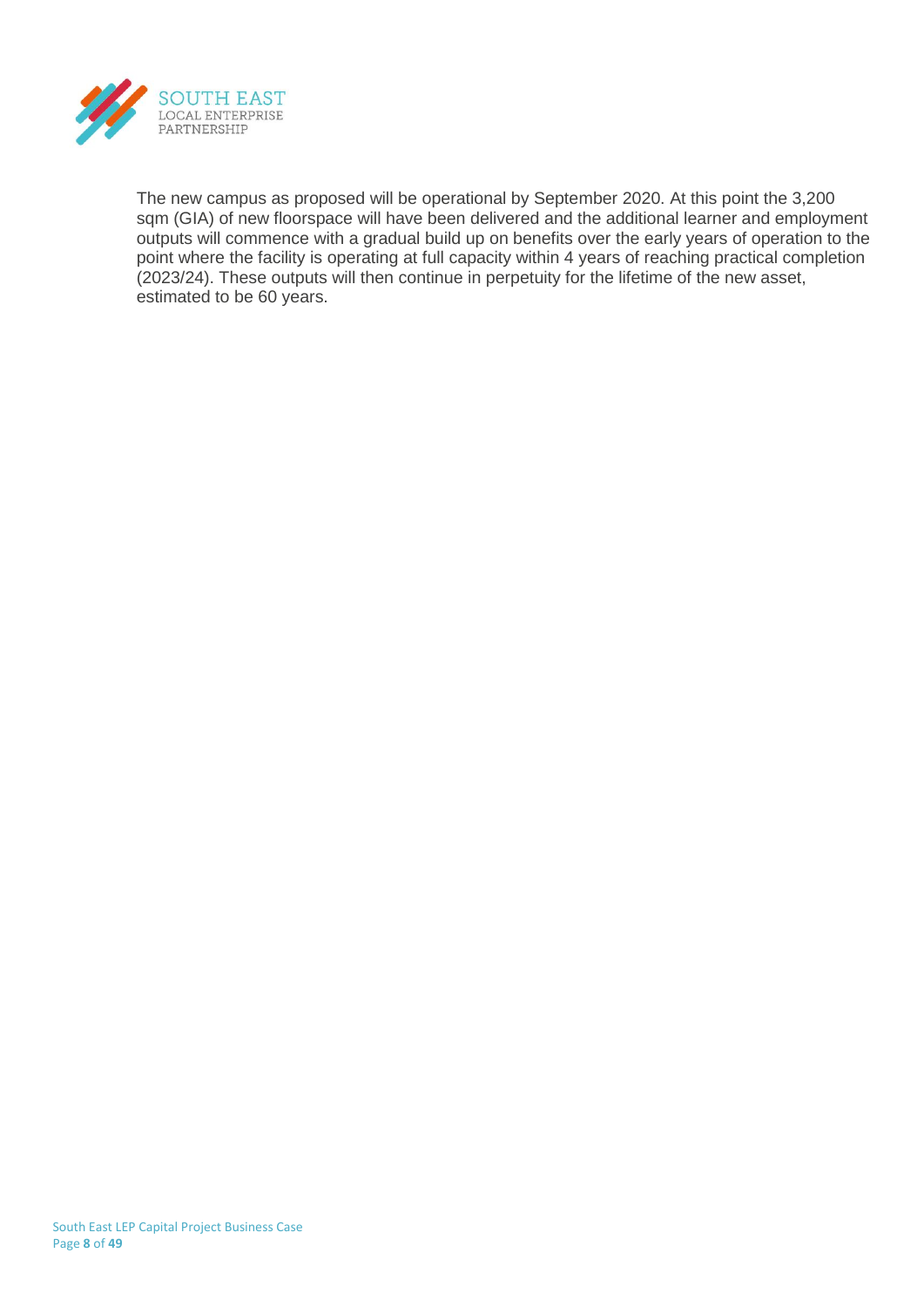The new campus as proposed will be operational by September 2020. At this point the 3,200 sqm (GIA) of new floorspace will have been delivered and the additional learner and employment outputs will commence with a gradual build up on benefits over the early years of operation to the point where the facility is operating at full capacity within 4 years of reaching practical completion (2023/24). These outputs will then continue in perpetuity for the lifetime of the new asset, estimated to be 60 years.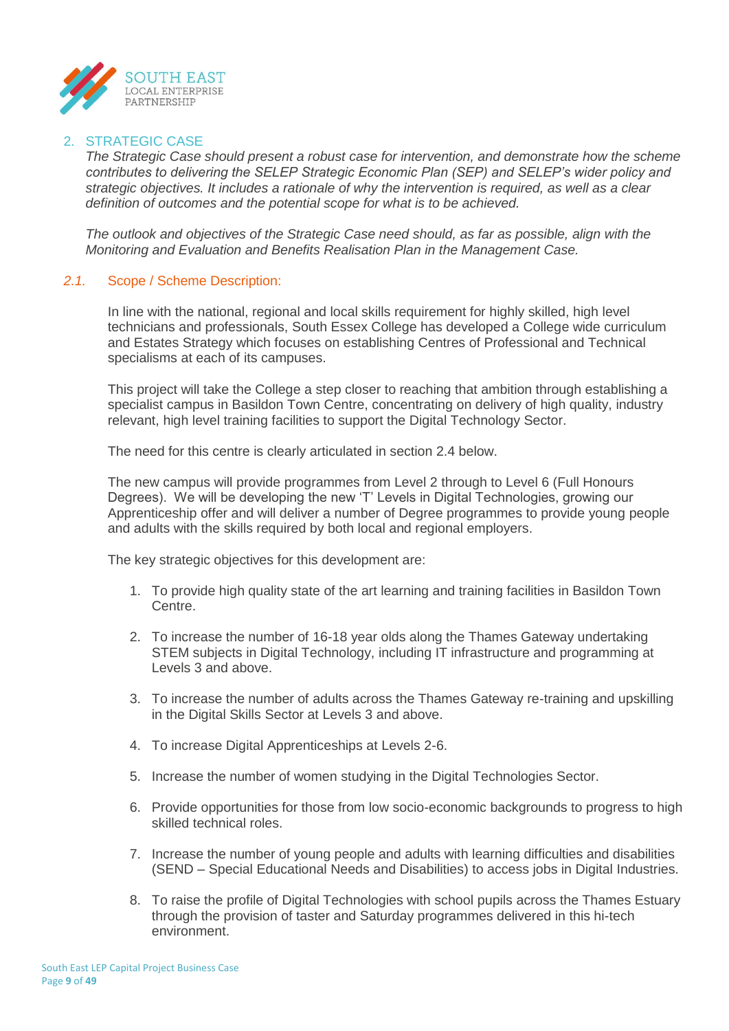## 2. STRATEGIC CASE

*The Strategic Case should present a robust case for intervention, and demonstrate how the scheme contributes to delivering the SELEP Strategic Economic Plan (SEP) and SELEP's wider policy and strategic objectives. It includes a rationale of why the intervention is required, as well as a clear definition of outcomes and the potential scope for what is to be achieved.*

*The outlook and objectives of the Strategic Case need should, as far as possible, align with the Monitoring and Evaluation and Benefits Realisation Plan in the Management Case.*

### 2.1. Scope / Scheme Description:

In line with the national, regional and local skills requirement for highly skilled, high level technicians and professionals, South Essex College has developed a College wide curriculum and Estates Strategy which focuses on establishing Centres of Professional and Technical specialisms at each of its campuses.

This project will take the College a step closer to reaching that ambition through establishing a specialist campus in Basildon Town Centre, concentrating on delivery of high quality, industry relevant, high level training facilities to support the Digital Technology Sector.

The need for this centre is clearly articulated in section 2.4 below.

The new campus will provide programmes from Level 2 through to Level 6 (Full Honours Degrees). We will be developing the new 'T' Levels in Digital Technologies, growing our Apprenticeship offer and will deliver a number of Degree programmes to provide young people and adults with the skills required by both local and regional employers.

The key strategic objectives for this development are:

1. To provide high quality state of the art learning and training facilities in Basildon Town Centre.
2. To increase the number of 16-18 year olds along the Thames Gateway undertaking STEM subjects in Digital Technology, including IT infrastructure and programming at Levels 3 and above.
3. To increase the number of adults across the Thames Gateway re-training and upskilling in the Digital Skills Sector at Levels 3 and above.
4. To increase Digital Apprenticeships at Levels 2-6.
5. Increase the number of women studying in the Digital Technologies Sector.
6. Provide opportunities for those from low socio-economic backgrounds to progress to high skilled technical roles.
7. Increase the number of young people and adults with learning difficulties and disabilities (SEND – Special Educational Needs and Disabilities) to access jobs in Digital Industries.
8. To raise the profile of Digital Technologies with school pupils across the Thames Estuary through the provision of taster and Saturday programmes delivered in this hi-tech environment.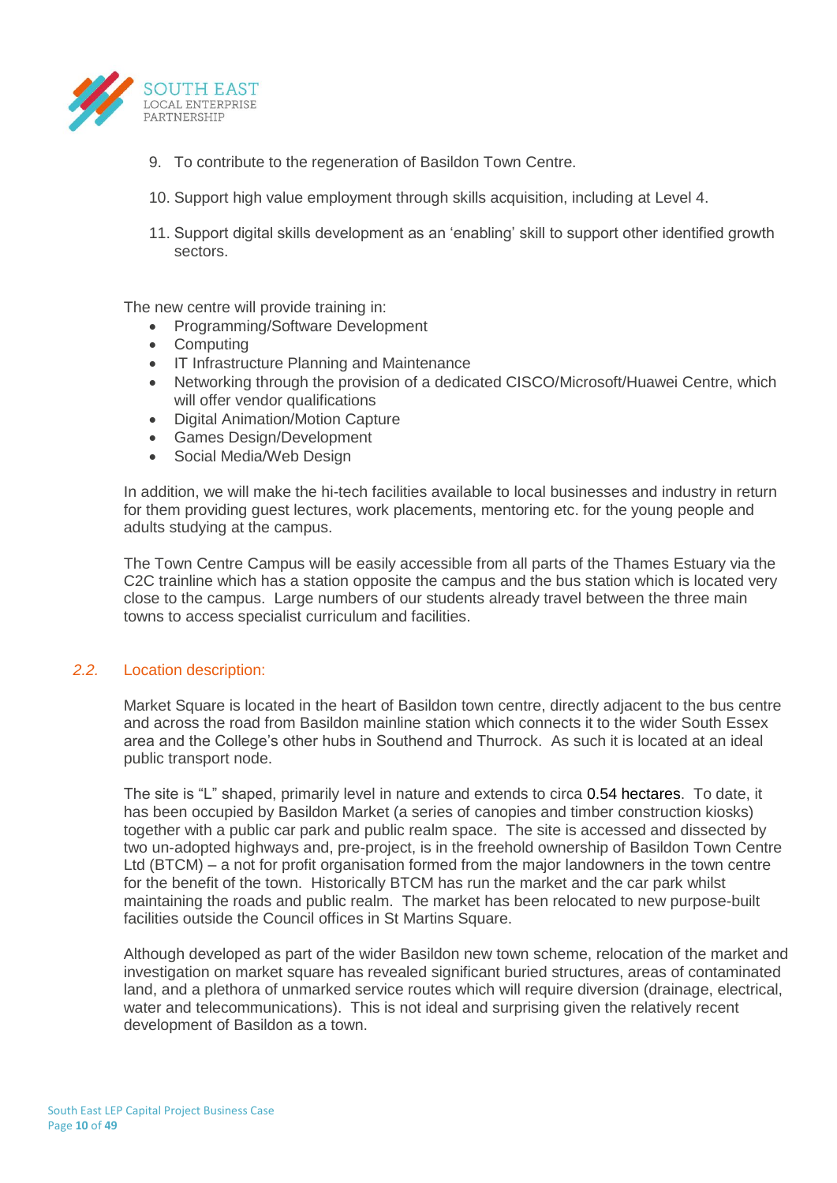9. To contribute to the regeneration of Basildon Town Centre.
10. Support high value employment through skills acquisition, including at Level 4.
11. Support digital skills development as an 'enabling' skill to support other identified growth sectors.

The new centre will provide training in:

- Programming/Software Development
- Computing
- IT Infrastructure Planning and Maintenance
- Networking through the provision of a dedicated CISCO/Microsoft/Huawei Centre, which will offer vendor qualifications
- Digital Animation/Motion Capture
- Games Design/Development
- Social Media/Web Design

In addition, we will make the hi-tech facilities available to local businesses and industry in return for them providing guest lectures, work placements, mentoring etc. for the young people and adults studying at the campus.

The Town Centre Campus will be easily accessible from all parts of the Thames Estuary via the C2C trainline which has a station opposite the campus and the bus station which is located very close to the campus. Large numbers of our students already travel between the three main towns to access specialist curriculum and facilities.

## *2.2.* Location description:

Market Square is located in the heart of Basildon town centre, directly adjacent to the bus centre and across the road from Basildon mainline station which connects it to the wider South Essex area and the College's other hubs in Southend and Thurrock. As such it is located at an ideal public transport node.

The site is "L" shaped, primarily level in nature and extends to circa 0.54 hectares. To date, it has been occupied by Basildon Market (a series of canopies and timber construction kiosks) together with a public car park and public realm space. The site is accessed and dissected by two un-adopted highways and, pre-project, is in the freehold ownership of Basildon Town Centre Ltd (BTCM) – a not for profit organisation formed from the major landowners in the town centre for the benefit of the town. Historically BTCM has run the market and the car park whilst maintaining the roads and public realm. The market has been relocated to new purpose-built facilities outside the Council offices in St Martins Square.

Although developed as part of the wider Basildon new town scheme, relocation of the market and investigation on market square has revealed significant buried structures, areas of contaminated land, and a plethora of unmarked service routes which will require diversion (drainage, electrical, water and telecommunications). This is not ideal and surprising given the relatively recent development of Basildon as a town.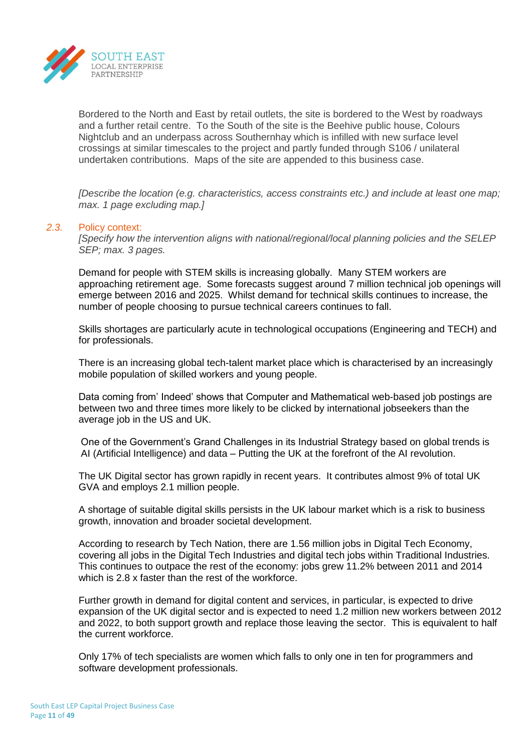Bordered to the North and East by retail outlets, the site is bordered to the West by roadways and a further retail centre. To the South of the site is the Beehive public house, Colours Nightclub and an underpass across Southernhay which is infilled with new surface level crossings at similar timescales to the project and partly funded through S106 / unilateral undertaken contributions. Maps of the site are appended to this business case.

*[Describe the location (e.g. characteristics, access constraints etc.) and include at least one map; max. 1 page excluding map.]*

### *2.3.* Policy context:

*[Specify how the intervention aligns with national/regional/local planning policies and the SELEP SEP; max. 3 pages.*

Demand for people with STEM skills is increasing globally. Many STEM workers are approaching retirement age. Some forecasts suggest around 7 million technical job openings will emerge between 2016 and 2025. Whilst demand for technical skills continues to increase, the number of people choosing to pursue technical careers continues to fall.

Skills shortages are particularly acute in technological occupations (Engineering and TECH) and for professionals.

There is an increasing global tech-talent market place which is characterised by an increasingly mobile population of skilled workers and young people.

Data coming from' Indeed' shows that Computer and Mathematical web-based job postings are between two and three times more likely to be clicked by international jobseekers than the average job in the US and UK.

One of the Government's Grand Challenges in its Industrial Strategy based on global trends is AI (Artificial Intelligence) and data – Putting the UK at the forefront of the AI revolution.

The UK Digital sector has grown rapidly in recent years. It contributes almost 9% of total UK GVA and employs 2.1 million people.

A shortage of suitable digital skills persists in the UK labour market which is a risk to business growth, innovation and broader societal development.

According to research by Tech Nation, there are 1.56 million jobs in Digital Tech Economy, covering all jobs in the Digital Tech Industries and digital tech jobs within Traditional Industries. This continues to outpace the rest of the economy: jobs grew 11.2% between 2011 and 2014 which is 2.8 x faster than the rest of the workforce.

Further growth in demand for digital content and services, in particular, is expected to drive expansion of the UK digital sector and is expected to need 1.2 million new workers between 2012 and 2022, to both support growth and replace those leaving the sector. This is equivalent to half the current workforce.

Only 17% of tech specialists are women which falls to only one in ten for programmers and software development professionals.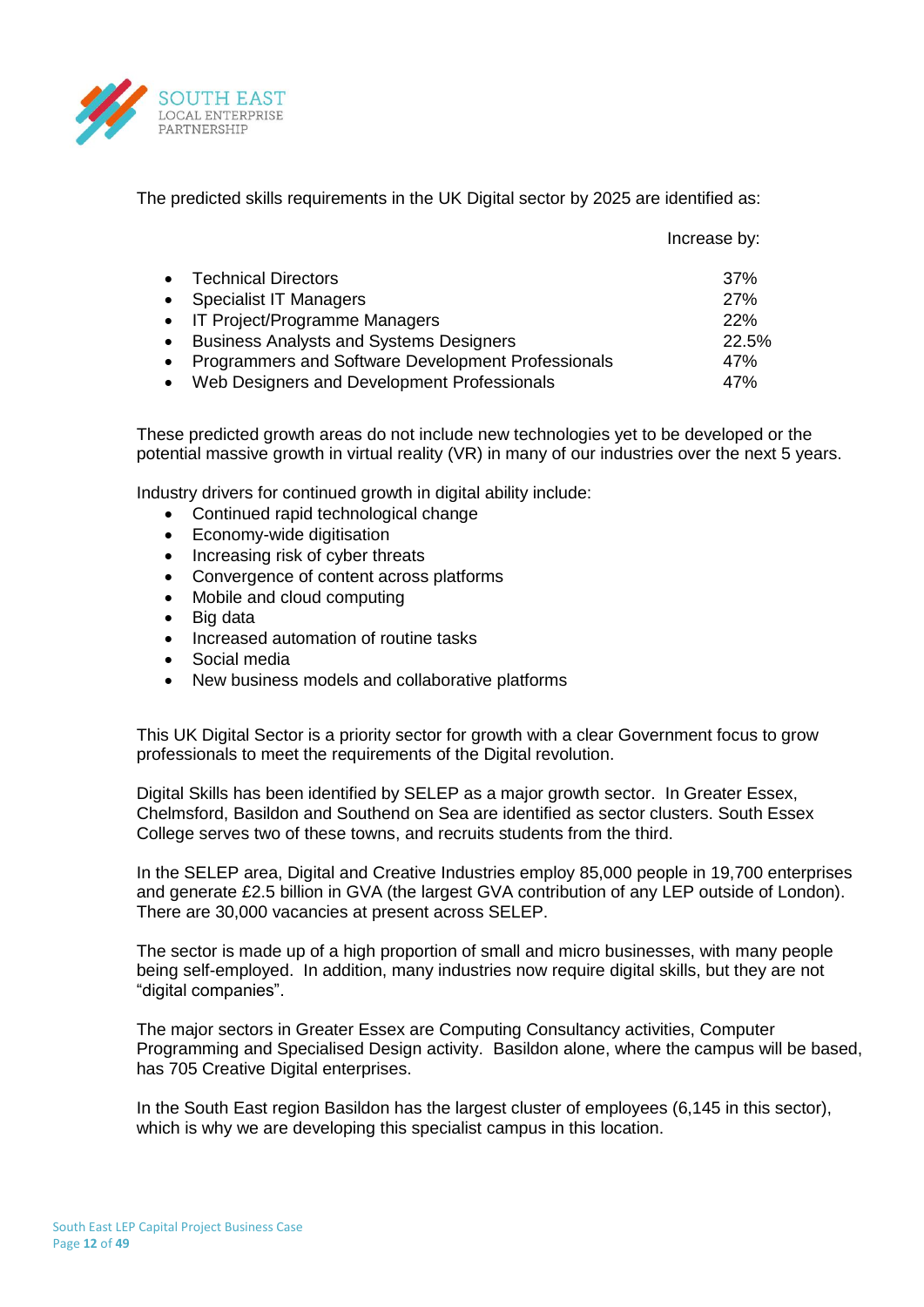The predicted skills requirements in the UK Digital sector by 2025 are identified as:

| | Increase by: |
|---|---|
| • Technical Directors | 37% |
| • Specialist IT Managers | 27% |
| • IT Project/Programme Managers | 22% |
| • Business Analysts and Systems Designers | 22.5% |
| • Programmers and Software Development Professionals | 47% |
| • Web Designers and Development Professionals | 47% |

These predicted growth areas do not include new technologies yet to be developed or the potential massive growth in virtual reality (VR) in many of our industries over the next 5 years.

Industry drivers for continued growth in digital ability include:

- Continued rapid technological change
- Economy-wide digitisation
- Increasing risk of cyber threats
- Convergence of content across platforms
- Mobile and cloud computing
- Big data
- Increased automation of routine tasks
- Social media
- New business models and collaborative platforms

This UK Digital Sector is a priority sector for growth with a clear Government focus to grow professionals to meet the requirements of the Digital revolution.

Digital Skills has been identified by SELEP as a major growth sector. In Greater Essex, Chelmsford, Basildon and Southend on Sea are identified as sector clusters. South Essex College serves two of these towns, and recruits students from the third.

In the SELEP area, Digital and Creative Industries employ 85,000 people in 19,700 enterprises and generate £2.5 billion in GVA (the largest GVA contribution of any LEP outside of London). There are 30,000 vacancies at present across SELEP.

The sector is made up of a high proportion of small and micro businesses, with many people being self-employed. In addition, many industries now require digital skills, but they are not "digital companies".

The major sectors in Greater Essex are Computing Consultancy activities, Computer Programming and Specialised Design activity. Basildon alone, where the campus will be based, has 705 Creative Digital enterprises.

In the South East region Basildon has the largest cluster of employees (6,145 in this sector), which is why we are developing this specialist campus in this location.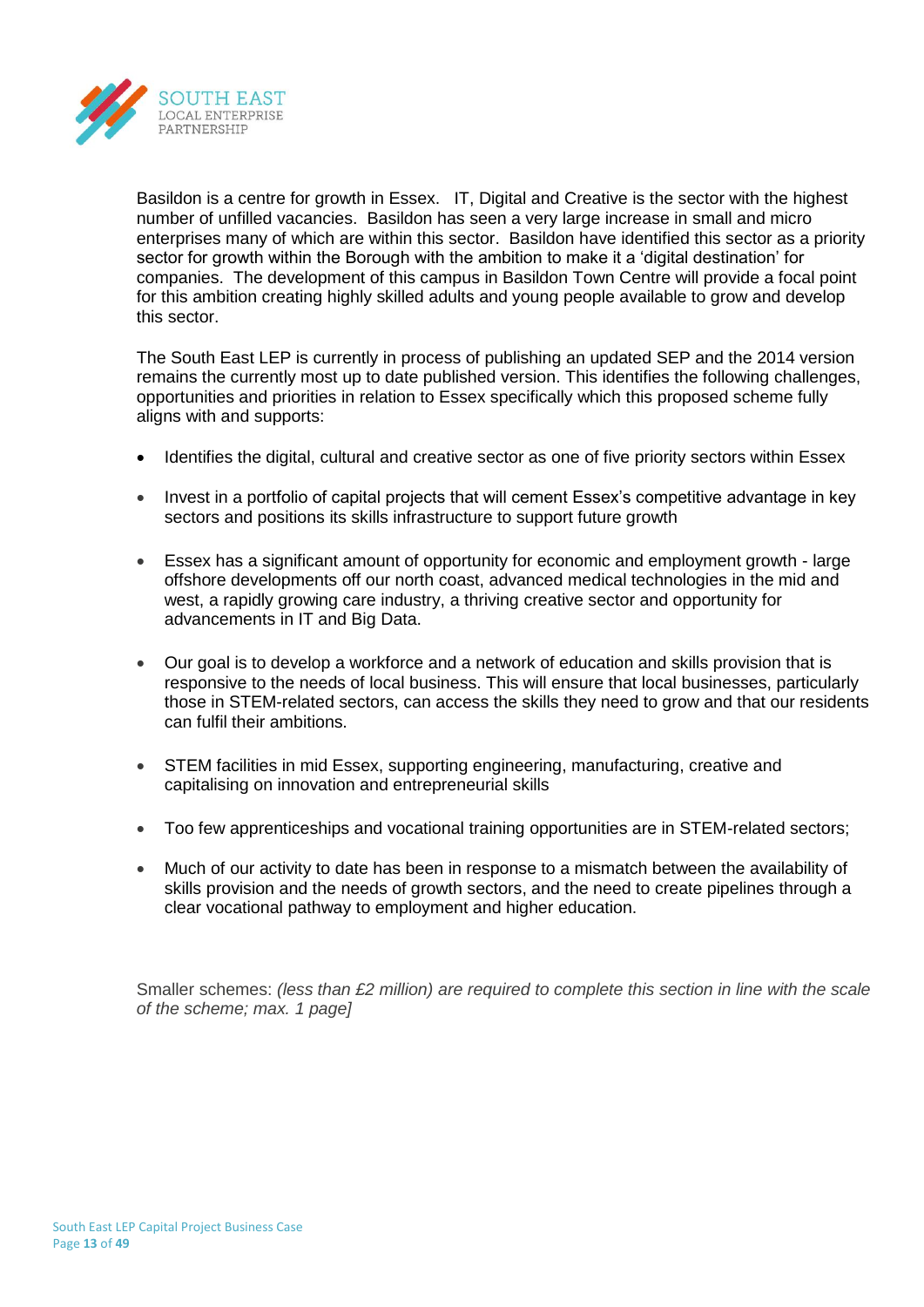Basildon is a centre for growth in Essex.  IT, Digital and Creative is the sector with the highest number of unfilled vacancies.  Basildon has seen a very large increase in small and micro enterprises many of which are within this sector.  Basildon have identified this sector as a priority sector for growth within the Borough with the ambition to make it a 'digital destination' for companies.  The development of this campus in Basildon Town Centre will provide a focal point for this ambition creating highly skilled adults and young people available to grow and develop this sector.

The South East LEP is currently in process of publishing an updated SEP and the 2014 version remains the currently most up to date published version. This identifies the following challenges, opportunities and priorities in relation to Essex specifically which this proposed scheme fully aligns with and supports:

- Identifies the digital, cultural and creative sector as one of five priority sectors within Essex
- Invest in a portfolio of capital projects that will cement Essex's competitive advantage in key sectors and positions its skills infrastructure to support future growth
- Essex has a significant amount of opportunity for economic and employment growth - large offshore developments off our north coast, advanced medical technologies in the mid and west, a rapidly growing care industry, a thriving creative sector and opportunity for advancements in IT and Big Data.
- Our goal is to develop a workforce and a network of education and skills provision that is responsive to the needs of local business. This will ensure that local businesses, particularly those in STEM-related sectors, can access the skills they need to grow and that our residents can fulfil their ambitions.
- STEM facilities in mid Essex, supporting engineering, manufacturing, creative and capitalising on innovation and entrepreneurial skills
- Too few apprenticeships and vocational training opportunities are in STEM-related sectors;
- Much of our activity to date has been in response to a mismatch between the availability of skills provision and the needs of growth sectors, and the need to create pipelines through a clear vocational pathway to employment and higher education.

Smaller schemes: *(less than £2 million) are required to complete this section in line with the scale of the scheme; max. 1 page]*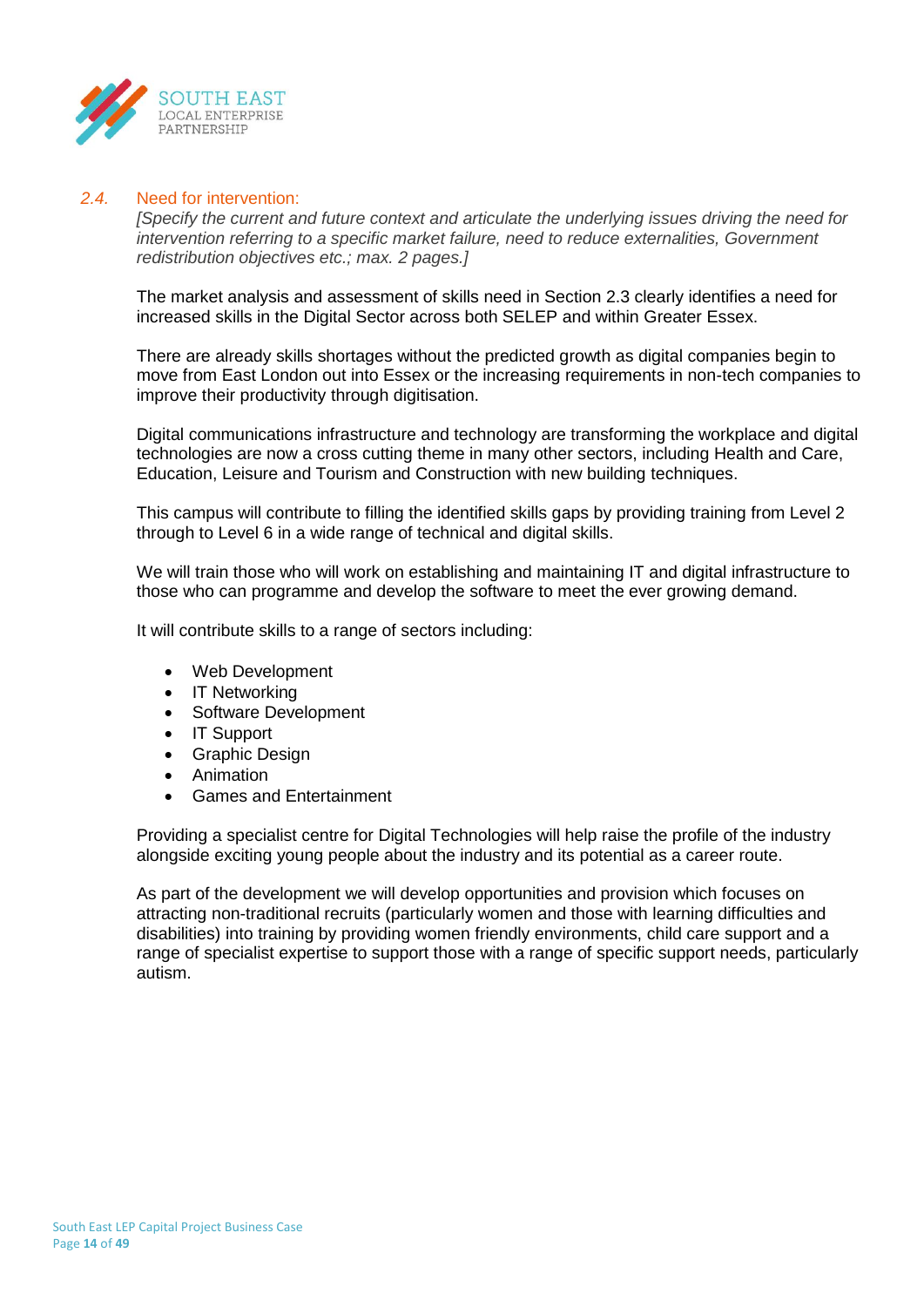### 2.4. Need for intervention:

*[Specify the current and future context and articulate the underlying issues driving the need for intervention referring to a specific market failure, need to reduce externalities, Government redistribution objectives etc.; max. 2 pages.]*

The market analysis and assessment of skills need in Section 2.3 clearly identifies a need for increased skills in the Digital Sector across both SELEP and within Greater Essex.

There are already skills shortages without the predicted growth as digital companies begin to move from East London out into Essex or the increasing requirements in non-tech companies to improve their productivity through digitisation.

Digital communications infrastructure and technology are transforming the workplace and digital technologies are now a cross cutting theme in many other sectors, including Health and Care, Education, Leisure and Tourism and Construction with new building techniques.

This campus will contribute to filling the identified skills gaps by providing training from Level 2 through to Level 6 in a wide range of technical and digital skills.

We will train those who will work on establishing and maintaining IT and digital infrastructure to those who can programme and develop the software to meet the ever growing demand.

It will contribute skills to a range of sectors including:

- Web Development
- IT Networking
- Software Development
- IT Support
- Graphic Design
- Animation
- Games and Entertainment

Providing a specialist centre for Digital Technologies will help raise the profile of the industry alongside exciting young people about the industry and its potential as a career route.

As part of the development we will develop opportunities and provision which focuses on attracting non-traditional recruits (particularly women and those with learning difficulties and disabilities) into training by providing women friendly environments, child care support and a range of specialist expertise to support those with a range of specific support needs, particularly autism.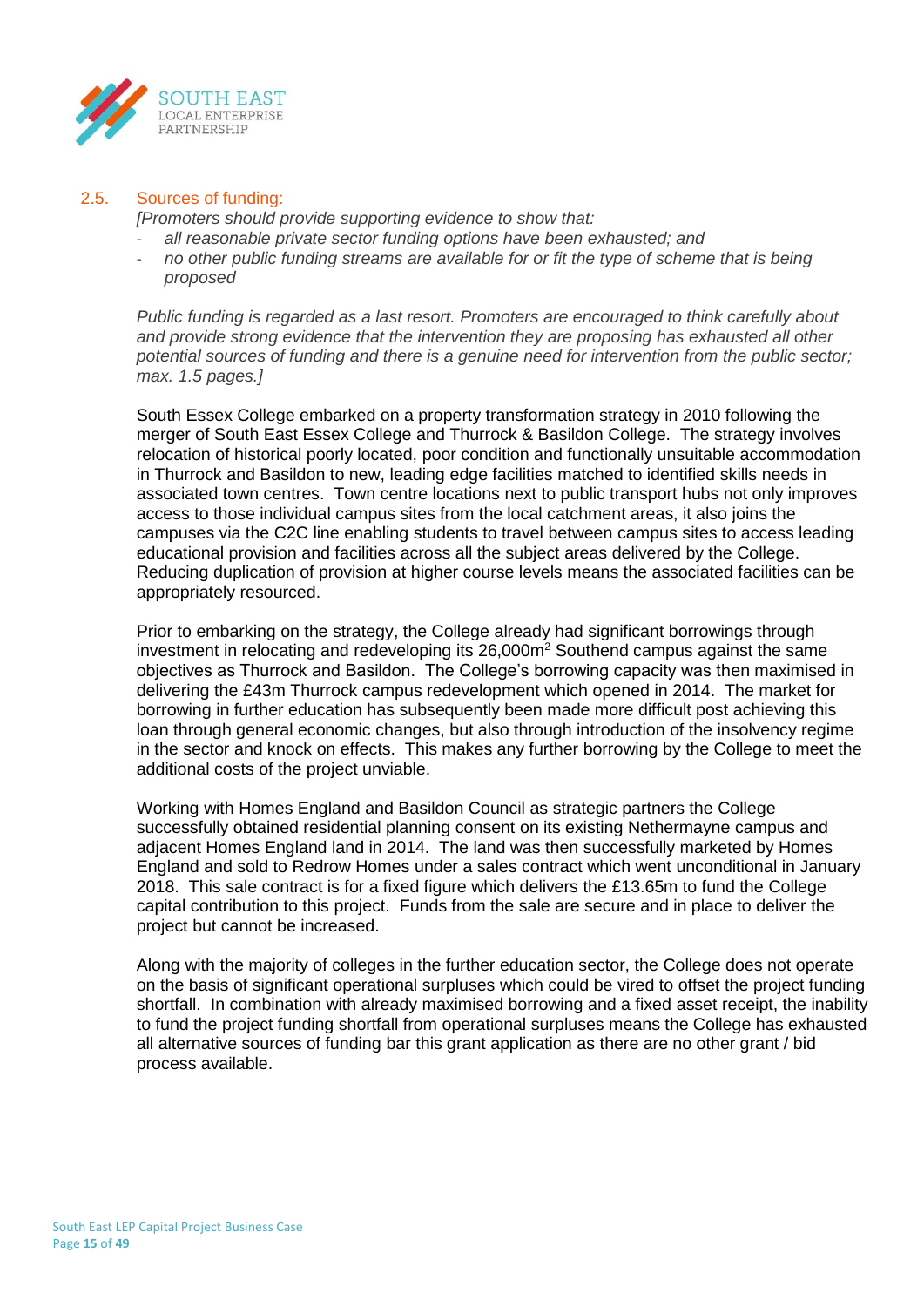## 2.5. Sources of funding:

*[Promoters should provide supporting evidence to show that:*

- *all reasonable private sector funding options have been exhausted; and*
- *no other public funding streams are available for or fit the type of scheme that is being proposed*

*Public funding is regarded as a last resort. Promoters are encouraged to think carefully about and provide strong evidence that the intervention they are proposing has exhausted all other potential sources of funding and there is a genuine need for intervention from the public sector; max. 1.5 pages.]*

South Essex College embarked on a property transformation strategy in 2010 following the merger of South East Essex College and Thurrock & Basildon College. The strategy involves relocation of historical poorly located, poor condition and functionally unsuitable accommodation in Thurrock and Basildon to new, leading edge facilities matched to identified skills needs in associated town centres. Town centre locations next to public transport hubs not only improves access to those individual campus sites from the local catchment areas, it also joins the campuses via the C2C line enabling students to travel between campus sites to access leading educational provision and facilities across all the subject areas delivered by the College. Reducing duplication of provision at higher course levels means the associated facilities can be appropriately resourced.

Prior to embarking on the strategy, the College already had significant borrowings through investment in relocating and redeveloping its 26,000m$^2$ Southend campus against the same objectives as Thurrock and Basildon. The College's borrowing capacity was then maximised in delivering the £43m Thurrock campus redevelopment which opened in 2014. The market for borrowing in further education has subsequently been made more difficult post achieving this loan through general economic changes, but also through introduction of the insolvency regime in the sector and knock on effects. This makes any further borrowing by the College to meet the additional costs of the project unviable.

Working with Homes England and Basildon Council as strategic partners the College successfully obtained residential planning consent on its existing Nethermayne campus and adjacent Homes England land in 2014. The land was then successfully marketed by Homes England and sold to Redrow Homes under a sales contract which went unconditional in January 2018. This sale contract is for a fixed figure which delivers the £13.65m to fund the College capital contribution to this project. Funds from the sale are secure and in place to deliver the project but cannot be increased.

Along with the majority of colleges in the further education sector, the College does not operate on the basis of significant operational surpluses which could be vired to offset the project funding shortfall. In combination with already maximised borrowing and a fixed asset receipt, the inability to fund the project funding shortfall from operational surpluses means the College has exhausted all alternative sources of funding bar this grant application as there are no other grant / bid process available.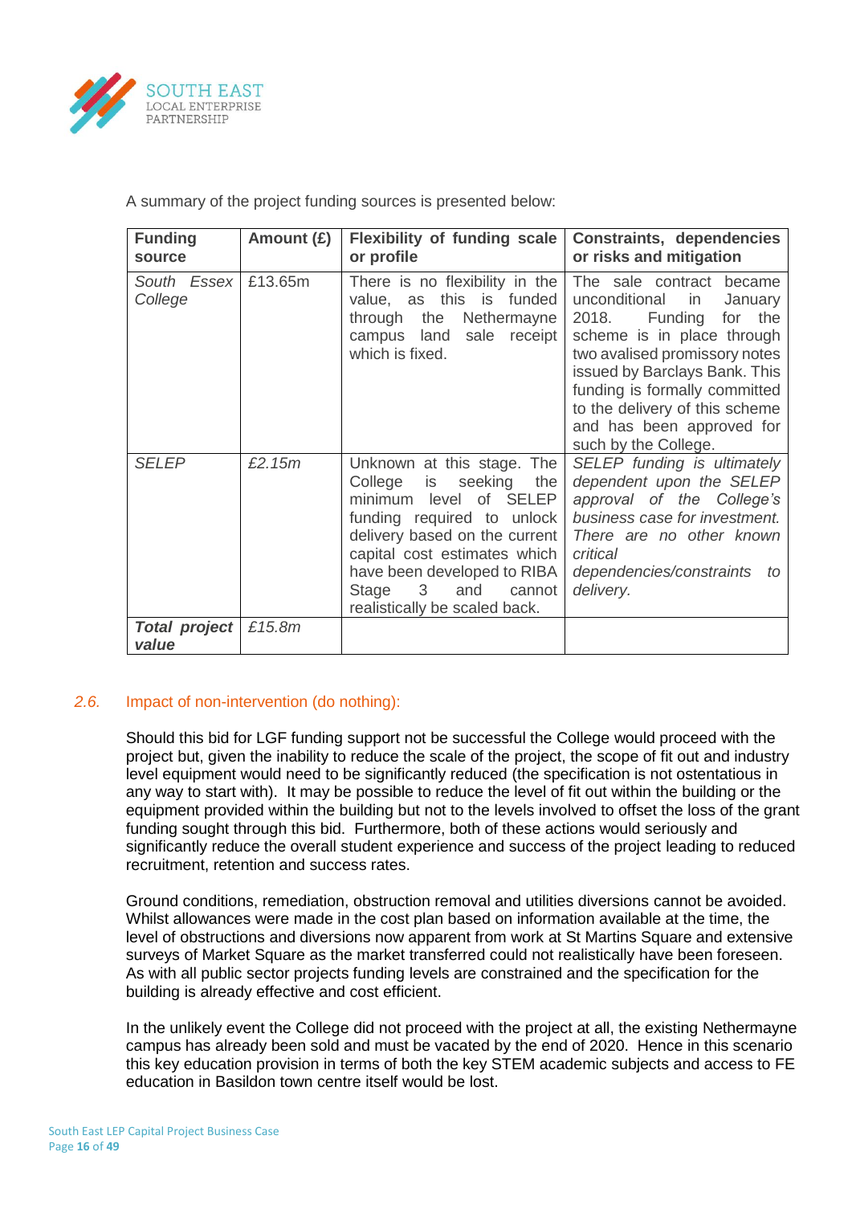A summary of the project funding sources is presented below:

| **Funding source** | **Amount (£)** | **Flexibility of funding scale or profile** | **Constraints, dependencies or risks and mitigation** |
|---|---|---|---|
| *South Essex College* | £13.65m | There is no flexibility in the value, as this is funded through the Nethermayne campus land sale receipt which is fixed. | The sale contract became unconditional in January 2018. Funding for the scheme is in place through two avalised promissory notes issued by Barclays Bank. This funding is formally committed to the delivery of this scheme and has been approved for such by the College. |
| *SELEP* | *£2.15m* | Unknown at this stage. The College is seeking the minimum level of SELEP funding required to unlock delivery based on the current capital cost estimates which have been developed to RIBA Stage 3 and cannot realistically be scaled back. | *SELEP funding is ultimately dependent upon the SELEP approval of the College's business case for investment. There are no other known critical dependencies/constraints to delivery.* |
| ***Total project value*** | *£15.8m* | | |

## *2.6.* Impact of non-intervention (do nothing):

Should this bid for LGF funding support not be successful the College would proceed with the project but, given the inability to reduce the scale of the project, the scope of fit out and industry level equipment would need to be significantly reduced (the specification is not ostentatious in any way to start with). It may be possible to reduce the level of fit out within the building or the equipment provided within the building but not to the levels involved to offset the loss of the grant funding sought through this bid. Furthermore, both of these actions would seriously and significantly reduce the overall student experience and success of the project leading to reduced recruitment, retention and success rates.

Ground conditions, remediation, obstruction removal and utilities diversions cannot be avoided. Whilst allowances were made in the cost plan based on information available at the time, the level of obstructions and diversions now apparent from work at St Martins Square and extensive surveys of Market Square as the market transferred could not realistically have been foreseen. As with all public sector projects funding levels are constrained and the specification for the building is already effective and cost efficient.

In the unlikely event the College did not proceed with the project at all, the existing Nethermayne campus has already been sold and must be vacated by the end of 2020. Hence in this scenario this key education provision in terms of both the key STEM academic subjects and access to FE education in Basildon town centre itself would be lost.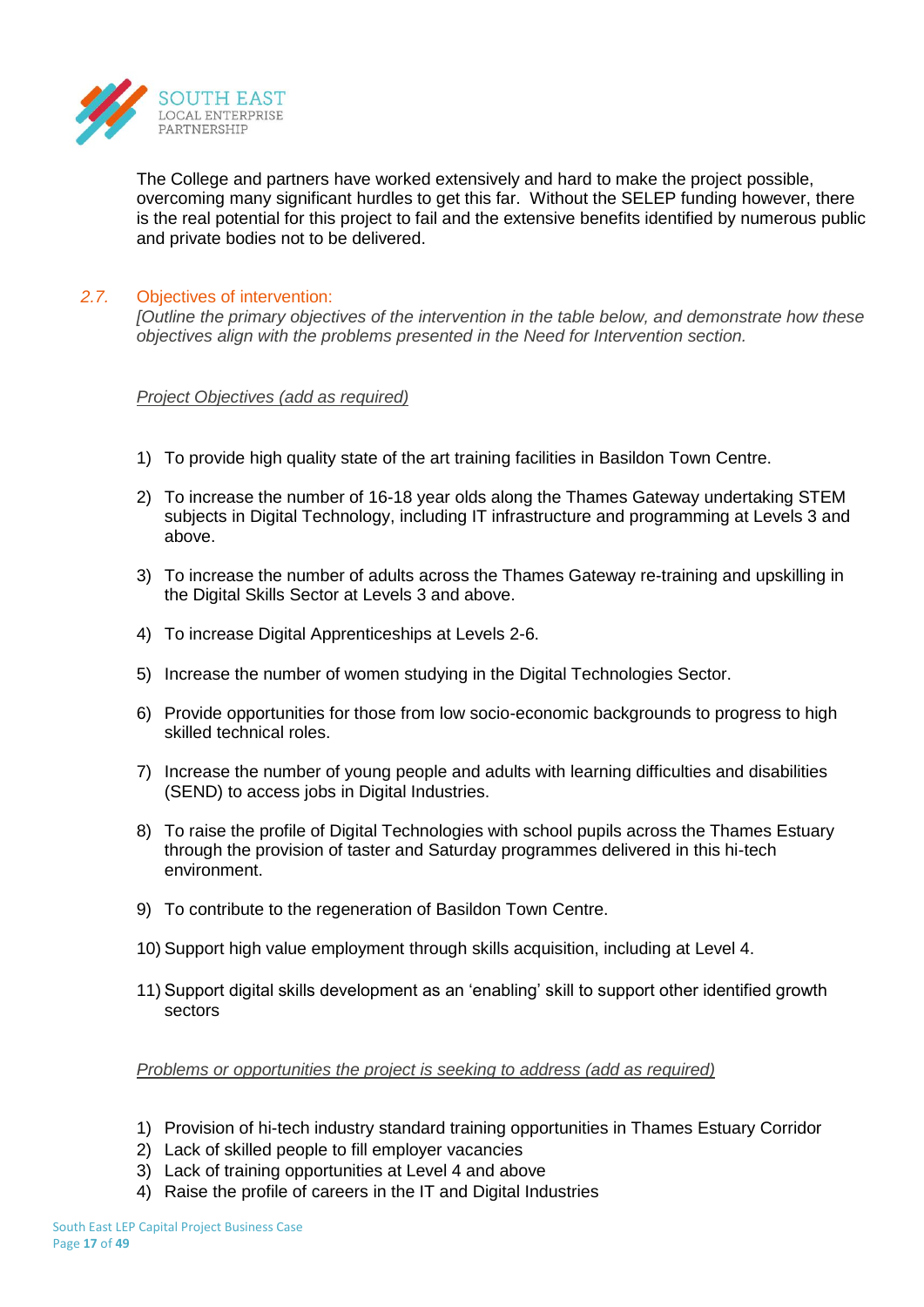The College and partners have worked extensively and hard to make the project possible, overcoming many significant hurdles to get this far. Without the SELEP funding however, there is the real potential for this project to fail and the extensive benefits identified by numerous public and private bodies not to be delivered.

## 2.7. Objectives of intervention:

*[Outline the primary objectives of the intervention in the table below, and demonstrate how these objectives align with the problems presented in the Need for Intervention section.*

*Project Objectives (add as required)*

1) To provide high quality state of the art training facilities in Basildon Town Centre.
2) To increase the number of 16-18 year olds along the Thames Gateway undertaking STEM subjects in Digital Technology, including IT infrastructure and programming at Levels 3 and above.
3) To increase the number of adults across the Thames Gateway re-training and upskilling in the Digital Skills Sector at Levels 3 and above.
4) To increase Digital Apprenticeships at Levels 2-6.
5) Increase the number of women studying in the Digital Technologies Sector.
6) Provide opportunities for those from low socio-economic backgrounds to progress to high skilled technical roles.
7) Increase the number of young people and adults with learning difficulties and disabilities (SEND) to access jobs in Digital Industries.
8) To raise the profile of Digital Technologies with school pupils across the Thames Estuary through the provision of taster and Saturday programmes delivered in this hi-tech environment.
9) To contribute to the regeneration of Basildon Town Centre.
10) Support high value employment through skills acquisition, including at Level 4.
11) Support digital skills development as an 'enabling' skill to support other identified growth sectors

*Problems or opportunities the project is seeking to address (add as required)*

1) Provision of hi-tech industry standard training opportunities in Thames Estuary Corridor
2) Lack of skilled people to fill employer vacancies
3) Lack of training opportunities at Level 4 and above
4) Raise the profile of careers in the IT and Digital Industries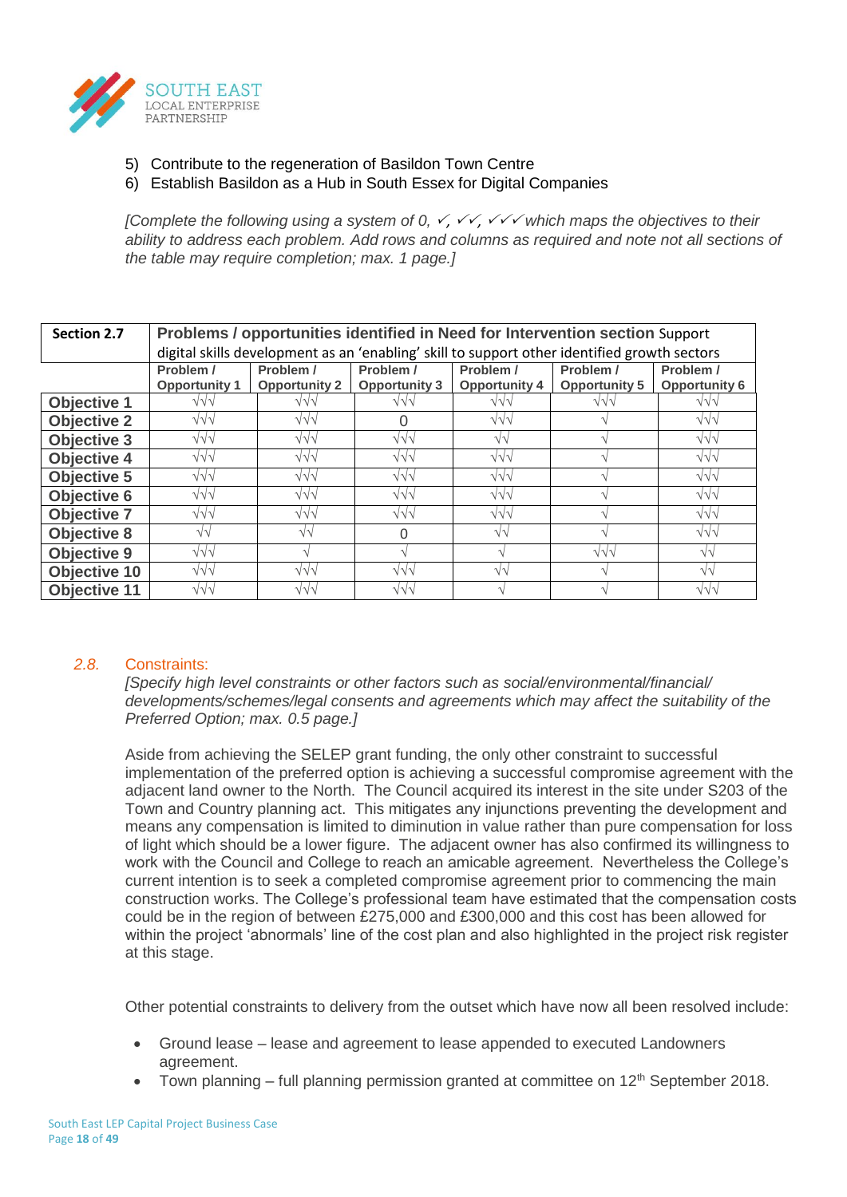5) Contribute to the regeneration of Basildon Town Centre
6) Establish Basildon as a Hub in South Essex for Digital Companies

*[Complete the following using a system of 0, ✓, ✓✓, ✓✓✓ which maps the objectives to their ability to address each problem. Add rows and columns as required and note not all sections of the table may require completion; max. 1 page.]*

| **Section 2.7** | **Problems / opportunities identified in Need for Intervention section** Support digital skills development as an 'enabling' skill to support other identified growth sectors | | | | | |
|---|---|---|---|---|---|---|
| | **Problem / Opportunity 1** | **Problem / Opportunity 2** | **Problem / Opportunity 3** | **Problem / Opportunity 4** | **Problem / Opportunity 5** | **Problem / Opportunity 6** |
| **Objective 1** | √√√ | √√√ | √√√ | √√√ | √√√ | √√√ |
| **Objective 2** | √√√ | √√√ | 0 | √√√ | √ | √√√ |
| **Objective 3** | √√√ | √√√ | √√√ | √√ | √ | √√√ |
| **Objective 4** | √√√ | √√√ | √√√ | √√√ | √ | √√√ |
| **Objective 5** | √√√ | √√√ | √√√ | √√√ | √ | √√√ |
| **Objective 6** | √√√ | √√√ | √√√ | √√√ | √ | √√√ |
| **Objective 7** | √√√ | √√√ | √√√ | √√√ | √ | √√√ |
| **Objective 8** | √√ | √√ | 0 | √√ | √ | √√√ |
| **Objective 9** | √√√ | √ | √ | √ | √√√ | √√ |
| **Objective 10** | √√√ | √√√ | √√√ | √√ | √ | √√ |
| **Objective 11** | √√√ | √√√ | √√√ | √ | √ | √√√ |

## 2.8. Constraints:

*[Specify high level constraints or other factors such as social/environmental/financial/ developments/schemes/legal consents and agreements which may affect the suitability of the Preferred Option; max. 0.5 page.]*

Aside from achieving the SELEP grant funding, the only other constraint to successful implementation of the preferred option is achieving a successful compromise agreement with the adjacent land owner to the North. The Council acquired its interest in the site under S203 of the Town and Country planning act. This mitigates any injunctions preventing the development and means any compensation is limited to diminution in value rather than pure compensation for loss of light which should be a lower figure. The adjacent owner has also confirmed its willingness to work with the Council and College to reach an amicable agreement. Nevertheless the College's current intention is to seek a completed compromise agreement prior to commencing the main construction works. The College's professional team have estimated that the compensation costs could be in the region of between £275,000 and £300,000 and this cost has been allowed for within the project 'abnormals' line of the cost plan and also highlighted in the project risk register at this stage.

Other potential constraints to delivery from the outset which have now all been resolved include:

- Ground lease – lease and agreement to lease appended to executed Landowners agreement.
- Town planning – full planning permission granted at committee on 12th September 2018.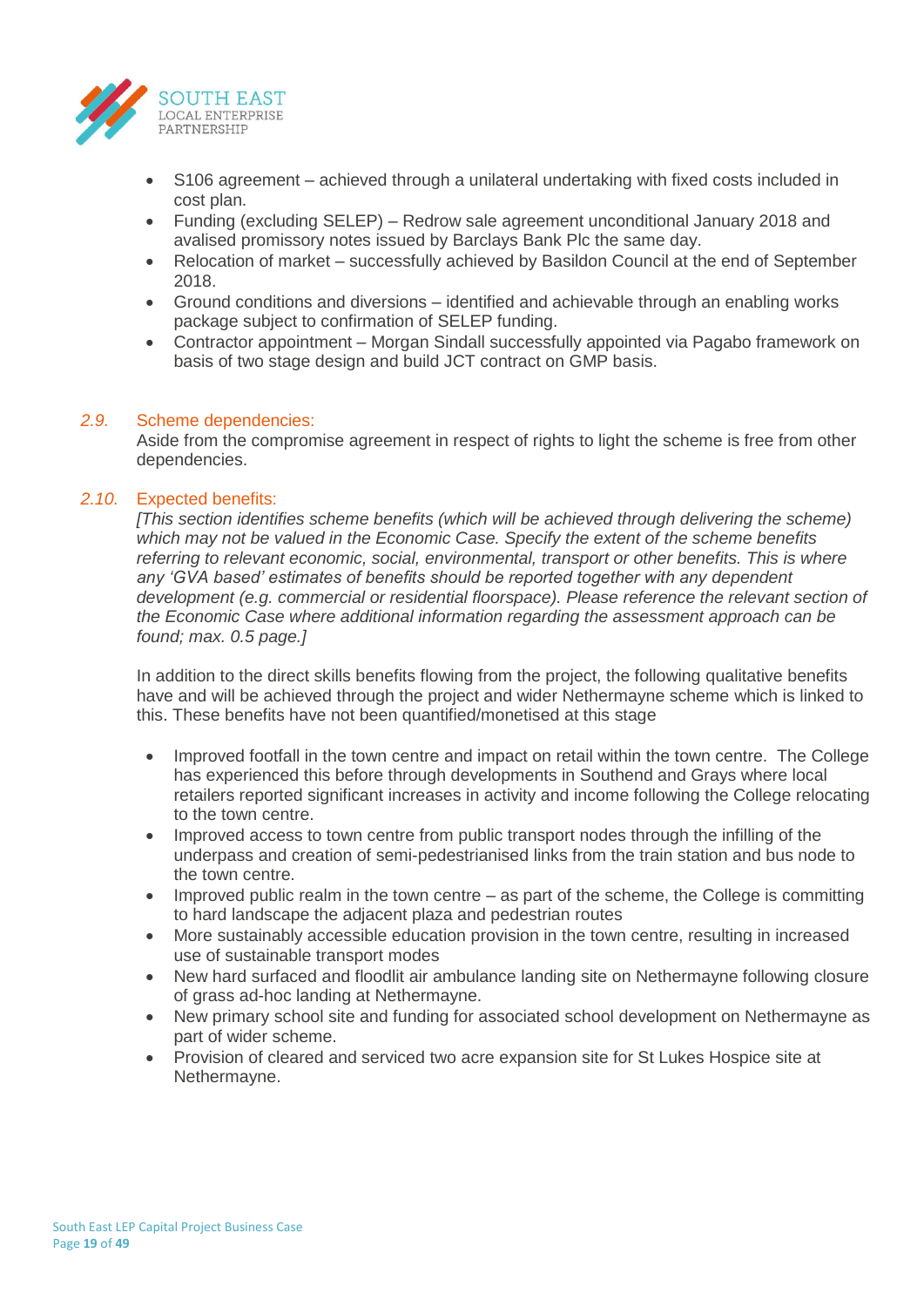- S106 agreement – achieved through a unilateral undertaking with fixed costs included in cost plan.
- Funding (excluding SELEP) – Redrow sale agreement unconditional January 2018 and avalised promissory notes issued by Barclays Bank Plc the same day.
- Relocation of market – successfully achieved by Basildon Council at the end of September 2018.
- Ground conditions and diversions – identified and achievable through an enabling works package subject to confirmation of SELEP funding.
- Contractor appointment – Morgan Sindall successfully appointed via Pagabo framework on basis of two stage design and build JCT contract on GMP basis.

### 2.9. Scheme dependencies:

Aside from the compromise agreement in respect of rights to light the scheme is free from other dependencies.

### 2.10. Expected benefits:

*[This section identifies scheme benefits (which will be achieved through delivering the scheme) which may not be valued in the Economic Case. Specify the extent of the scheme benefits referring to relevant economic, social, environmental, transport or other benefits. This is where any 'GVA based' estimates of benefits should be reported together with any dependent development (e.g. commercial or residential floorspace). Please reference the relevant section of the Economic Case where additional information regarding the assessment approach can be found; max. 0.5 page.]*

In addition to the direct skills benefits flowing from the project, the following qualitative benefits have and will be achieved through the project and wider Nethermayne scheme which is linked to this. These benefits have not been quantified/monetised at this stage

- Improved footfall in the town centre and impact on retail within the town centre. The College has experienced this before through developments in Southend and Grays where local retailers reported significant increases in activity and income following the College relocating to the town centre.
- Improved access to town centre from public transport nodes through the infilling of the underpass and creation of semi-pedestrianised links from the train station and bus node to the town centre.
- Improved public realm in the town centre – as part of the scheme, the College is committing to hard landscape the adjacent plaza and pedestrian routes
- More sustainably accessible education provision in the town centre, resulting in increased use of sustainable transport modes
- New hard surfaced and floodlit air ambulance landing site on Nethermayne following closure of grass ad-hoc landing at Nethermayne.
- New primary school site and funding for associated school development on Nethermayne as part of wider scheme.
- Provision of cleared and serviced two acre expansion site for St Lukes Hospice site at Nethermayne.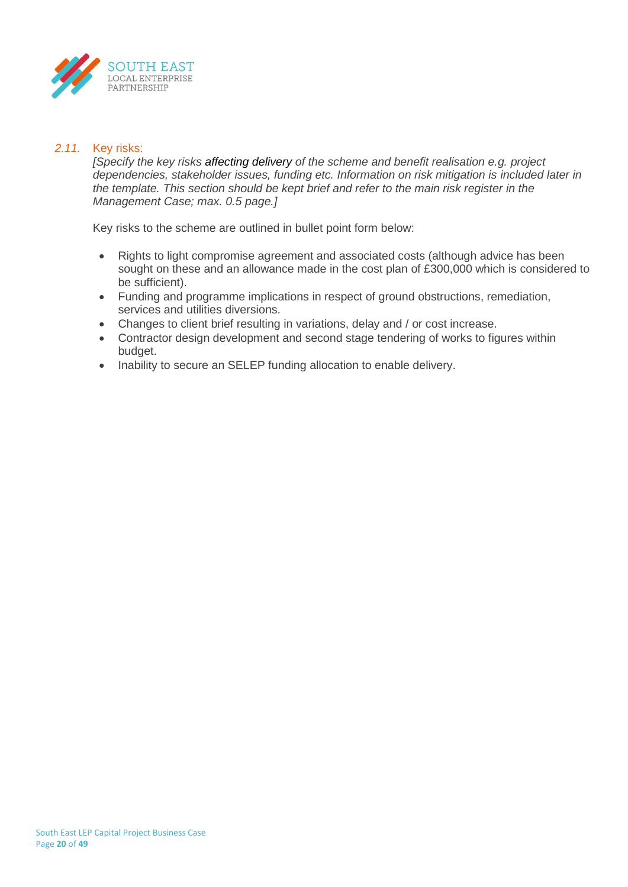### *2.11.* Key risks:

*[Specify the key risks* affecting delivery *of the scheme and benefit realisation e.g. project dependencies, stakeholder issues, funding etc. Information on risk mitigation is included later in the template. This section should be kept brief and refer to the main risk register in the Management Case; max. 0.5 page.]*

Key risks to the scheme are outlined in bullet point form below:

- Rights to light compromise agreement and associated costs (although advice has been sought on these and an allowance made in the cost plan of £300,000 which is considered to be sufficient).
- Funding and programme implications in respect of ground obstructions, remediation, services and utilities diversions.
- Changes to client brief resulting in variations, delay and / or cost increase.
- Contractor design development and second stage tendering of works to figures within budget.
- Inability to secure an SELEP funding allocation to enable delivery.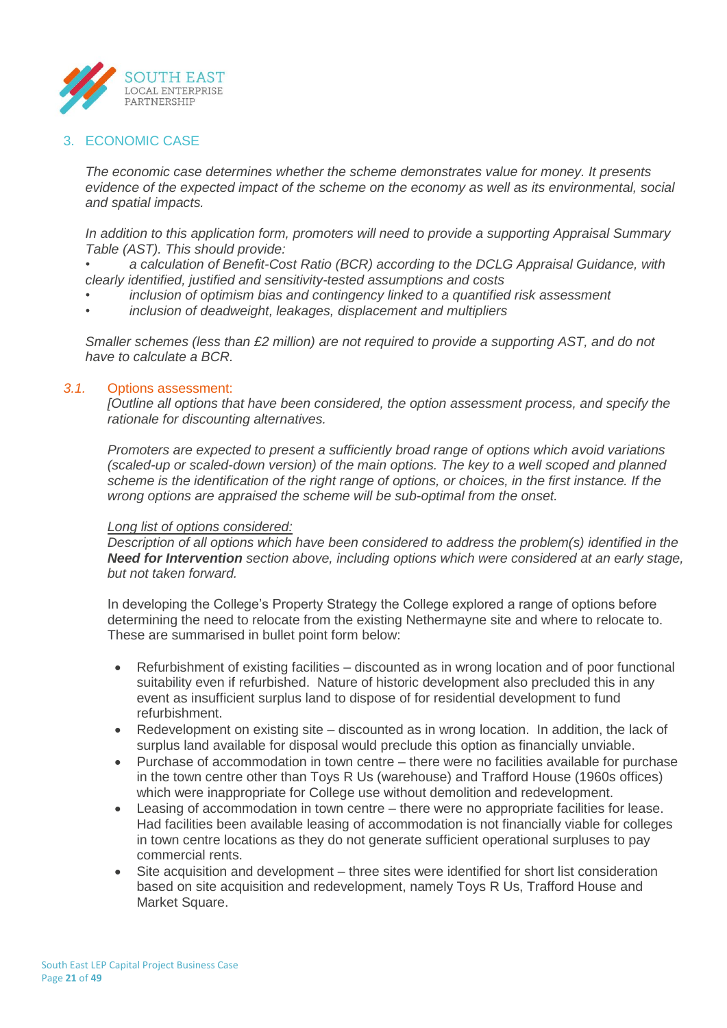## 3. ECONOMIC CASE

*The economic case determines whether the scheme demonstrates value for money. It presents evidence of the expected impact of the scheme on the economy as well as its environmental, social and spatial impacts.*

*In addition to this application form, promoters will need to provide a supporting Appraisal Summary Table (AST). This should provide:*

- *a calculation of Benefit-Cost Ratio (BCR) according to the DCLG Appraisal Guidance, with clearly identified, justified and sensitivity-tested assumptions and costs*
- *inclusion of optimism bias and contingency linked to a quantified risk assessment*
- *inclusion of deadweight, leakages, displacement and multipliers*

*Smaller schemes (less than £2 million) are not required to provide a supporting AST, and do not have to calculate a BCR.*

### *3.1.* Options assessment:

*[Outline all options that have been considered, the option assessment process, and specify the rationale for discounting alternatives.*

*Promoters are expected to present a sufficiently broad range of options which avoid variations (scaled-up or scaled-down version) of the main options. The key to a well scoped and planned scheme is the identification of the right range of options, or choices, in the first instance. If the wrong options are appraised the scheme will be sub-optimal from the onset.*

*Long list of options considered:*
*Description of all options which have been considered to address the problem(s) identified in the* ***Need for Intervention*** *section above, including options which were considered at an early stage, but not taken forward.*

In developing the College's Property Strategy the College explored a range of options before determining the need to relocate from the existing Nethermayne site and where to relocate to. These are summarised in bullet point form below:

- Refurbishment of existing facilities – discounted as in wrong location and of poor functional suitability even if refurbished. Nature of historic development also precluded this in any event as insufficient surplus land to dispose of for residential development to fund refurbishment.
- Redevelopment on existing site – discounted as in wrong location. In addition, the lack of surplus land available for disposal would preclude this option as financially unviable.
- Purchase of accommodation in town centre – there were no facilities available for purchase in the town centre other than Toys R Us (warehouse) and Trafford House (1960s offices) which were inappropriate for College use without demolition and redevelopment.
- Leasing of accommodation in town centre – there were no appropriate facilities for lease. Had facilities been available leasing of accommodation is not financially viable for colleges in town centre locations as they do not generate sufficient operational surpluses to pay commercial rents.
- Site acquisition and development – three sites were identified for short list consideration based on site acquisition and redevelopment, namely Toys R Us, Trafford House and Market Square.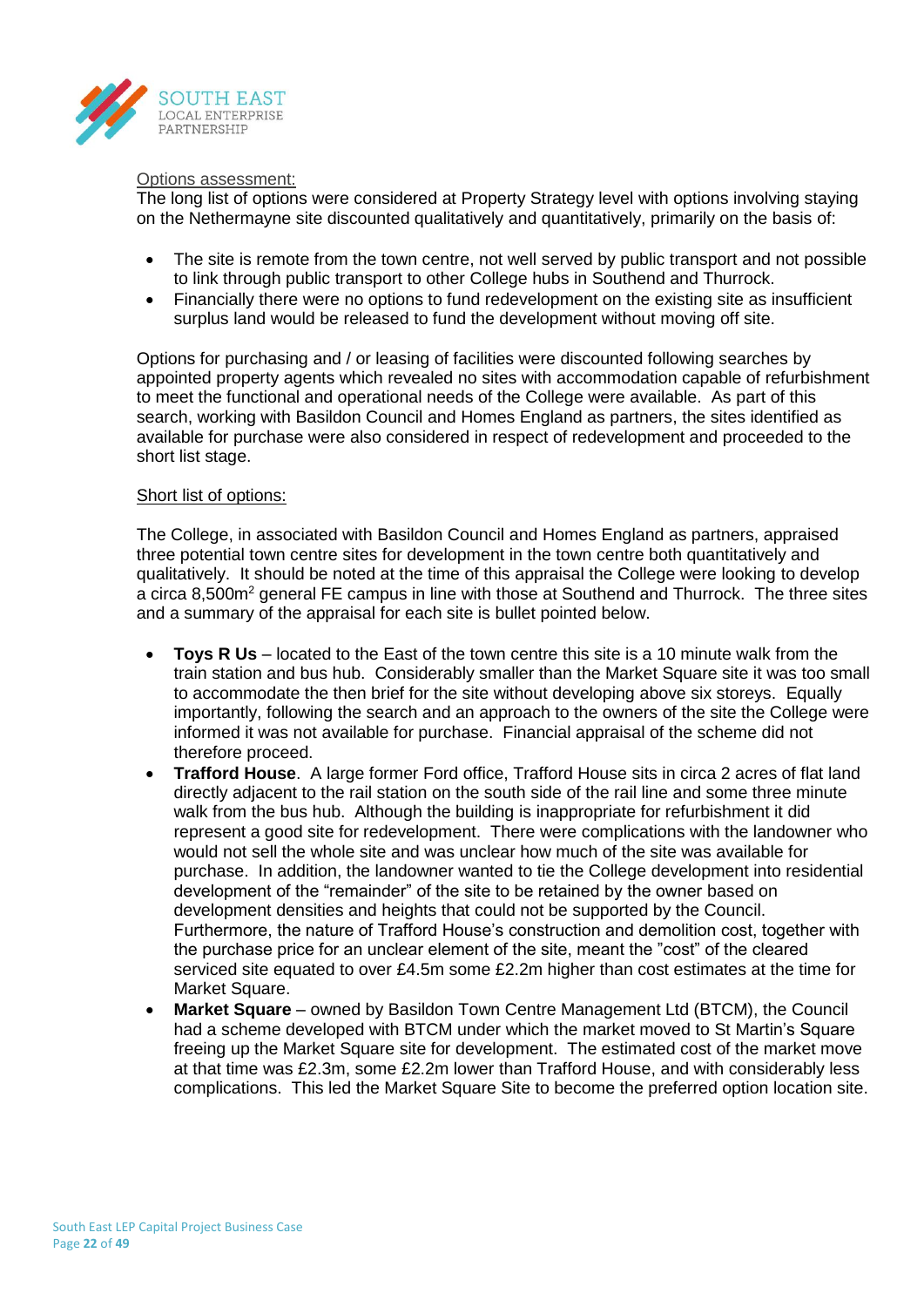<u>Options assessment:</u>

The long list of options were considered at Property Strategy level with options involving staying on the Nethermayne site discounted qualitatively and quantitatively, primarily on the basis of:

- The site is remote from the town centre, not well served by public transport and not possible to link through public transport to other College hubs in Southend and Thurrock.
- Financially there were no options to fund redevelopment on the existing site as insufficient surplus land would be released to fund the development without moving off site.

Options for purchasing and / or leasing of facilities were discounted following searches by appointed property agents which revealed no sites with accommodation capable of refurbishment to meet the functional and operational needs of the College were available. As part of this search, working with Basildon Council and Homes England as partners, the sites identified as available for purchase were also considered in respect of redevelopment and proceeded to the short list stage.

<u>Short list of options:</u>

The College, in associated with Basildon Council and Homes England as partners, appraised three potential town centre sites for development in the town centre both quantitatively and qualitatively. It should be noted at the time of this appraisal the College were looking to develop a circa 8,500m$^2$ general FE campus in line with those at Southend and Thurrock. The three sites and a summary of the appraisal for each site is bullet pointed below.

- **Toys R Us** – located to the East of the town centre this site is a 10 minute walk from the train station and bus hub. Considerably smaller than the Market Square site it was too small to accommodate the then brief for the site without developing above six storeys. Equally importantly, following the search and an approach to the owners of the site the College were informed it was not available for purchase. Financial appraisal of the scheme did not therefore proceed.
- **Trafford House**. A large former Ford office, Trafford House sits in circa 2 acres of flat land directly adjacent to the rail station on the south side of the rail line and some three minute walk from the bus hub. Although the building is inappropriate for refurbishment it did represent a good site for redevelopment. There were complications with the landowner who would not sell the whole site and was unclear how much of the site was available for purchase. In addition, the landowner wanted to tie the College development into residential development of the "remainder" of the site to be retained by the owner based on development densities and heights that could not be supported by the Council. Furthermore, the nature of Trafford House's construction and demolition cost, together with the purchase price for an unclear element of the site, meant the "cost" of the cleared serviced site equated to over £4.5m some £2.2m higher than cost estimates at the time for Market Square.
- **Market Square** – owned by Basildon Town Centre Management Ltd (BTCM), the Council had a scheme developed with BTCM under which the market moved to St Martin's Square freeing up the Market Square site for development. The estimated cost of the market move at that time was £2.3m, some £2.2m lower than Trafford House, and with considerably less complications. This led the Market Square Site to become the preferred option location site.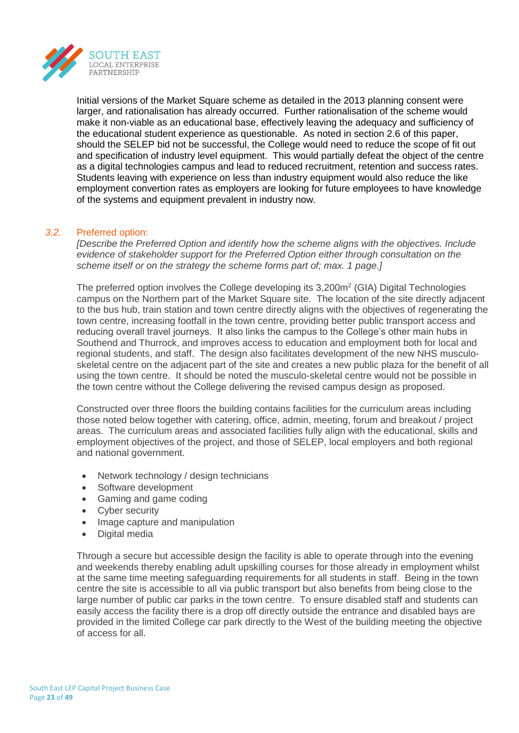Initial versions of the Market Square scheme as detailed in the 2013 planning consent were larger, and rationalisation has already occurred. Further rationalisation of the scheme would make it non-viable as an educational base, effectively leaving the adequacy and sufficiency of the educational student experience as questionable. As noted in section 2.6 of this paper, should the SELEP bid not be successful, the College would need to reduce the scope of fit out and specification of industry level equipment. This would partially defeat the object of the centre as a digital technologies campus and lead to reduced recruitment, retention and success rates. Students leaving with experience on less than industry equipment would also reduce the like employment convertion rates as employers are looking for future employees to have knowledge of the systems and equipment prevalent in industry now.

### *3.2.* Preferred option:

*[Describe the Preferred Option and identify how the scheme aligns with the objectives. Include evidence of stakeholder support for the Preferred Option either through consultation on the scheme itself or on the strategy the scheme forms part of; max. 1 page.]*

The preferred option involves the College developing its 3,200m$^2$ (GIA) Digital Technologies campus on the Northern part of the Market Square site. The location of the site directly adjacent to the bus hub, train station and town centre directly aligns with the objectives of regenerating the town centre, increasing footfall in the town centre, providing better public transport access and reducing overall travel journeys. It also links the campus to the College's other main hubs in Southend and Thurrock, and improves access to education and employment both for local and regional students, and staff. The design also facilitates development of the new NHS musculo-skeletal centre on the adjacent part of the site and creates a new public plaza for the benefit of all using the town centre. It should be noted the musculo-skeletal centre would not be possible in the town centre without the College delivering the revised campus design as proposed.

Constructed over three floors the building contains facilities for the curriculum areas including those noted below together with catering, office, admin, meeting, forum and breakout / project areas. The curriculum areas and associated facilities fully align with the educational, skills and employment objectives of the project, and those of SELEP, local employers and both regional and national government.

- Network technology / design technicians
- Software development
- Gaming and game coding
- Cyber security
- Image capture and manipulation
- Digital media

Through a secure but accessible design the facility is able to operate through into the evening and weekends thereby enabling adult upskilling courses for those already in employment whilst at the same time meeting safeguarding requirements for all students in staff. Being in the town centre the site is accessible to all via public transport but also benefits from being close to the large number of public car parks in the town centre. To ensure disabled staff and students can easily access the facility there is a drop off directly outside the entrance and disabled bays are provided in the limited College car park directly to the West of the building meeting the objective of access for all.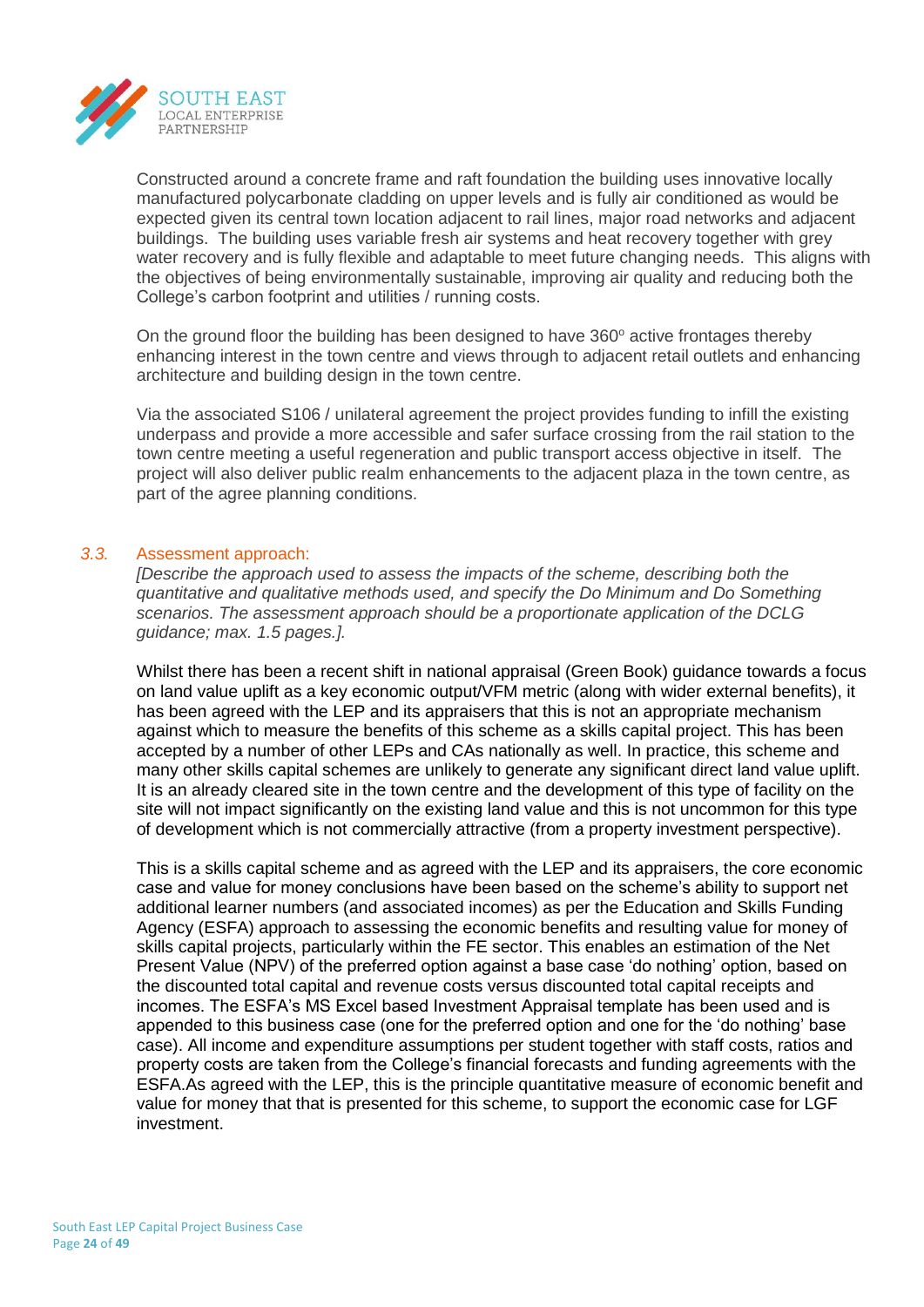Constructed around a concrete frame and raft foundation the building uses innovative locally manufactured polycarbonate cladding on upper levels and is fully air conditioned as would be expected given its central town location adjacent to rail lines, major road networks and adjacent buildings. The building uses variable fresh air systems and heat recovery together with grey water recovery and is fully flexible and adaptable to meet future changing needs. This aligns with the objectives of being environmentally sustainable, improving air quality and reducing both the College's carbon footprint and utilities / running costs.

On the ground floor the building has been designed to have 360º active frontages thereby enhancing interest in the town centre and views through to adjacent retail outlets and enhancing architecture and building design in the town centre.

Via the associated S106 / unilateral agreement the project provides funding to infill the existing underpass and provide a more accessible and safer surface crossing from the rail station to the town centre meeting a useful regeneration and public transport access objective in itself. The project will also deliver public realm enhancements to the adjacent plaza in the town centre, as part of the agree planning conditions.

### *3.3.* Assessment approach:

*[Describe the approach used to assess the impacts of the scheme, describing both the quantitative and qualitative methods used, and specify the Do Minimum and Do Something scenarios. The assessment approach should be a proportionate application of the DCLG guidance; max. 1.5 pages.].*

Whilst there has been a recent shift in national appraisal (Green Book) guidance towards a focus on land value uplift as a key economic output/VFM metric (along with wider external benefits), it has been agreed with the LEP and its appraisers that this is not an appropriate mechanism against which to measure the benefits of this scheme as a skills capital project. This has been accepted by a number of other LEPs and CAs nationally as well. In practice, this scheme and many other skills capital schemes are unlikely to generate any significant direct land value uplift. It is an already cleared site in the town centre and the development of this type of facility on the site will not impact significantly on the existing land value and this is not uncommon for this type of development which is not commercially attractive (from a property investment perspective).

This is a skills capital scheme and as agreed with the LEP and its appraisers, the core economic case and value for money conclusions have been based on the scheme's ability to support net additional learner numbers (and associated incomes) as per the Education and Skills Funding Agency (ESFA) approach to assessing the economic benefits and resulting value for money of skills capital projects, particularly within the FE sector. This enables an estimation of the Net Present Value (NPV) of the preferred option against a base case 'do nothing' option, based on the discounted total capital and revenue costs versus discounted total capital receipts and incomes. The ESFA's MS Excel based Investment Appraisal template has been used and is appended to this business case (one for the preferred option and one for the 'do nothing' base case). All income and expenditure assumptions per student together with staff costs, ratios and property costs are taken from the College's financial forecasts and funding agreements with the ESFA.As agreed with the LEP, this is the principle quantitative measure of economic benefit and value for money that that is presented for this scheme, to support the economic case for LGF investment.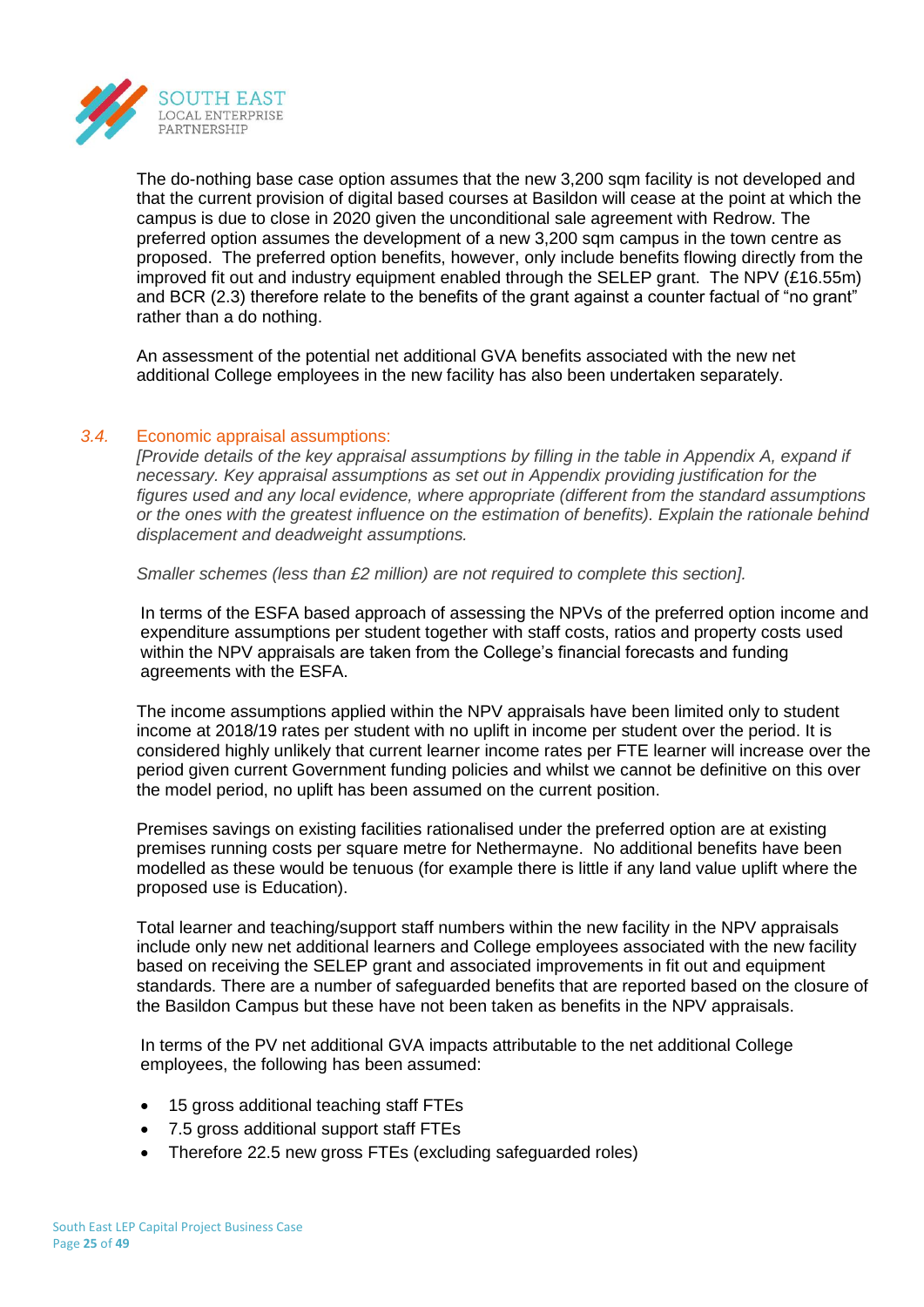The do-nothing base case option assumes that the new 3,200 sqm facility is not developed and that the current provision of digital based courses at Basildon will cease at the point at which the campus is due to close in 2020 given the unconditional sale agreement with Redrow. The preferred option assumes the development of a new 3,200 sqm campus in the town centre as proposed. The preferred option benefits, however, only include benefits flowing directly from the improved fit out and industry equipment enabled through the SELEP grant. The NPV (£16.55m) and BCR (2.3) therefore relate to the benefits of the grant against a counter factual of "no grant" rather than a do nothing.

An assessment of the potential net additional GVA benefits associated with the new net additional College employees in the new facility has also been undertaken separately.

### 3.4. Economic appraisal assumptions:

*[Provide details of the key appraisal assumptions by filling in the table in Appendix A, expand if necessary. Key appraisal assumptions as set out in Appendix providing justification for the figures used and any local evidence, where appropriate (different from the standard assumptions or the ones with the greatest influence on the estimation of benefits). Explain the rationale behind displacement and deadweight assumptions.*

*Smaller schemes (less than £2 million) are not required to complete this section].*

In terms of the ESFA based approach of assessing the NPVs of the preferred option income and expenditure assumptions per student together with staff costs, ratios and property costs used within the NPV appraisals are taken from the College's financial forecasts and funding agreements with the ESFA.

The income assumptions applied within the NPV appraisals have been limited only to student income at 2018/19 rates per student with no uplift in income per student over the period. It is considered highly unlikely that current learner income rates per FTE learner will increase over the period given current Government funding policies and whilst we cannot be definitive on this over the model period, no uplift has been assumed on the current position.

Premises savings on existing facilities rationalised under the preferred option are at existing premises running costs per square metre for Nethermayne. No additional benefits have been modelled as these would be tenuous (for example there is little if any land value uplift where the proposed use is Education).

Total learner and teaching/support staff numbers within the new facility in the NPV appraisals include only new net additional learners and College employees associated with the new facility based on receiving the SELEP grant and associated improvements in fit out and equipment standards. There are a number of safeguarded benefits that are reported based on the closure of the Basildon Campus but these have not been taken as benefits in the NPV appraisals.

In terms of the PV net additional GVA impacts attributable to the net additional College employees, the following has been assumed:

- 15 gross additional teaching staff FTEs
- 7.5 gross additional support staff FTEs
- Therefore 22.5 new gross FTEs (excluding safeguarded roles)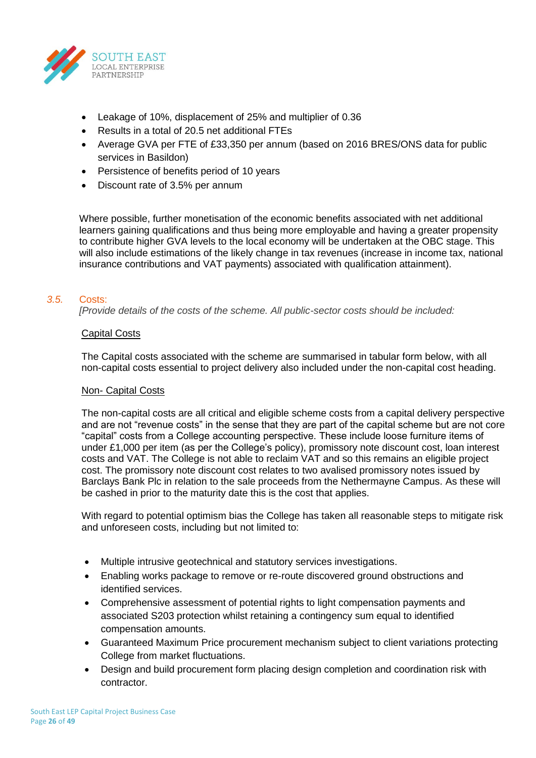- Leakage of 10%, displacement of 25% and multiplier of 0.36
- Results in a total of 20.5 net additional FTEs
- Average GVA per FTE of £33,350 per annum (based on 2016 BRES/ONS data for public services in Basildon)
- Persistence of benefits period of 10 years
- Discount rate of 3.5% per annum

Where possible, further monetisation of the economic benefits associated with net additional learners gaining qualifications and thus being more employable and having a greater propensity to contribute higher GVA levels to the local economy will be undertaken at the OBC stage. This will also include estimations of the likely change in tax revenues (increase in income tax, national insurance contributions and VAT payments) associated with qualification attainment).

## *3.5.* Costs:

*[Provide details of the costs of the scheme. All public-sector costs should be included:*

<u>Capital Costs</u>

The Capital costs associated with the scheme are summarised in tabular form below, with all non-capital costs essential to project delivery also included under the non-capital cost heading.

<u>Non- Capital Costs</u>

The non-capital costs are all critical and eligible scheme costs from a capital delivery perspective and are not "revenue costs" in the sense that they are part of the capital scheme but are not core "capital" costs from a College accounting perspective. These include loose furniture items of under £1,000 per item (as per the College's policy), promissory note discount cost, loan interest costs and VAT. The College is not able to reclaim VAT and so this remains an eligible project cost. The promissory note discount cost relates to two avalised promissory notes issued by Barclays Bank Plc in relation to the sale proceeds from the Nethermayne Campus. As these will be cashed in prior to the maturity date this is the cost that applies.

With regard to potential optimism bias the College has taken all reasonable steps to mitigate risk and unforeseen costs, including but not limited to:

- Multiple intrusive geotechnical and statutory services investigations.
- Enabling works package to remove or re-route discovered ground obstructions and identified services.
- Comprehensive assessment of potential rights to light compensation payments and associated S203 protection whilst retaining a contingency sum equal to identified compensation amounts.
- Guaranteed Maximum Price procurement mechanism subject to client variations protecting College from market fluctuations.
- Design and build procurement form placing design completion and coordination risk with contractor.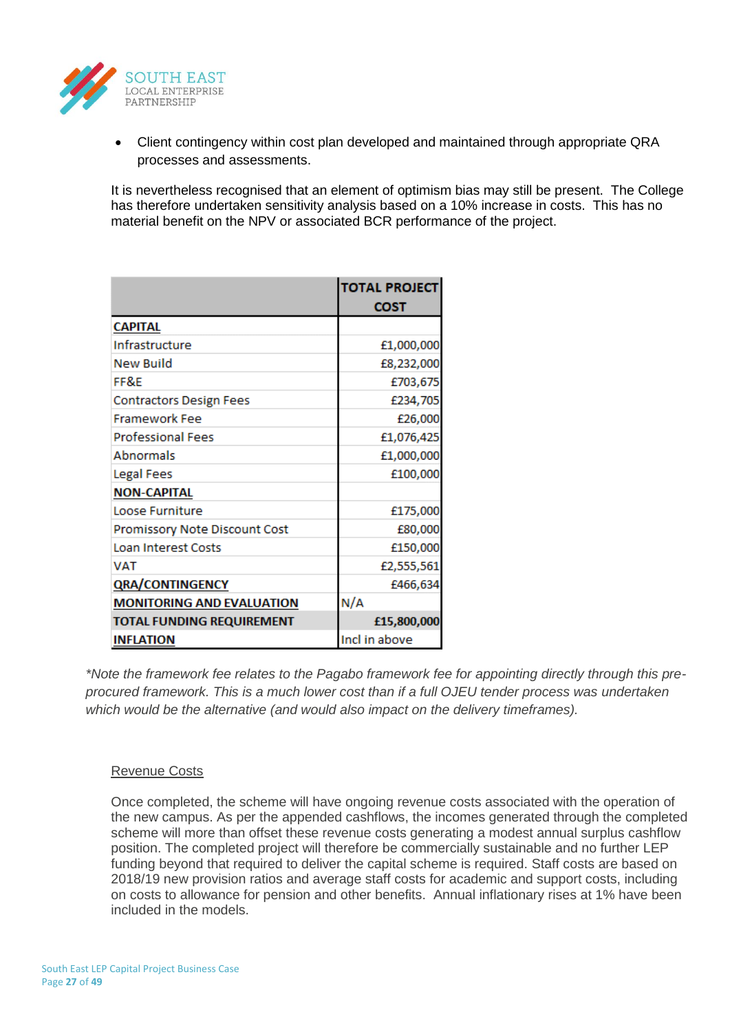- Client contingency within cost plan developed and maintained through appropriate QRA processes and assessments.

It is nevertheless recognised that an element of optimism bias may still be present. The College has therefore undertaken sensitivity analysis based on a 10% increase in costs. This has no material benefit on the NPV or associated BCR performance of the project.

| | TOTAL PROJECT COST |
|---|---|
| **CAPITAL** | |
| Infrastructure | £1,000,000 |
| New Build | £8,232,000 |
| FF&E | £703,675 |
| Contractors Design Fees | £234,705 |
| Framework Fee | £26,000 |
| Professional Fees | £1,076,425 |
| Abnormals | £1,000,000 |
| Legal Fees | £100,000 |
| **NON-CAPITAL** | |
| Loose Furniture | £175,000 |
| Promissory Note Discount Cost | £80,000 |
| Loan Interest Costs | £150,000 |
| VAT | £2,555,561 |
| **QRA/CONTINGENCY** | £466,634 |
| **MONITORING AND EVALUATION** | N/A |
| **TOTAL FUNDING REQUIREMENT** | **£15,800,000** |
| **INFLATION** | Incl in above |

*\*Note the framework fee relates to the Pagabo framework fee for appointing directly through this pre-procured framework. This is a much lower cost than if a full OJEU tender process was undertaken which would be the alternative (and would also impact on the delivery timeframes).*

Revenue Costs

Once completed, the scheme will have ongoing revenue costs associated with the operation of the new campus. As per the appended cashflows, the incomes generated through the completed scheme will more than offset these revenue costs generating a modest annual surplus cashflow position. The completed project will therefore be commercially sustainable and no further LEP funding beyond that required to deliver the capital scheme is required. Staff costs are based on 2018/19 new provision ratios and average staff costs for academic and support costs, including on costs to allowance for pension and other benefits. Annual inflationary rises at 1% have been included in the models.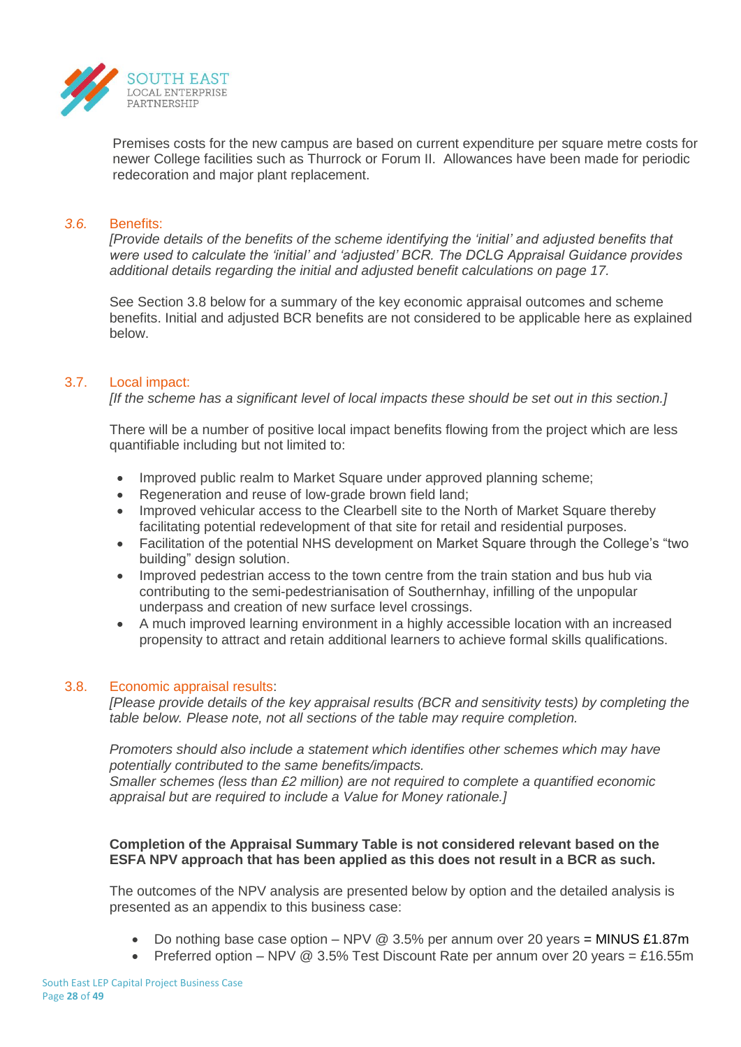Premises costs for the new campus are based on current expenditure per square metre costs for newer College facilities such as Thurrock or Forum II. Allowances have been made for periodic redecoration and major plant replacement.

### *3.6.* Benefits:

*[Provide details of the benefits of the scheme identifying the 'initial' and adjusted benefits that were used to calculate the 'initial' and 'adjusted' BCR. The DCLG Appraisal Guidance provides additional details regarding the initial and adjusted benefit calculations on page 17.*

See Section 3.8 below for a summary of the key economic appraisal outcomes and scheme benefits. Initial and adjusted BCR benefits are not considered to be applicable here as explained below.

### 3.7. Local impact:

*[If the scheme has a significant level of local impacts these should be set out in this section.]*

There will be a number of positive local impact benefits flowing from the project which are less quantifiable including but not limited to:

- Improved public realm to Market Square under approved planning scheme;
- Regeneration and reuse of low-grade brown field land;
- Improved vehicular access to the Clearbell site to the North of Market Square thereby facilitating potential redevelopment of that site for retail and residential purposes.
- Facilitation of the potential NHS development on Market Square through the College's "two building" design solution.
- Improved pedestrian access to the town centre from the train station and bus hub via contributing to the semi-pedestrianisation of Southernhay, infilling of the unpopular underpass and creation of new surface level crossings.
- A much improved learning environment in a highly accessible location with an increased propensity to attract and retain additional learners to achieve formal skills qualifications.

### 3.8. Economic appraisal results:

*[Please provide details of the key appraisal results (BCR and sensitivity tests) by completing the table below. Please note, not all sections of the table may require completion.*

*Promoters should also include a statement which identifies other schemes which may have potentially contributed to the same benefits/impacts.*
*Smaller schemes (less than £2 million) are not required to complete a quantified economic appraisal but are required to include a Value for Money rationale.]*

**Completion of the Appraisal Summary Table is not considered relevant based on the ESFA NPV approach that has been applied as this does not result in a BCR as such.**

The outcomes of the NPV analysis are presented below by option and the detailed analysis is presented as an appendix to this business case:

- Do nothing base case option – NPV @ 3.5% per annum over 20 years = MINUS £1.87m
- Preferred option – NPV @ 3.5% Test Discount Rate per annum over 20 years = £16.55m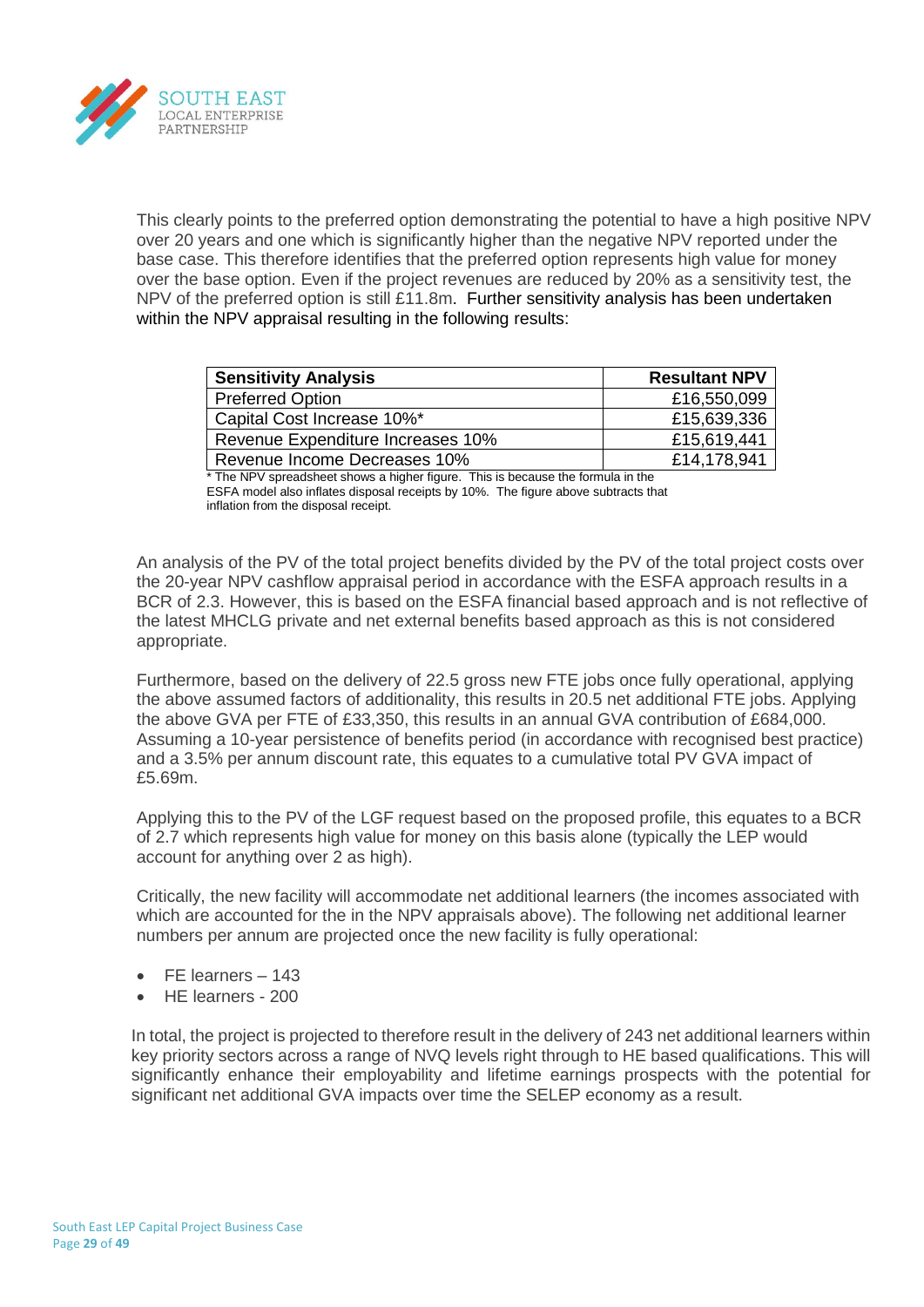This clearly points to the preferred option demonstrating the potential to have a high positive NPV over 20 years and one which is significantly higher than the negative NPV reported under the base case. This therefore identifies that the preferred option represents high value for money over the base option. Even if the project revenues are reduced by 20% as a sensitivity test, the NPV of the preferred option is still £11.8m. Further sensitivity analysis has been undertaken within the NPV appraisal resulting in the following results:

| Sensitivity Analysis | Resultant NPV |
|---|---|
| Preferred Option | £16,550,099 |
| Capital Cost Increase 10%* | £15,639,336 |
| Revenue Expenditure Increases 10% | £15,619,441 |
| Revenue Income Decreases 10% | £14,178,941 |

* The NPV spreadsheet shows a higher figure. This is because the formula in the ESFA model also inflates disposal receipts by 10%. The figure above subtracts that inflation from the disposal receipt.

An analysis of the PV of the total project benefits divided by the PV of the total project costs over the 20-year NPV cashflow appraisal period in accordance with the ESFA approach results in a BCR of 2.3. However, this is based on the ESFA financial based approach and is not reflective of the latest MHCLG private and net external benefits based approach as this is not considered appropriate.

Furthermore, based on the delivery of 22.5 gross new FTE jobs once fully operational, applying the above assumed factors of additionality, this results in 20.5 net additional FTE jobs. Applying the above GVA per FTE of £33,350, this results in an annual GVA contribution of £684,000. Assuming a 10-year persistence of benefits period (in accordance with recognised best practice) and a 3.5% per annum discount rate, this equates to a cumulative total PV GVA impact of £5.69m.

Applying this to the PV of the LGF request based on the proposed profile, this equates to a BCR of 2.7 which represents high value for money on this basis alone (typically the LEP would account for anything over 2 as high).

Critically, the new facility will accommodate net additional learners (the incomes associated with which are accounted for the in the NPV appraisals above). The following net additional learner numbers per annum are projected once the new facility is fully operational:

- FE learners – 143
- HE learners - 200

In total, the project is projected to therefore result in the delivery of 243 net additional learners within key priority sectors across a range of NVQ levels right through to HE based qualifications. This will significantly enhance their employability and lifetime earnings prospects with the potential for significant net additional GVA impacts over time the SELEP economy as a result.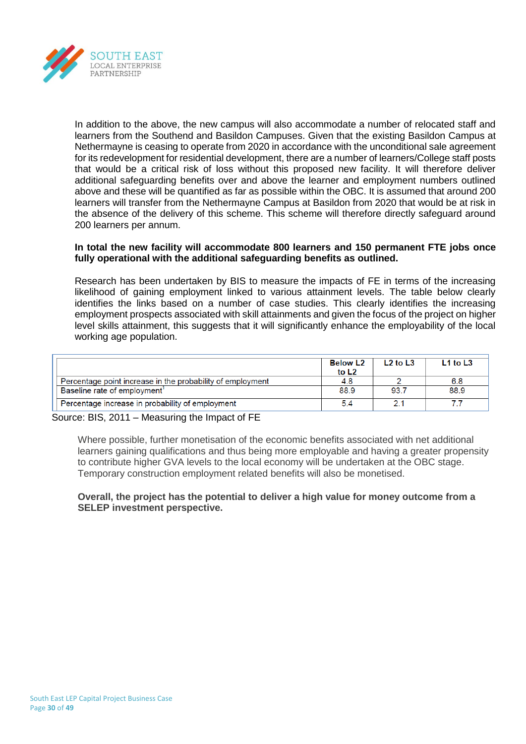In addition to the above, the new campus will also accommodate a number of relocated staff and learners from the Southend and Basildon Campuses. Given that the existing Basildon Campus at Nethermayne is ceasing to operate from 2020 in accordance with the unconditional sale agreement for its redevelopment for residential development, there are a number of learners/College staff posts that would be a critical risk of loss without this proposed new facility. It will therefore deliver additional safeguarding benefits over and above the learner and employment numbers outlined above and these will be quantified as far as possible within the OBC. It is assumed that around 200 learners will transfer from the Nethermayne Campus at Basildon from 2020 that would be at risk in the absence of the delivery of this scheme. This scheme will therefore directly safeguard around 200 learners per annum.

**In total the new facility will accommodate 800 learners and 150 permanent FTE jobs once fully operational with the additional safeguarding benefits as outlined.**

Research has been undertaken by BIS to measure the impacts of FE in terms of the increasing likelihood of gaining employment linked to various attainment levels. The table below clearly identifies the links based on a number of case studies. This clearly identifies the increasing employment prospects associated with skill attainments and given the focus of the project on higher level skills attainment, this suggests that it will significantly enhance the employability of the local working age population.

| | Below L2 to L2 | L2 to L3 | L1 to L3 |
|---|---|---|---|
| Percentage point increase in the probability of employment | 4.8 | 2 | 6.8 |
| Baseline rate of employment[1] | 88.9 | 93.7 | 88.9 |
| Percentage increase in probability of employment | 5.4 | 2.1 | 7.7 |

Source: BIS, 2011 – Measuring the Impact of FE

Where possible, further monetisation of the economic benefits associated with net additional learners gaining qualifications and thus being more employable and having a greater propensity to contribute higher GVA levels to the local economy will be undertaken at the OBC stage. Temporary construction employment related benefits will also be monetised.

**Overall, the project has the potential to deliver a high value for money outcome from a SELEP investment perspective.**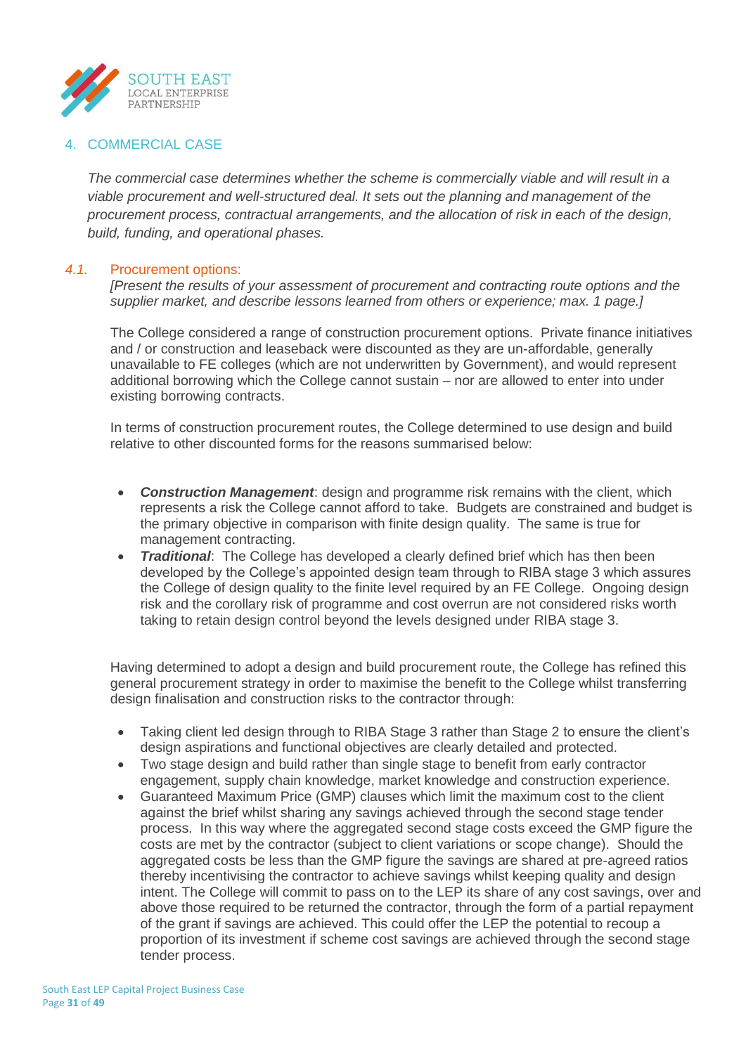## 4. COMMERCIAL CASE

*The commercial case determines whether the scheme is commercially viable and will result in a viable procurement and well-structured deal. It sets out the planning and management of the procurement process, contractual arrangements, and the allocation of risk in each of the design, build, funding, and operational phases.*

### *4.1.* Procurement options:

*[Present the results of your assessment of procurement and contracting route options and the supplier market, and describe lessons learned from others or experience; max. 1 page.]*

The College considered a range of construction procurement options. Private finance initiatives and / or construction and leaseback were discounted as they are un-affordable, generally unavailable to FE colleges (which are not underwritten by Government), and would represent additional borrowing which the College cannot sustain – nor are allowed to enter into under existing borrowing contracts.

In terms of construction procurement routes, the College determined to use design and build relative to other discounted forms for the reasons summarised below:

- ***Construction Management***: design and programme risk remains with the client, which represents a risk the College cannot afford to take. Budgets are constrained and budget is the primary objective in comparison with finite design quality. The same is true for management contracting.
- ***Traditional***: The College has developed a clearly defined brief which has then been developed by the College's appointed design team through to RIBA stage 3 which assures the College of design quality to the finite level required by an FE College. Ongoing design risk and the corollary risk of programme and cost overrun are not considered risks worth taking to retain design control beyond the levels designed under RIBA stage 3.

Having determined to adopt a design and build procurement route, the College has refined this general procurement strategy in order to maximise the benefit to the College whilst transferring design finalisation and construction risks to the contractor through:

- Taking client led design through to RIBA Stage 3 rather than Stage 2 to ensure the client's design aspirations and functional objectives are clearly detailed and protected.
- Two stage design and build rather than single stage to benefit from early contractor engagement, supply chain knowledge, market knowledge and construction experience.
- Guaranteed Maximum Price (GMP) clauses which limit the maximum cost to the client against the brief whilst sharing any savings achieved through the second stage tender process. In this way where the aggregated second stage costs exceed the GMP figure the costs are met by the contractor (subject to client variations or scope change). Should the aggregated costs be less than the GMP figure the savings are shared at pre-agreed ratios thereby incentivising the contractor to achieve savings whilst keeping quality and design intent. The College will commit to pass on to the LEP its share of any cost savings, over and above those required to be returned the contractor, through the form of a partial repayment of the grant if savings are achieved. This could offer the LEP the potential to recoup a proportion of its investment if scheme cost savings are achieved through the second stage tender process.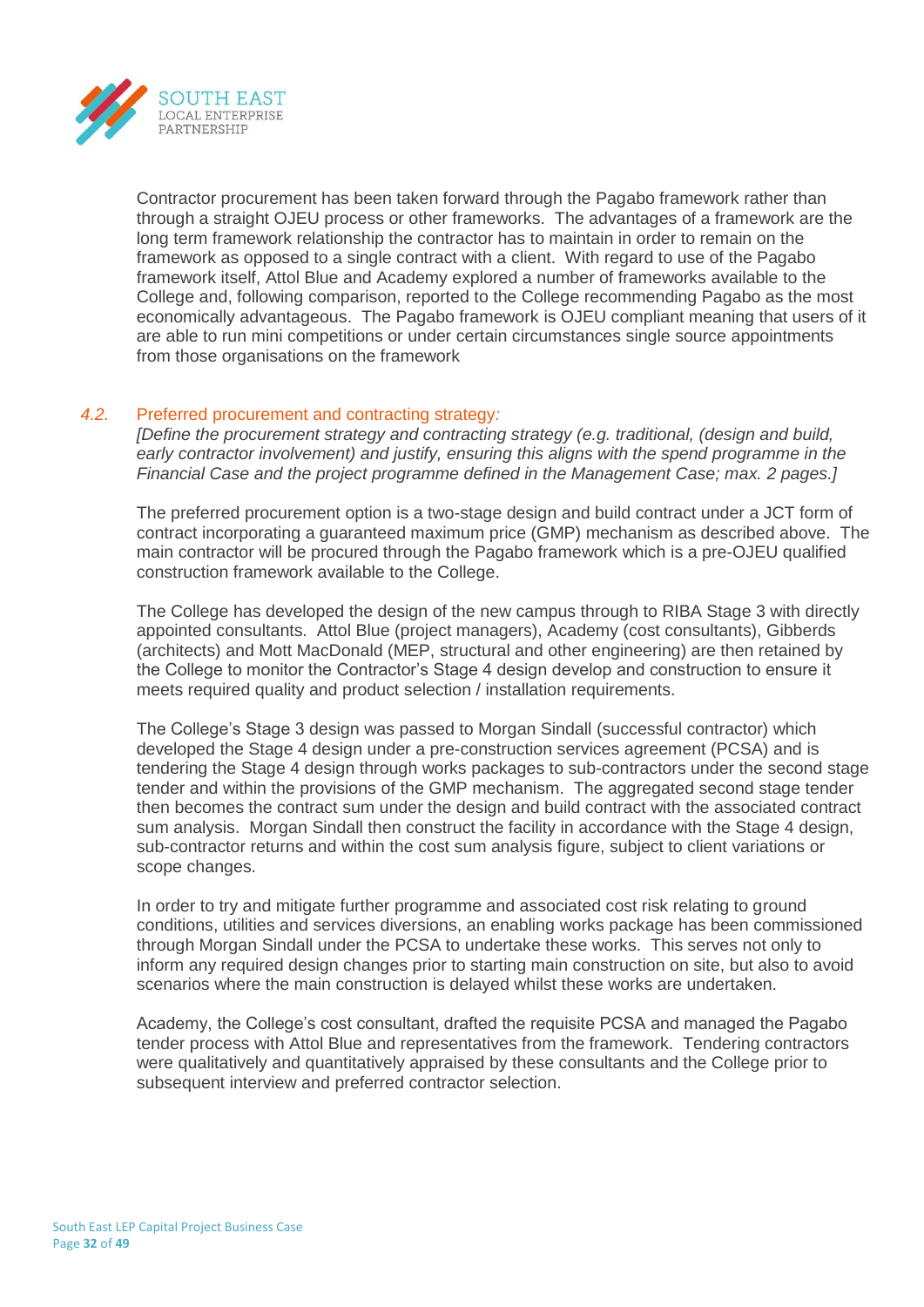Contractor procurement has been taken forward through the Pagabo framework rather than through a straight OJEU process or other frameworks. The advantages of a framework are the long term framework relationship the contractor has to maintain in order to remain on the framework as opposed to a single contract with a client. With regard to use of the Pagabo framework itself, Attol Blue and Academy explored a number of frameworks available to the College and, following comparison, reported to the College recommending Pagabo as the most economically advantageous. The Pagabo framework is OJEU compliant meaning that users of it are able to run mini competitions or under certain circumstances single source appointments from those organisations on the framework

### *4.2.* Preferred procurement and contracting strategy:

*[Define the procurement strategy and contracting strategy (e.g. traditional, (design and build, early contractor involvement) and justify, ensuring this aligns with the spend programme in the Financial Case and the project programme defined in the Management Case; max. 2 pages.]*

The preferred procurement option is a two-stage design and build contract under a JCT form of contract incorporating a guaranteed maximum price (GMP) mechanism as described above. The main contractor will be procured through the Pagabo framework which is a pre-OJEU qualified construction framework available to the College.

The College has developed the design of the new campus through to RIBA Stage 3 with directly appointed consultants. Attol Blue (project managers), Academy (cost consultants), Gibberds (architects) and Mott MacDonald (MEP, structural and other engineering) are then retained by the College to monitor the Contractor's Stage 4 design develop and construction to ensure it meets required quality and product selection / installation requirements.

The College's Stage 3 design was passed to Morgan Sindall (successful contractor) which developed the Stage 4 design under a pre-construction services agreement (PCSA) and is tendering the Stage 4 design through works packages to sub-contractors under the second stage tender and within the provisions of the GMP mechanism. The aggregated second stage tender then becomes the contract sum under the design and build contract with the associated contract sum analysis. Morgan Sindall then construct the facility in accordance with the Stage 4 design, sub-contractor returns and within the cost sum analysis figure, subject to client variations or scope changes.

In order to try and mitigate further programme and associated cost risk relating to ground conditions, utilities and services diversions, an enabling works package has been commissioned through Morgan Sindall under the PCSA to undertake these works. This serves not only to inform any required design changes prior to starting main construction on site, but also to avoid scenarios where the main construction is delayed whilst these works are undertaken.

Academy, the College's cost consultant, drafted the requisite PCSA and managed the Pagabo tender process with Attol Blue and representatives from the framework. Tendering contractors were qualitatively and quantitatively appraised by these consultants and the College prior to subsequent interview and preferred contractor selection.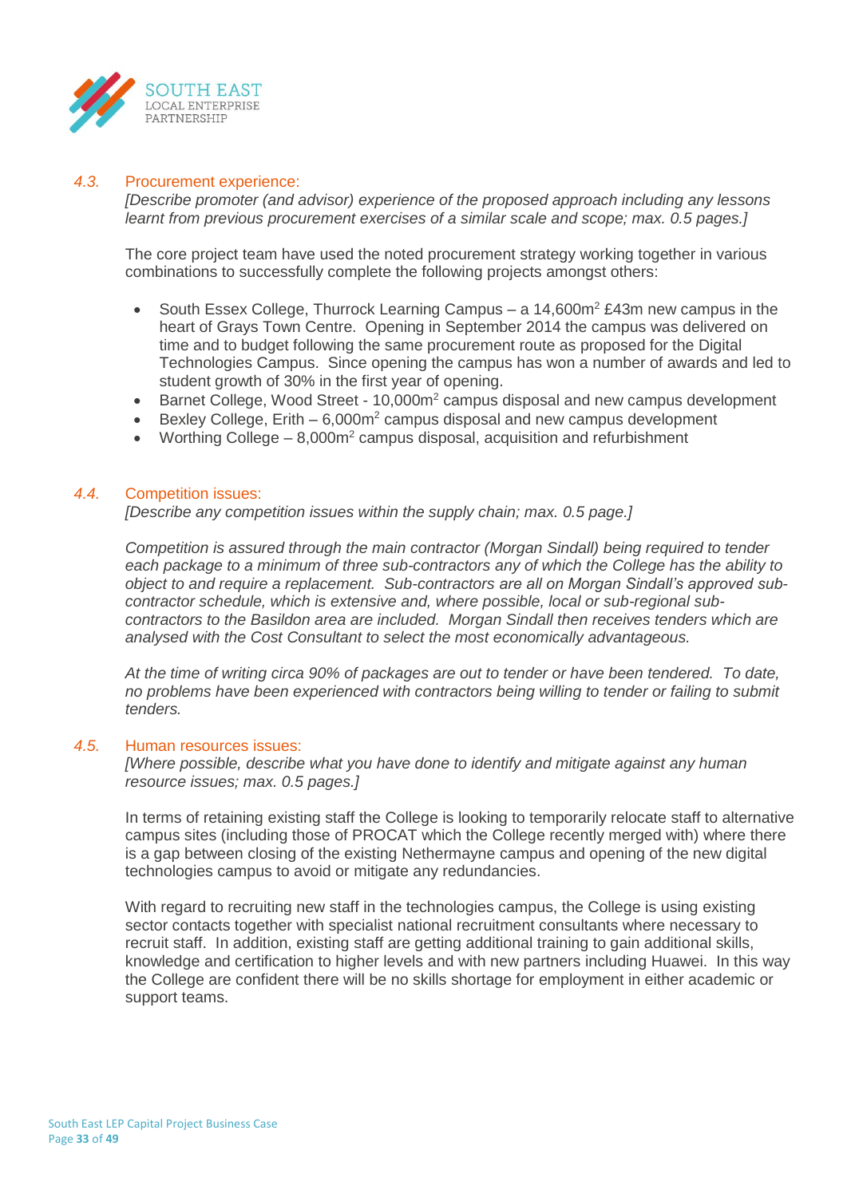### *4.3.* Procurement experience:

*[Describe promoter (and advisor) experience of the proposed approach including any lessons learnt from previous procurement exercises of a similar scale and scope; max. 0.5 pages.]*

The core project team have used the noted procurement strategy working together in various combinations to successfully complete the following projects amongst others:

- South Essex College, Thurrock Learning Campus – a 14,600m$^2$ £43m new campus in the heart of Grays Town Centre. Opening in September 2014 the campus was delivered on time and to budget following the same procurement route as proposed for the Digital Technologies Campus. Since opening the campus has won a number of awards and led to student growth of 30% in the first year of opening.
- Barnet College, Wood Street - 10,000m$^2$ campus disposal and new campus development
- Bexley College, Erith – 6,000m$^2$ campus disposal and new campus development
- Worthing College – 8,000m$^2$ campus disposal, acquisition and refurbishment

### *4.4.* Competition issues:

*[Describe any competition issues within the supply chain; max. 0.5 page.]*

*Competition is assured through the main contractor (Morgan Sindall) being required to tender each package to a minimum of three sub-contractors any of which the College has the ability to object to and require a replacement. Sub-contractors are all on Morgan Sindall's approved sub-contractor schedule, which is extensive and, where possible, local or sub-regional sub-contractors to the Basildon area are included. Morgan Sindall then receives tenders which are analysed with the Cost Consultant to select the most economically advantageous.*

*At the time of writing circa 90% of packages are out to tender or have been tendered. To date, no problems have been experienced with contractors being willing to tender or failing to submit tenders.*

### *4.5.* Human resources issues:

*[Where possible, describe what you have done to identify and mitigate against any human resource issues; max. 0.5 pages.]*

In terms of retaining existing staff the College is looking to temporarily relocate staff to alternative campus sites (including those of PROCAT which the College recently merged with) where there is a gap between closing of the existing Nethermayne campus and opening of the new digital technologies campus to avoid or mitigate any redundancies.

With regard to recruiting new staff in the technologies campus, the College is using existing sector contacts together with specialist national recruitment consultants where necessary to recruit staff. In addition, existing staff are getting additional training to gain additional skills, knowledge and certification to higher levels and with new partners including Huawei. In this way the College are confident there will be no skills shortage for employment in either academic or support teams.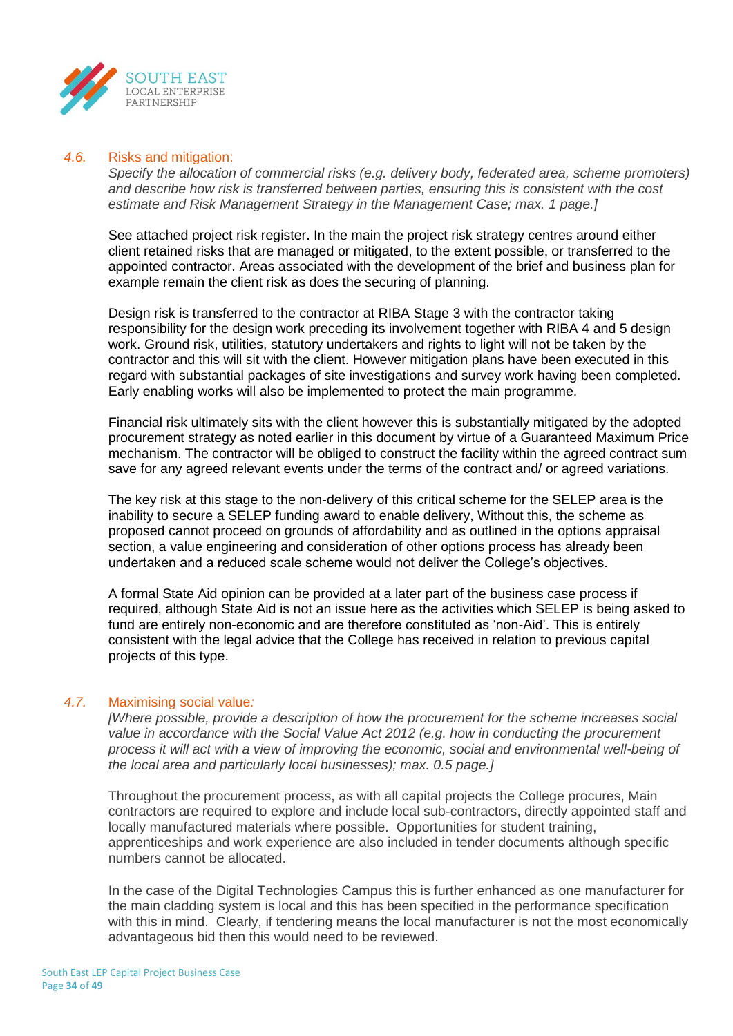### *4.6.* Risks and mitigation:

*Specify the allocation of commercial risks (e.g. delivery body, federated area, scheme promoters) and describe how risk is transferred between parties, ensuring this is consistent with the cost estimate and Risk Management Strategy in the Management Case; max. 1 page.]*

See attached project risk register. In the main the project risk strategy centres around either client retained risks that are managed or mitigated, to the extent possible, or transferred to the appointed contractor. Areas associated with the development of the brief and business plan for example remain the client risk as does the securing of planning.

Design risk is transferred to the contractor at RIBA Stage 3 with the contractor taking responsibility for the design work preceding its involvement together with RIBA 4 and 5 design work. Ground risk, utilities, statutory undertakers and rights to light will not be taken by the contractor and this will sit with the client. However mitigation plans have been executed in this regard with substantial packages of site investigations and survey work having been completed. Early enabling works will also be implemented to protect the main programme.

Financial risk ultimately sits with the client however this is substantially mitigated by the adopted procurement strategy as noted earlier in this document by virtue of a Guaranteed Maximum Price mechanism. The contractor will be obliged to construct the facility within the agreed contract sum save for any agreed relevant events under the terms of the contract and/ or agreed variations.

The key risk at this stage to the non-delivery of this critical scheme for the SELEP area is the inability to secure a SELEP funding award to enable delivery, Without this, the scheme as proposed cannot proceed on grounds of affordability and as outlined in the options appraisal section, a value engineering and consideration of other options process has already been undertaken and a reduced scale scheme would not deliver the College's objectives.

A formal State Aid opinion can be provided at a later part of the business case process if required, although State Aid is not an issue here as the activities which SELEP is being asked to fund are entirely non-economic and are therefore constituted as 'non-Aid'. This is entirely consistent with the legal advice that the College has received in relation to previous capital projects of this type.

### *4.7.* Maximising social value*:*

*[Where possible, provide a description of how the procurement for the scheme increases social value in accordance with the Social Value Act 2012 (e.g. how in conducting the procurement process it will act with a view of improving the economic, social and environmental well-being of the local area and particularly local businesses); max. 0.5 page.]*

Throughout the procurement process, as with all capital projects the College procures, Main contractors are required to explore and include local sub-contractors, directly appointed staff and locally manufactured materials where possible. Opportunities for student training, apprenticeships and work experience are also included in tender documents although specific numbers cannot be allocated.

In the case of the Digital Technologies Campus this is further enhanced as one manufacturer for the main cladding system is local and this has been specified in the performance specification with this in mind. Clearly, if tendering means the local manufacturer is not the most economically advantageous bid then this would need to be reviewed.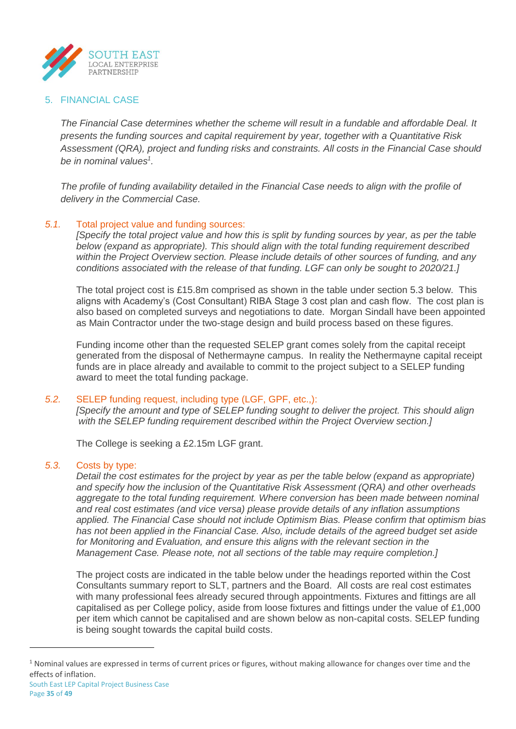## 5. FINANCIAL CASE

*The Financial Case determines whether the scheme will result in a fundable and affordable Deal. It presents the funding sources and capital requirement by year, together with a Quantitative Risk Assessment (QRA), project and funding risks and constraints. All costs in the Financial Case should be in nominal values[1].*

*The profile of funding availability detailed in the Financial Case needs to align with the profile of delivery in the Commercial Case.*

### 5.1. Total project value and funding sources:

*[Specify the total project value and how this is split by funding sources by year, as per the table below (expand as appropriate). This should align with the total funding requirement described within the Project Overview section. Please include details of other sources of funding, and any conditions associated with the release of that funding. LGF can only be sought to 2020/21.]*

The total project cost is £15.8m comprised as shown in the table under section 5.3 below. This aligns with Academy's (Cost Consultant) RIBA Stage 3 cost plan and cash flow. The cost plan is also based on completed surveys and negotiations to date. Morgan Sindall have been appointed as Main Contractor under the two-stage design and build process based on these figures.

Funding income other than the requested SELEP grant comes solely from the capital receipt generated from the disposal of Nethermayne campus. In reality the Nethermayne capital receipt funds are in place already and available to commit to the project subject to a SELEP funding award to meet the total funding package.

### 5.2. SELEP funding request, including type (LGF, GPF, etc.,):

*[Specify the amount and type of SELEP funding sought to deliver the project. This should align with the SELEP funding requirement described within the Project Overview section.]*

The College is seeking a £2.15m LGF grant.

### 5.3. Costs by type:

*Detail the cost estimates for the project by year as per the table below (expand as appropriate) and specify how the inclusion of the Quantitative Risk Assessment (QRA) and other overheads aggregate to the total funding requirement. Where conversion has been made between nominal and real cost estimates (and vice versa) please provide details of any inflation assumptions applied. The Financial Case should not include Optimism Bias. Please confirm that optimism bias has not been applied in the Financial Case. Also, include details of the agreed budget set aside for Monitoring and Evaluation, and ensure this aligns with the relevant section in the Management Case. Please note, not all sections of the table may require completion.]*

The project costs are indicated in the table below under the headings reported within the Cost Consultants summary report to SLT, partners and the Board. All costs are real cost estimates with many professional fees already secured through appointments. Fixtures and fittings are all capitalised as per College policy, aside from loose fixtures and fittings under the value of £1,000 per item which cannot be capitalised and are shown below as non-capital costs. SELEP funding is being sought towards the capital build costs.

[1] Nominal values are expressed in terms of current prices or figures, without making allowance for changes over time and the effects of inflation.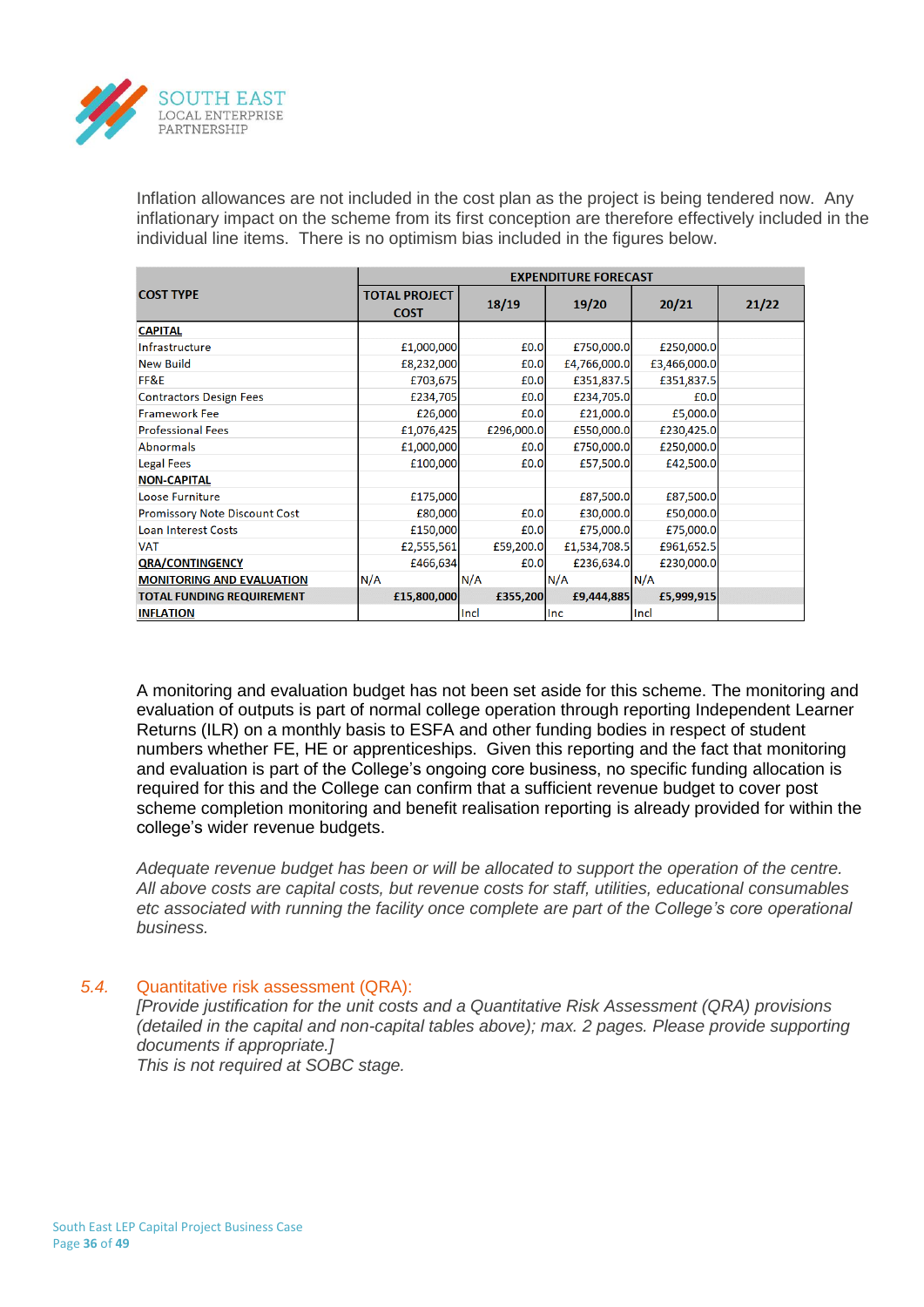Inflation allowances are not included in the cost plan as the project is being tendered now. Any inflationary impact on the scheme from its first conception are therefore effectively included in the individual line items. There is no optimism bias included in the figures below.

| COST TYPE | TOTAL PROJECT COST | EXPENDITURE FORECAST | | | |
|---|---|---|---|---|---|
| | | 18/19 | 19/20 | 20/21 | 21/22 |
| **CAPITAL** | | | | | |
| Infrastructure | £1,000,000 | £0.0 | £750,000.0 | £250,000.0 | |
| New Build | £8,232,000 | £0.0 | £4,766,000.0 | £3,466,000.0 | |
| FF&E | £703,675 | £0.0 | £351,837.5 | £351,837.5 | |
| Contractors Design Fees | £234,705 | £0.0 | £234,705.0 | £0.0 | |
| Framework Fee | £26,000 | £0.0 | £21,000.0 | £5,000.0 | |
| Professional Fees | £1,076,425 | £296,000.0 | £550,000.0 | £230,425.0 | |
| Abnormals | £1,000,000 | £0.0 | £750,000.0 | £250,000.0 | |
| Legal Fees | £100,000 | £0.0 | £57,500.0 | £42,500.0 | |
| **NON-CAPITAL** | | | | | |
| Loose Furniture | £175,000 | | £87,500.0 | £87,500.0 | |
| Promissory Note Discount Cost | £80,000 | £0.0 | £30,000.0 | £50,000.0 | |
| Loan Interest Costs | £150,000 | £0.0 | £75,000.0 | £75,000.0 | |
| VAT | £2,555,561 | £59,200.0 | £1,534,708.5 | £961,652.5 | |
| **QRA/CONTINGENCY** | £466,634 | £0.0 | £236,634.0 | £230,000.0 | |
| **MONITORING AND EVALUATION** | N/A | N/A | N/A | N/A | |
| **TOTAL FUNDING REQUIREMENT** | **£15,800,000** | **£355,200** | **£9,444,885** | **£5,999,915** | |
| **INFLATION** | | Incl | Inc | Incl | |

A monitoring and evaluation budget has not been set aside for this scheme. The monitoring and evaluation of outputs is part of normal college operation through reporting Independent Learner Returns (ILR) on a monthly basis to ESFA and other funding bodies in respect of student numbers whether FE, HE or apprenticeships. Given this reporting and the fact that monitoring and evaluation is part of the College's ongoing core business, no specific funding allocation is required for this and the College can confirm that a sufficient revenue budget to cover post scheme completion monitoring and benefit realisation reporting is already provided for within the college's wider revenue budgets.

*Adequate revenue budget has been or will be allocated to support the operation of the centre. All above costs are capital costs, but revenue costs for staff, utilities, educational consumables etc associated with running the facility once complete are part of the College's core operational business.*

### 5.4. Quantitative risk assessment (QRA):

*[Provide justification for the unit costs and a Quantitative Risk Assessment (QRA) provisions (detailed in the capital and non-capital tables above); max. 2 pages. Please provide supporting documents if appropriate.]*

*This is not required at SOBC stage.*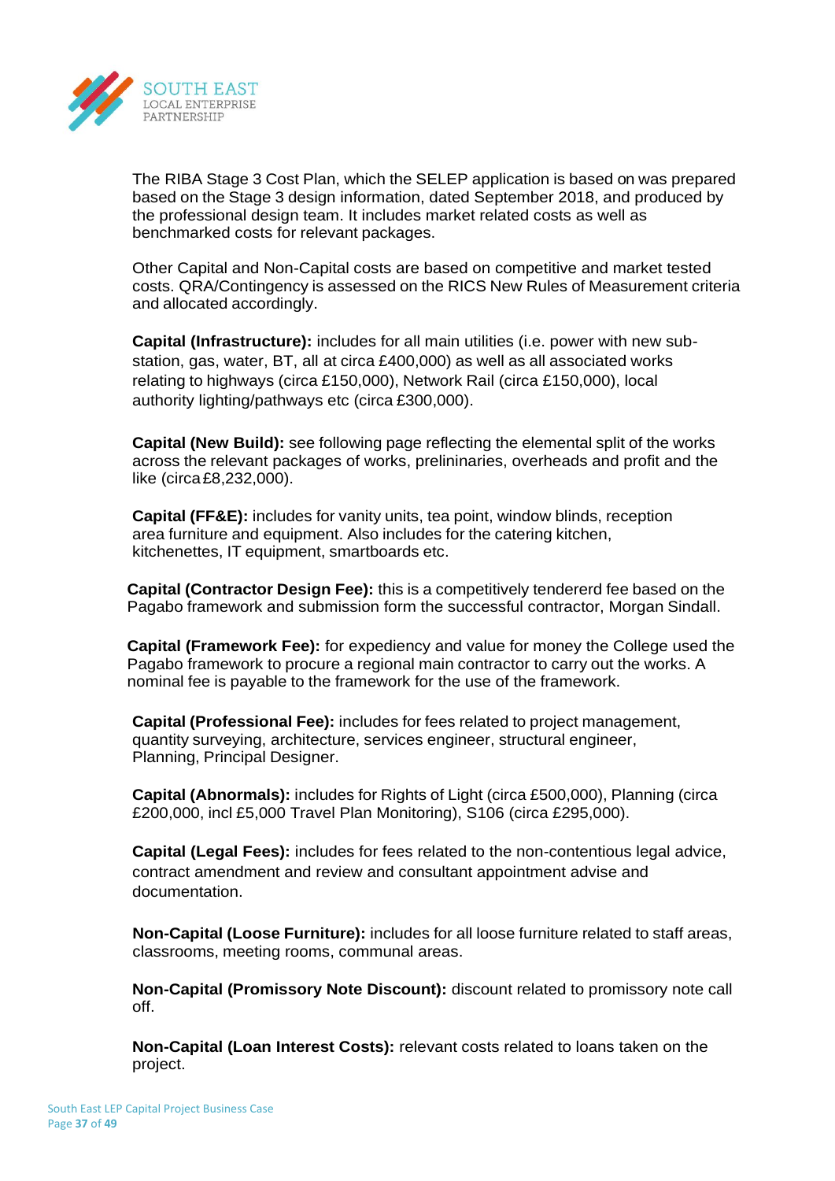The RIBA Stage 3 Cost Plan, which the SELEP application is based on was prepared based on the Stage 3 design information, dated September 2018, and produced by the professional design team. It includes market related costs as well as benchmarked costs for relevant packages.

Other Capital and Non-Capital costs are based on competitive and market tested costs. QRA/Contingency is assessed on the RICS New Rules of Measurement criteria and allocated accordingly.

**Capital (Infrastructure):** includes for all main utilities (i.e. power with new sub-station, gas, water, BT, all at circa £400,000) as well as all associated works relating to highways (circa £150,000), Network Rail (circa £150,000), local authority lighting/pathways etc (circa £300,000).

**Capital (New Build):** see following page reflecting the elemental split of the works across the relevant packages of works, prelininaries, overheads and profit and the like (circa £8,232,000).

**Capital (FF&E):** includes for vanity units, tea point, window blinds, reception area furniture and equipment. Also includes for the catering kitchen, kitchenettes, IT equipment, smartboards etc.

**Capital (Contractor Design Fee):** this is a competitively tendererd fee based on the Pagabo framework and submission form the successful contractor, Morgan Sindall.

**Capital (Framework Fee):** for expediency and value for money the College used the Pagabo framework to procure a regional main contractor to carry out the works. A nominal fee is payable to the framework for the use of the framework.

**Capital (Professional Fee):** includes for fees related to project management, quantity surveying, architecture, services engineer, structural engineer, Planning, Principal Designer.

**Capital (Abnormals):** includes for Rights of Light (circa £500,000), Planning (circa £200,000, incl £5,000 Travel Plan Monitoring), S106 (circa £295,000).

**Capital (Legal Fees):** includes for fees related to the non-contentious legal advice, contract amendment and review and consultant appointment advise and documentation.

**Non-Capital (Loose Furniture):** includes for all loose furniture related to staff areas, classrooms, meeting rooms, communal areas.

**Non-Capital (Promissory Note Discount):** discount related to promissory note call off.

**Non-Capital (Loan Interest Costs):** relevant costs related to loans taken on the project.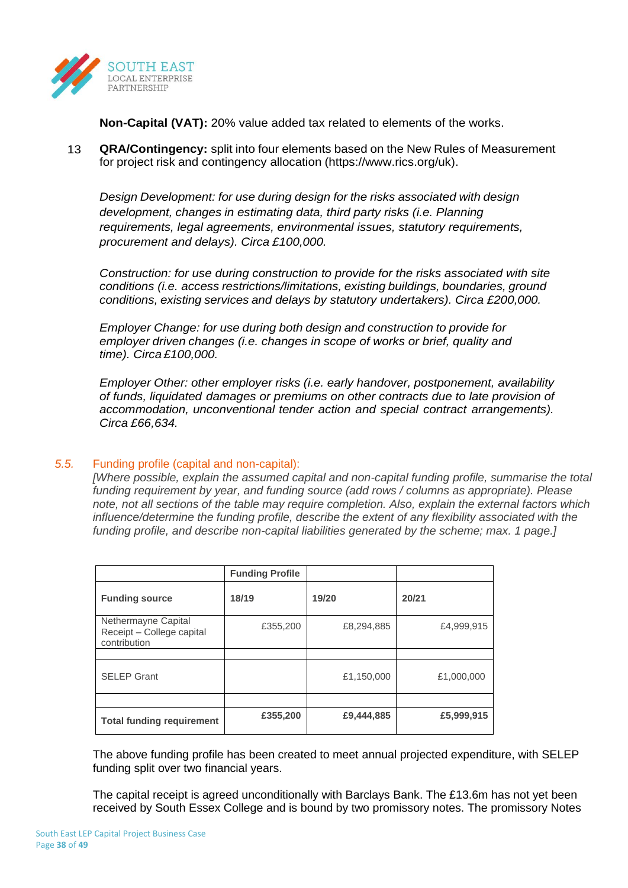**Non-Capital (VAT):** 20% value added tax related to elements of the works.

13 **QRA/Contingency:** split into four elements based on the New Rules of Measurement for project risk and contingency allocation (https://www.rics.org/uk).

*Design Development: for use during design for the risks associated with design development, changes in estimating data, third party risks (i.e. Planning requirements, legal agreements, environmental issues, statutory requirements, procurement and delays). Circa £100,000.*

*Construction: for use during construction to provide for the risks associated with site conditions (i.e. access restrictions/limitations, existing buildings, boundaries, ground conditions, existing services and delays by statutory undertakers). Circa £200,000.*

*Employer Change: for use during both design and construction to provide for employer driven changes (i.e. changes in scope of works or brief, quality and time). Circa £100,000.*

*Employer Other: other employer risks (i.e. early handover, postponement, availability of funds, liquidated damages or premiums on other contracts due to late provision of accommodation, unconventional tender action and special contract arrangements). Circa £66,634.*

### *5.5.* Funding profile (capital and non-capital):

*[Where possible, explain the assumed capital and non-capital funding profile, summarise the total funding requirement by year, and funding source (add rows / columns as appropriate). Please note, not all sections of the table may require completion. Also, explain the external factors which influence/determine the funding profile, describe the extent of any flexibility associated with the funding profile, and describe non-capital liabilities generated by the scheme; max. 1 page.]*

| | **Funding Profile** | | |
|---|---|---|---|
| **Funding source** | **18/19** | **19/20** | **20/21** |
| Nethermayne Capital Receipt – College capital contribution | £355,200 | £8,294,885 | £4,999,915 |
| | | | |
| SELEP Grant | | £1,150,000 | £1,000,000 |
| | | | |
| **Total funding requirement** | **£355,200** | **£9,444,885** | **£5,999,915** |

The above funding profile has been created to meet annual projected expenditure, with SELEP funding split over two financial years.

The capital receipt is agreed unconditionally with Barclays Bank. The £13.6m has not yet been received by South Essex College and is bound by two promissory notes. The promissory Notes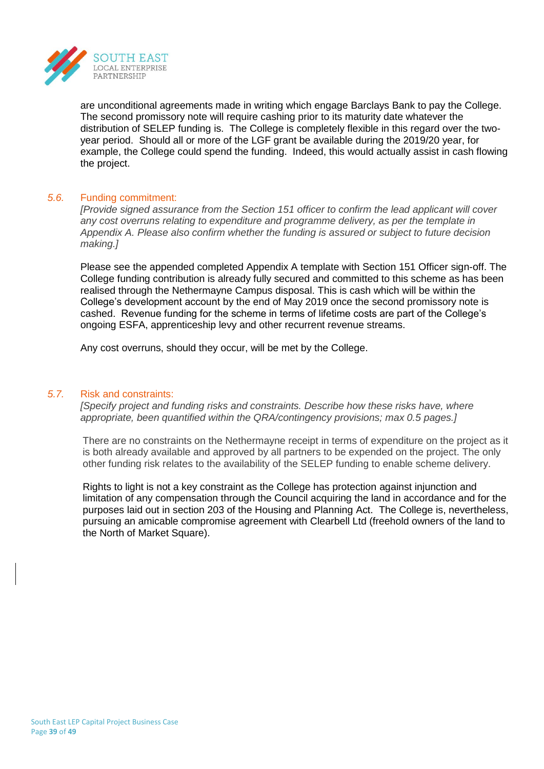are unconditional agreements made in writing which engage Barclays Bank to pay the College. The second promissory note will require cashing prior to its maturity date whatever the distribution of SELEP funding is. The College is completely flexible in this regard over the two-year period. Should all or more of the LGF grant be available during the 2019/20 year, for example, the College could spend the funding. Indeed, this would actually assist in cash flowing the project.

### *5.6.* Funding commitment:

*[Provide signed assurance from the Section 151 officer to confirm the lead applicant will cover any cost overruns relating to expenditure and programme delivery, as per the template in Appendix A. Please also confirm whether the funding is assured or subject to future decision making.]*

Please see the appended completed Appendix A template with Section 151 Officer sign-off. The College funding contribution is already fully secured and committed to this scheme as has been realised through the Nethermayne Campus disposal. This is cash which will be within the College's development account by the end of May 2019 once the second promissory note is cashed. Revenue funding for the scheme in terms of lifetime costs are part of the College's ongoing ESFA, apprenticeship levy and other recurrent revenue streams.

Any cost overruns, should they occur, will be met by the College.

### *5.7.* Risk and constraints:

*[Specify project and funding risks and constraints. Describe how these risks have, where appropriate, been quantified within the QRA/contingency provisions; max 0.5 pages.]*

There are no constraints on the Nethermayne receipt in terms of expenditure on the project as it is both already available and approved by all partners to be expended on the project. The only other funding risk relates to the availability of the SELEP funding to enable scheme delivery.

Rights to light is not a key constraint as the College has protection against injunction and limitation of any compensation through the Council acquiring the land in accordance and for the purposes laid out in section 203 of the Housing and Planning Act. The College is, nevertheless, pursuing an amicable compromise agreement with Clearbell Ltd (freehold owners of the land to the North of Market Square).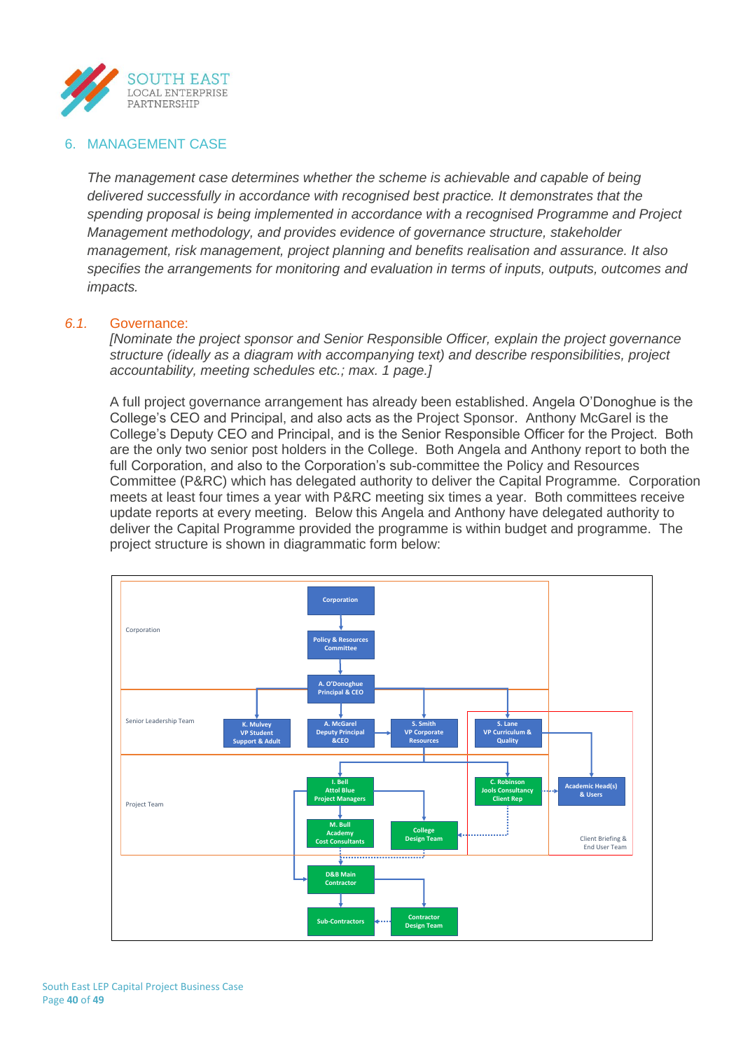## 6. MANAGEMENT CASE

*The management case determines whether the scheme is achievable and capable of being delivered successfully in accordance with recognised best practice. It demonstrates that the spending proposal is being implemented in accordance with a recognised Programme and Project Management methodology, and provides evidence of governance structure, stakeholder management, risk management, project planning and benefits realisation and assurance. It also specifies the arrangements for monitoring and evaluation in terms of inputs, outputs, outcomes and impacts.*

### *6.1.* Governance:

*[Nominate the project sponsor and Senior Responsible Officer, explain the project governance structure (ideally as a diagram with accompanying text) and describe responsibilities, project accountability, meeting schedules etc.; max. 1 page.]*

A full project governance arrangement has already been established. Angela O'Donoghue is the College's CEO and Principal, and also acts as the Project Sponsor. Anthony McGarel is the College's Deputy CEO and Principal, and is the Senior Responsible Officer for the Project. Both are the only two senior post holders in the College. Both Angela and Anthony report to both the full Corporation, and also to the Corporation's sub-committee the Policy and Resources Committee (P&RC) which has delegated authority to deliver the Capital Programme. Corporation meets at least four times a year with P&RC meeting six times a year. Both committees receive update reports at every meeting. Below this Angela and Anthony have delegated authority to deliver the Capital Programme provided the programme is within budget and programme. The project structure is shown in diagrammatic form below:

Corporation
- Corporation
- Policy & Resources Committee
- A. O'Donoghue Principal & CEO

Senior Leadership Team
- K. Mulvey VP Student Support & Adult
- A. McGarel Deputy Principal &CEO
- S. Smith VP Corporate Resources
- S. Lane VP Curriculum & Quality

Project Team
- I. Bell Attol Blue Project Managers
- M. Bull Academy Cost Consultants
- College Design Team
- C. Robinson Jools Consultancy Client Rep

Client Briefing & End User Team
- Academic Head(s) & Users

- D&B Main Contractor
- Sub-Contractors
- Contractor Design Team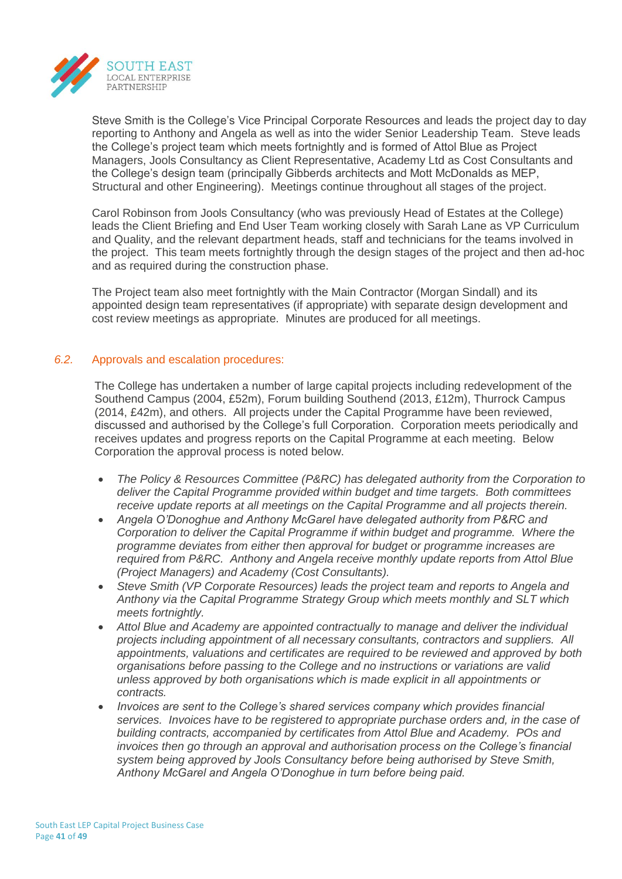Steve Smith is the College's Vice Principal Corporate Resources and leads the project day to day reporting to Anthony and Angela as well as into the wider Senior Leadership Team. Steve leads the College's project team which meets fortnightly and is formed of Attol Blue as Project Managers, Jools Consultancy as Client Representative, Academy Ltd as Cost Consultants and the College's design team (principally Gibberds architects and Mott McDonalds as MEP, Structural and other Engineering). Meetings continue throughout all stages of the project.

Carol Robinson from Jools Consultancy (who was previously Head of Estates at the College) leads the Client Briefing and End User Team working closely with Sarah Lane as VP Curriculum and Quality, and the relevant department heads, staff and technicians for the teams involved in the project. This team meets fortnightly through the design stages of the project and then ad-hoc and as required during the construction phase.

The Project team also meet fortnightly with the Main Contractor (Morgan Sindall) and its appointed design team representatives (if appropriate) with separate design development and cost review meetings as appropriate. Minutes are produced for all meetings.

## *6.2.* Approvals and escalation procedures:

The College has undertaken a number of large capital projects including redevelopment of the Southend Campus (2004, £52m), Forum building Southend (2013, £12m), Thurrock Campus (2014, £42m), and others. All projects under the Capital Programme have been reviewed, discussed and authorised by the College's full Corporation. Corporation meets periodically and receives updates and progress reports on the Capital Programme at each meeting. Below Corporation the approval process is noted below.

- *The Policy & Resources Committee (P&RC) has delegated authority from the Corporation to deliver the Capital Programme provided within budget and time targets. Both committees receive update reports at all meetings on the Capital Programme and all projects therein.*
- *Angela O'Donoghue and Anthony McGarel have delegated authority from P&RC and Corporation to deliver the Capital Programme if within budget and programme. Where the programme deviates from either then approval for budget or programme increases are required from P&RC. Anthony and Angela receive monthly update reports from Attol Blue (Project Managers) and Academy (Cost Consultants).*
- *Steve Smith (VP Corporate Resources) leads the project team and reports to Angela and Anthony via the Capital Programme Strategy Group which meets monthly and SLT which meets fortnightly.*
- *Attol Blue and Academy are appointed contractually to manage and deliver the individual projects including appointment of all necessary consultants, contractors and suppliers. All appointments, valuations and certificates are required to be reviewed and approved by both organisations before passing to the College and no instructions or variations are valid unless approved by both organisations which is made explicit in all appointments or contracts.*
- *Invoices are sent to the College's shared services company which provides financial services. Invoices have to be registered to appropriate purchase orders and, in the case of building contracts, accompanied by certificates from Attol Blue and Academy. POs and invoices then go through an approval and authorisation process on the College's financial system being approved by Jools Consultancy before being authorised by Steve Smith, Anthony McGarel and Angela O'Donoghue in turn before being paid.*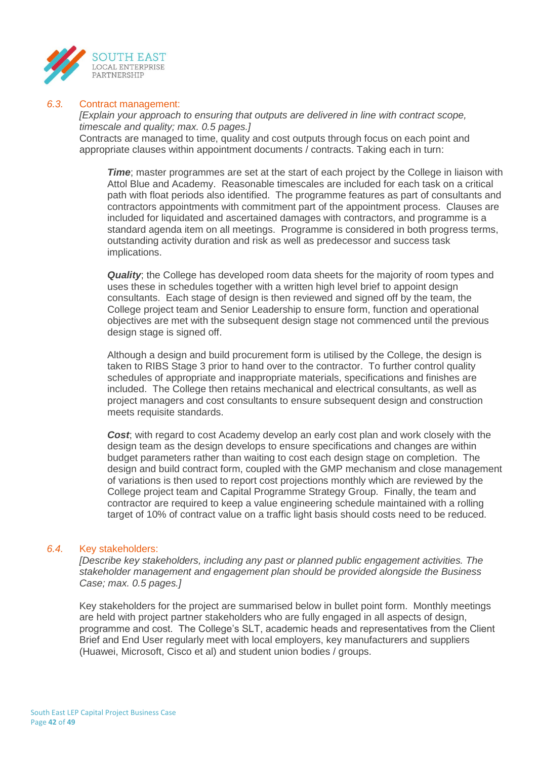### 6.3. Contract management:

*[Explain your approach to ensuring that outputs are delivered in line with contract scope, timescale and quality; max. 0.5 pages.]*

Contracts are managed to time, quality and cost outputs through focus on each point and appropriate clauses within appointment documents / contracts. Taking each in turn:

***Time***; master programmes are set at the start of each project by the College in liaison with Attol Blue and Academy. Reasonable timescales are included for each task on a critical path with float periods also identified. The programme features as part of consultants and contractors appointments with commitment part of the appointment process. Clauses are included for liquidated and ascertained damages with contractors, and programme is a standard agenda item on all meetings. Programme is considered in both progress terms, outstanding activity duration and risk as well as predecessor and success task implications.

***Quality***; the College has developed room data sheets for the majority of room types and uses these in schedules together with a written high level brief to appoint design consultants. Each stage of design is then reviewed and signed off by the team, the College project team and Senior Leadership to ensure form, function and operational objectives are met with the subsequent design stage not commenced until the previous design stage is signed off.

Although a design and build procurement form is utilised by the College, the design is taken to RIBS Stage 3 prior to hand over to the contractor. To further control quality schedules of appropriate and inappropriate materials, specifications and finishes are included. The College then retains mechanical and electrical consultants, as well as project managers and cost consultants to ensure subsequent design and construction meets requisite standards.

***Cost***; with regard to cost Academy develop an early cost plan and work closely with the design team as the design develops to ensure specifications and changes are within budget parameters rather than waiting to cost each design stage on completion. The design and build contract form, coupled with the GMP mechanism and close management of variations is then used to report cost projections monthly which are reviewed by the College project team and Capital Programme Strategy Group. Finally, the team and contractor are required to keep a value engineering schedule maintained with a rolling target of 10% of contract value on a traffic light basis should costs need to be reduced.

### 6.4. Key stakeholders:

*[Describe key stakeholders, including any past or planned public engagement activities. The stakeholder management and engagement plan should be provided alongside the Business Case; max. 0.5 pages.]*

Key stakeholders for the project are summarised below in bullet point form. Monthly meetings are held with project partner stakeholders who are fully engaged in all aspects of design, programme and cost. The College's SLT, academic heads and representatives from the Client Brief and End User regularly meet with local employers, key manufacturers and suppliers (Huawei, Microsoft, Cisco et al) and student union bodies / groups.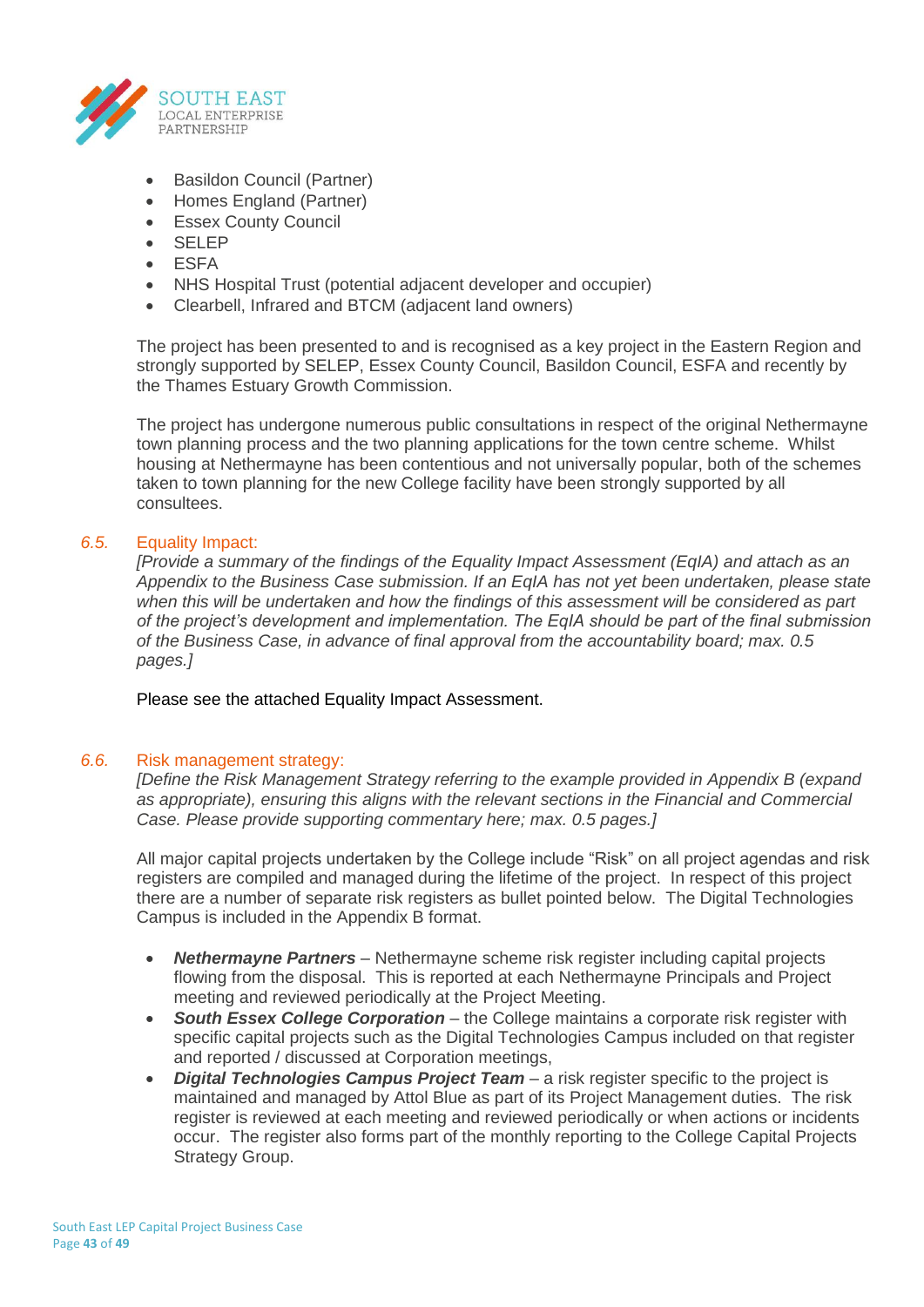- Basildon Council (Partner)
- Homes England (Partner)
- Essex County Council
- SELEP
- ESFA
- NHS Hospital Trust (potential adjacent developer and occupier)
- Clearbell, Infrared and BTCM (adjacent land owners)

The project has been presented to and is recognised as a key project in the Eastern Region and strongly supported by SELEP, Essex County Council, Basildon Council, ESFA and recently by the Thames Estuary Growth Commission.

The project has undergone numerous public consultations in respect of the original Nethermayne town planning process and the two planning applications for the town centre scheme. Whilst housing at Nethermayne has been contentious and not universally popular, both of the schemes taken to town planning for the new College facility have been strongly supported by all consultees.

### 6.5. Equality Impact:

*[Provide a summary of the findings of the Equality Impact Assessment (EqIA) and attach as an Appendix to the Business Case submission. If an EqIA has not yet been undertaken, please state when this will be undertaken and how the findings of this assessment will be considered as part of the project's development and implementation. The EqIA should be part of the final submission of the Business Case, in advance of final approval from the accountability board; max. 0.5 pages.]*

Please see the attached Equality Impact Assessment.

### 6.6. Risk management strategy:

*[Define the Risk Management Strategy referring to the example provided in Appendix B (expand as appropriate), ensuring this aligns with the relevant sections in the Financial and Commercial Case. Please provide supporting commentary here; max. 0.5 pages.]*

All major capital projects undertaken by the College include "Risk" on all project agendas and risk registers are compiled and managed during the lifetime of the project. In respect of this project there are a number of separate risk registers as bullet pointed below. The Digital Technologies Campus is included in the Appendix B format.

- ***Nethermayne Partners*** – Nethermayne scheme risk register including capital projects flowing from the disposal. This is reported at each Nethermayne Principals and Project meeting and reviewed periodically at the Project Meeting.
- ***South Essex College Corporation*** – the College maintains a corporate risk register with specific capital projects such as the Digital Technologies Campus included on that register and reported / discussed at Corporation meetings,
- ***Digital Technologies Campus Project Team*** – a risk register specific to the project is maintained and managed by Attol Blue as part of its Project Management duties. The risk register is reviewed at each meeting and reviewed periodically or when actions or incidents occur. The register also forms part of the monthly reporting to the College Capital Projects Strategy Group.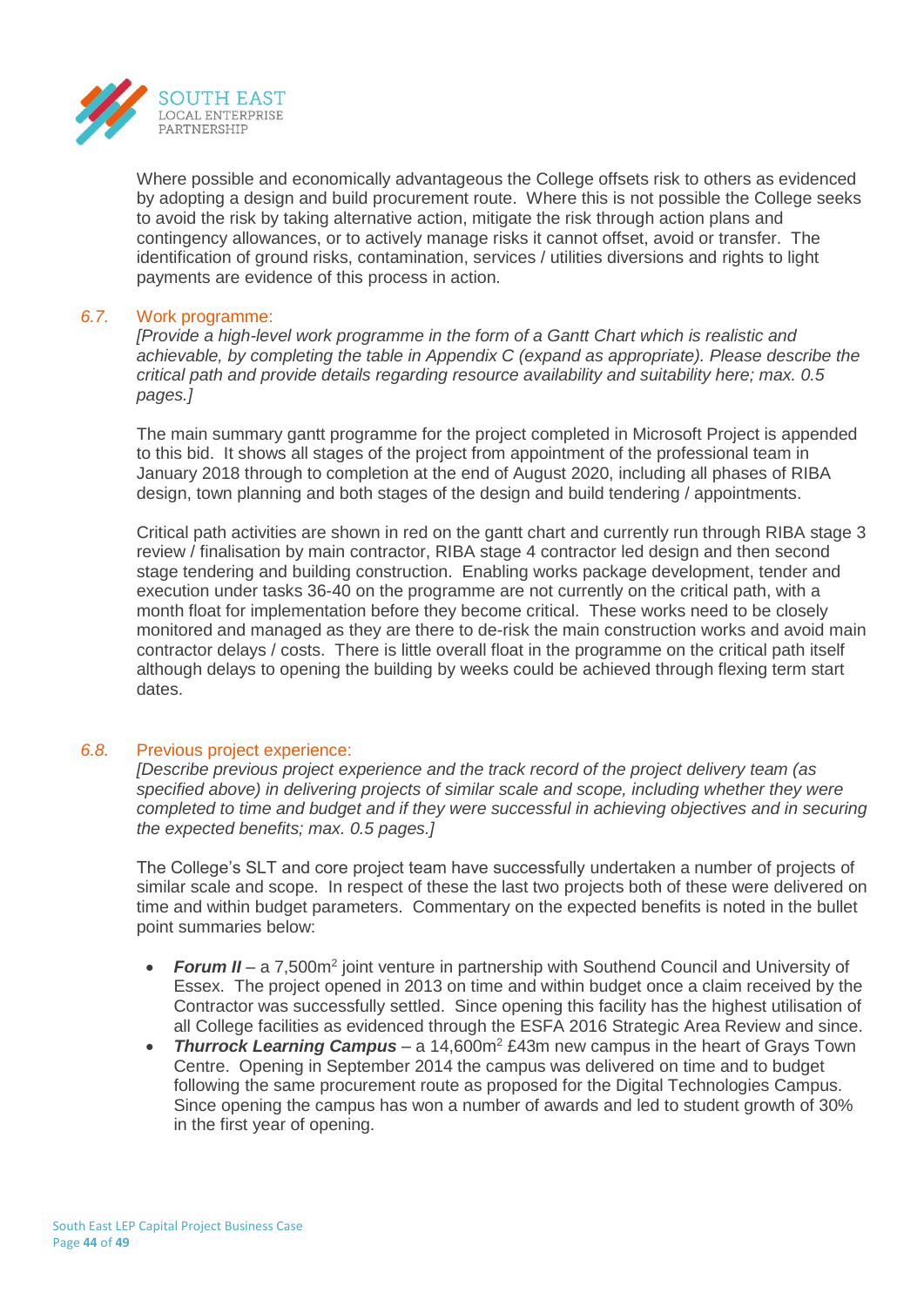Where possible and economically advantageous the College offsets risk to others as evidenced by adopting a design and build procurement route. Where this is not possible the College seeks to avoid the risk by taking alternative action, mitigate the risk through action plans and contingency allowances, or to actively manage risks it cannot offset, avoid or transfer. The identification of ground risks, contamination, services / utilities diversions and rights to light payments are evidence of this process in action.

### *6.7.* Work programme:

*[Provide a high-level work programme in the form of a Gantt Chart which is realistic and achievable, by completing the table in Appendix C (expand as appropriate). Please describe the critical path and provide details regarding resource availability and suitability here; max. 0.5 pages.]*

The main summary gantt programme for the project completed in Microsoft Project is appended to this bid. It shows all stages of the project from appointment of the professional team in January 2018 through to completion at the end of August 2020, including all phases of RIBA design, town planning and both stages of the design and build tendering / appointments.

Critical path activities are shown in red on the gantt chart and currently run through RIBA stage 3 review / finalisation by main contractor, RIBA stage 4 contractor led design and then second stage tendering and building construction. Enabling works package development, tender and execution under tasks 36-40 on the programme are not currently on the critical path, with a month float for implementation before they become critical. These works need to be closely monitored and managed as they are there to de-risk the main construction works and avoid main contractor delays / costs. There is little overall float in the programme on the critical path itself although delays to opening the building by weeks could be achieved through flexing term start dates.

### *6.8.* Previous project experience:

*[Describe previous project experience and the track record of the project delivery team (as specified above) in delivering projects of similar scale and scope, including whether they were completed to time and budget and if they were successful in achieving objectives and in securing the expected benefits; max. 0.5 pages.]*

The College's SLT and core project team have successfully undertaken a number of projects of similar scale and scope. In respect of these the last two projects both of these were delivered on time and within budget parameters. Commentary on the expected benefits is noted in the bullet point summaries below:

- ***Forum II*** – a 7,500m$^2$ joint venture in partnership with Southend Council and University of Essex. The project opened in 2013 on time and within budget once a claim received by the Contractor was successfully settled. Since opening this facility has the highest utilisation of all College facilities as evidenced through the ESFA 2016 Strategic Area Review and since.
- ***Thurrock Learning Campus*** – a 14,600m$^2$ £43m new campus in the heart of Grays Town Centre. Opening in September 2014 the campus was delivered on time and to budget following the same procurement route as proposed for the Digital Technologies Campus. Since opening the campus has won a number of awards and led to student growth of 30% in the first year of opening.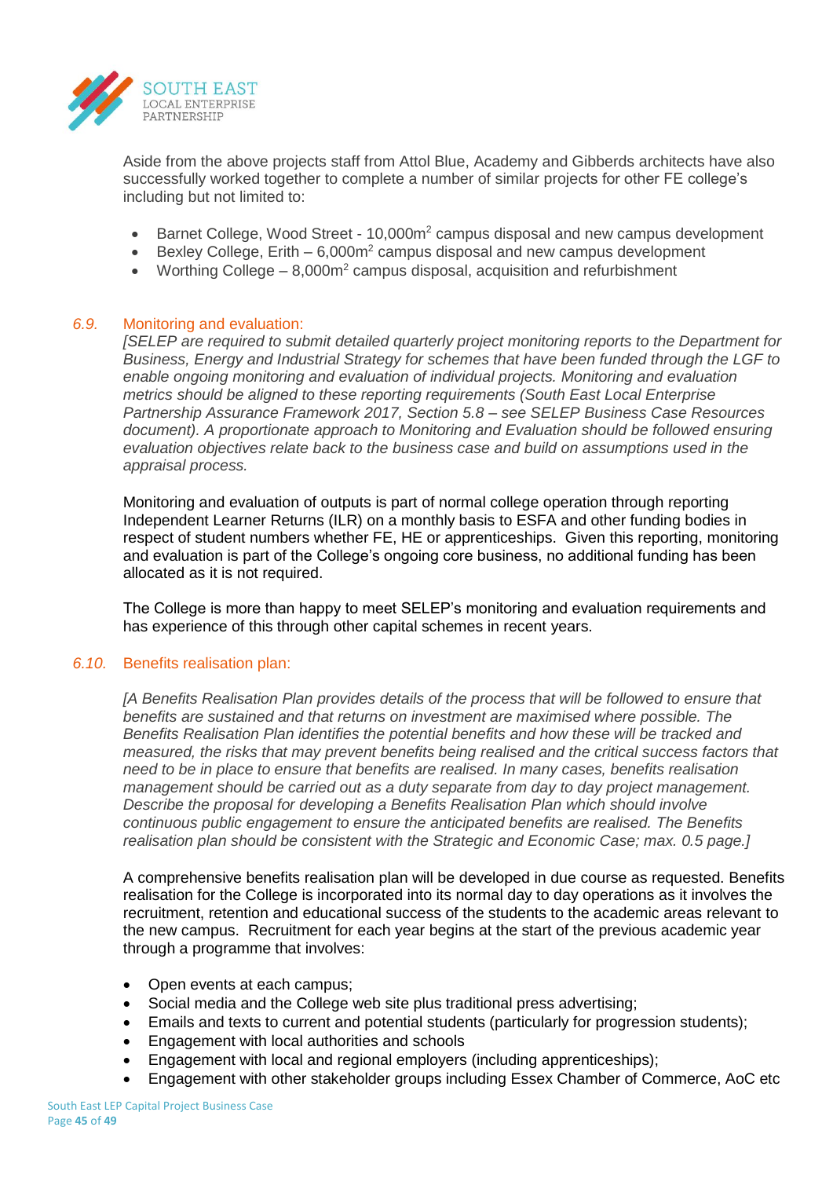Aside from the above projects staff from Attol Blue, Academy and Gibberds architects have also successfully worked together to complete a number of similar projects for other FE college's including but not limited to:

- Barnet College, Wood Street - 10,000m$^2$ campus disposal and new campus development
- Bexley College, Erith – 6,000m$^2$ campus disposal and new campus development
- Worthing College – 8,000m$^2$ campus disposal, acquisition and refurbishment

### *6.9.* Monitoring and evaluation:

*[SELEP are required to submit detailed quarterly project monitoring reports to the Department for Business, Energy and Industrial Strategy for schemes that have been funded through the LGF to enable ongoing monitoring and evaluation of individual projects. Monitoring and evaluation metrics should be aligned to these reporting requirements (South East Local Enterprise Partnership Assurance Framework 2017, Section 5.8 – see SELEP Business Case Resources document). A proportionate approach to Monitoring and Evaluation should be followed ensuring evaluation objectives relate back to the business case and build on assumptions used in the appraisal process.*

Monitoring and evaluation of outputs is part of normal college operation through reporting Independent Learner Returns (ILR) on a monthly basis to ESFA and other funding bodies in respect of student numbers whether FE, HE or apprenticeships. Given this reporting, monitoring and evaluation is part of the College's ongoing core business, no additional funding has been allocated as it is not required.

The College is more than happy to meet SELEP's monitoring and evaluation requirements and has experience of this through other capital schemes in recent years.

### *6.10.* Benefits realisation plan:

*[A Benefits Realisation Plan provides details of the process that will be followed to ensure that benefits are sustained and that returns on investment are maximised where possible. The Benefits Realisation Plan identifies the potential benefits and how these will be tracked and measured, the risks that may prevent benefits being realised and the critical success factors that need to be in place to ensure that benefits are realised. In many cases, benefits realisation management should be carried out as a duty separate from day to day project management. Describe the proposal for developing a Benefits Realisation Plan which should involve continuous public engagement to ensure the anticipated benefits are realised. The Benefits realisation plan should be consistent with the Strategic and Economic Case; max. 0.5 page.]*

A comprehensive benefits realisation plan will be developed in due course as requested. Benefits realisation for the College is incorporated into its normal day to day operations as it involves the recruitment, retention and educational success of the students to the academic areas relevant to the new campus. Recruitment for each year begins at the start of the previous academic year through a programme that involves:

- Open events at each campus;
- Social media and the College web site plus traditional press advertising;
- Emails and texts to current and potential students (particularly for progression students);
- Engagement with local authorities and schools
- Engagement with local and regional employers (including apprenticeships);
- Engagement with other stakeholder groups including Essex Chamber of Commerce, AoC etc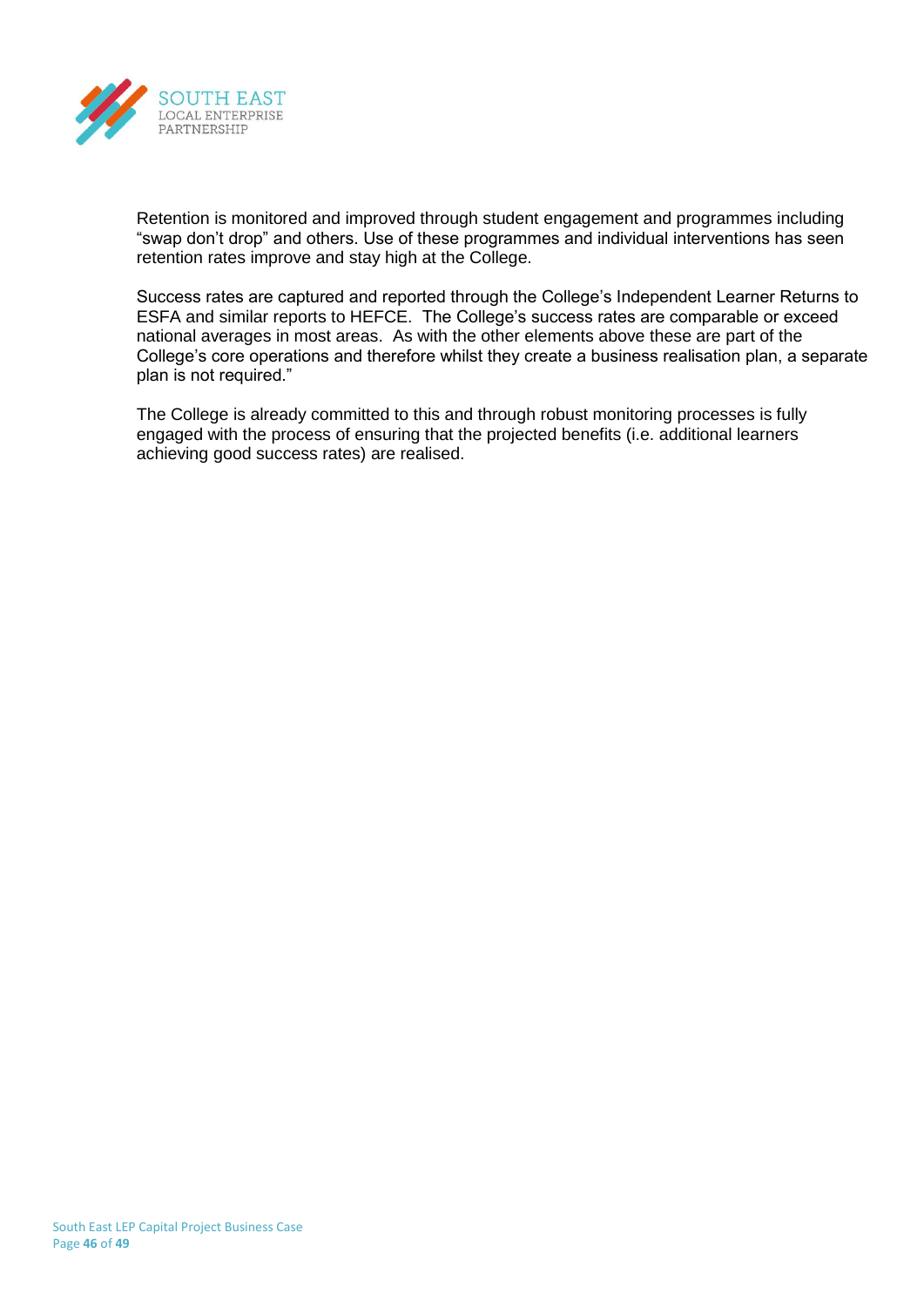Retention is monitored and improved through student engagement and programmes including “swap don’t drop” and others. Use of these programmes and individual interventions has seen retention rates improve and stay high at the College.

Success rates are captured and reported through the College’s Independent Learner Returns to ESFA and similar reports to HEFCE. The College’s success rates are comparable or exceed national averages in most areas. As with the other elements above these are part of the College’s core operations and therefore whilst they create a business realisation plan, a separate plan is not required.”

The College is already committed to this and through robust monitoring processes is fully engaged with the process of ensuring that the projected benefits (i.e. additional learners achieving good success rates) are realised.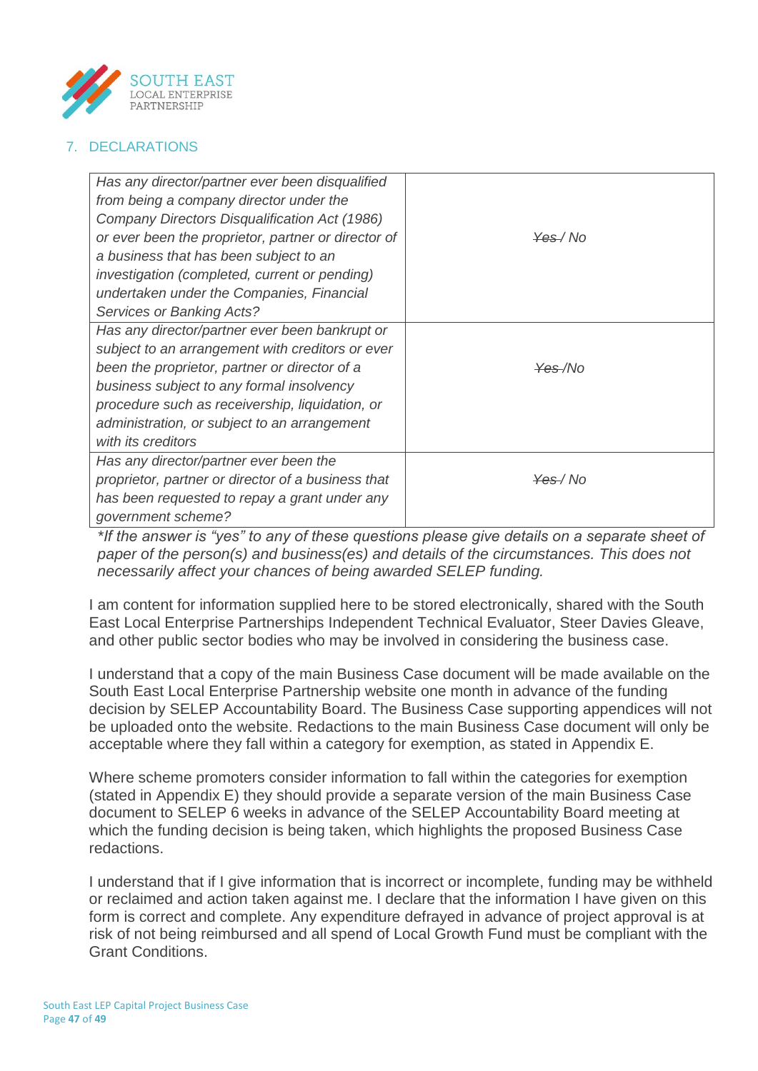## 7. DECLARATIONS

| | |
|---|---|
| *Has any director/partner ever been disqualified from being a company director under the Company Directors Disqualification Act (1986) or ever been the proprietor, partner or director of a business that has been subject to an investigation (completed, current or pending) undertaken under the Companies, Financial Services or Banking Acts?* | *~~Yes~~ / No* |
| *Has any director/partner ever been bankrupt or subject to an arrangement with creditors or ever been the proprietor, partner or director of a business subject to any formal insolvency procedure such as receivership, liquidation, or administration, or subject to an arrangement with its creditors* | *~~Yes~~ /No* |
| *Has any director/partner ever been the proprietor, partner or director of a business that has been requested to repay a grant under any government scheme?* | *~~Yes~~ / No* |

*\*If the answer is "yes" to any of these questions please give details on a separate sheet of paper of the person(s) and business(es) and details of the circumstances. This does not necessarily affect your chances of being awarded SELEP funding.*

I am content for information supplied here to be stored electronically, shared with the South East Local Enterprise Partnerships Independent Technical Evaluator, Steer Davies Gleave, and other public sector bodies who may be involved in considering the business case.

I understand that a copy of the main Business Case document will be made available on the South East Local Enterprise Partnership website one month in advance of the funding decision by SELEP Accountability Board. The Business Case supporting appendices will not be uploaded onto the website. Redactions to the main Business Case document will only be acceptable where they fall within a category for exemption, as stated in Appendix E.

Where scheme promoters consider information to fall within the categories for exemption (stated in Appendix E) they should provide a separate version of the main Business Case document to SELEP 6 weeks in advance of the SELEP Accountability Board meeting at which the funding decision is being taken, which highlights the proposed Business Case redactions.

I understand that if I give information that is incorrect or incomplete, funding may be withheld or reclaimed and action taken against me. I declare that the information I have given on this form is correct and complete. Any expenditure defrayed in advance of project approval is at risk of not being reimbursed and all spend of Local Growth Fund must be compliant with the Grant Conditions.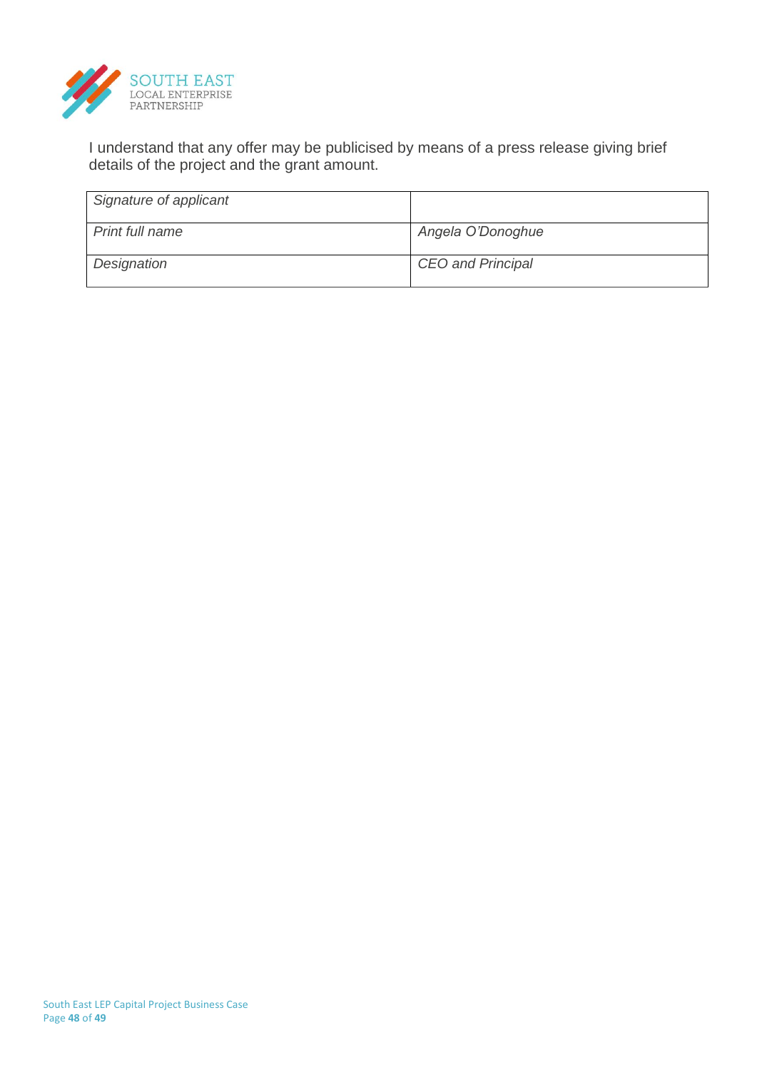I understand that any offer may be publicised by means of a press release giving brief details of the project and the grant amount.

| *Signature of applicant* | |
|---|---|
| *Print full name* | *Angela O'Donoghue* |
| *Designation* | *CEO and Principal* |